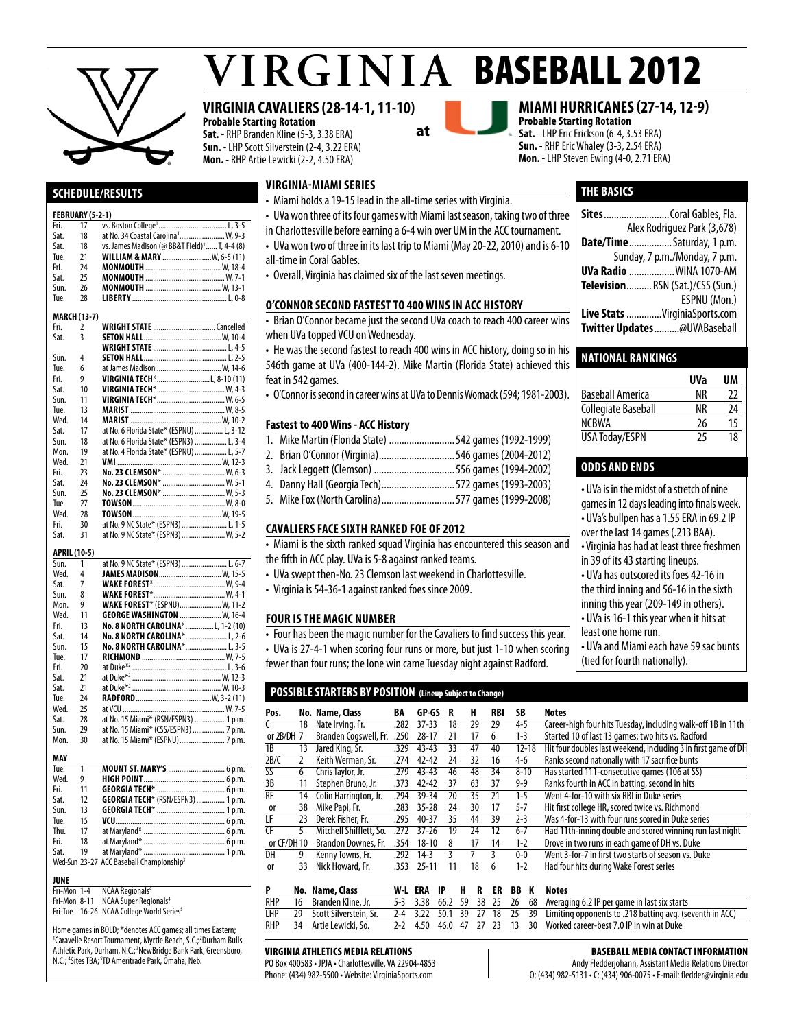# VIRGINIA BASEBALL 2012

## VIRGINIA CAVALIERS (28-14-1, 11-10)

**Probable Starting Rotation**

**Sat.** - RHP Branden Kline (5-3, 3.38 ERA)
**Sun.** - LHP Scott Silverstein (2-4, 3.22 ERA)
**Mon.** - RHP Artie Lewicki (2-2, 4.50 ERA)

**at**

## MIAMI HURRICANES (27-14, 12-9)

**Probable Starting Rotation**

**Sat.** - LHP Eric Erickson (6-4, 3.53 ERA)
**Sun.** - RHP Eric Whaley (3-3, 2.54 ERA)
**Mon.** - LHP Steven Ewing (4-0, 2.71 ERA)

## SCHEDULE/RESULTS

**FEBRUARY (5-2-1)**

| | | | |
|---|---|---|---|
| Fri. | 17 | vs. Boston College[1] | L, 3-5 |
| Sat. | 18 | at No. 34 Coastal Carolina[1] | W, 9-3 |
| Sat. | 18 | vs. James Madison (@ BB&T Field)[1] | T, 4-4 (8) |
| Tue. | 21 | **WILLIAM & MARY** | W, 6-5 (11) |
| Fri. | 24 | **MONMOUTH** | W, 18-4 |
| Sat. | 25 | **MONMOUTH** | W, 7-1 |
| Sun. | 26 | **MONMOUTH** | W, 13-1 |
| Tue. | 28 | **LIBERTY** | L, 0-8 |

**MARCH (13-7)**

| | | | |
|---|---|---|---|
| Fri. | 2 | **WRIGHT STATE** | Cancelled |
| Sat. | 3 | **SETON HALL** | W, 10-4 |
| | | **WRIGHT STATE** | L, 4-5 |
| Sun. | 4 | **SETON HALL** | L, 2-5 |
| Tue. | 6 | at James Madison | W, 14-6 |
| Fri. | 9 | **VIRGINIA TECH*** | L, 8-10 (11) |
| Sat. | 10 | **VIRGINIA TECH*** | W, 4-3 |
| Sun. | 11 | **VIRGINIA TECH*** | W, 6-5 |
| Tue. | 13 | **MARIST** | W, 8-5 |
| Wed. | 14 | **MARIST** | W, 10-2 |
| Sat. | 17 | at No. 6 Florida State* (ESPNU) | L, 3-12 |
| Sun. | 18 | at No. 6 Florida State* (ESPN3) | L, 3-4 |
| Mon. | 19 | at No. 4 Florida State* (ESPNU) | L, 5-7 |
| Wed. | 21 | **VMI** | W, 12-3 |
| Fri. | 23 | **No. 23 CLEMSON*** | W, 6-3 |
| Sat. | 24 | **No. 23 CLEMSON*** | W, 5-1 |
| Sun. | 25 | **No. 23 CLEMSON*** | W, 5-3 |
| Tue. | 27 | **TOWSON** | W, 8-0 |
| Wed. | 28 | **TOWSON** | W, 19-5 |
| Fri. | 30 | at No. 9 NC State* (ESPN3) | L, 1-5 |
| Sat. | 31 | at No. 9 NC State* (ESPN3) | W, 5-2 |

**APRIL (10-5)**

| | | | |
|---|---|---|---|
| Sun. | 1 | at No. 9 NC State* (ESPN3) | L, 6-7 |
| Wed. | 4 | **JAMES MADISON** | W, 15-5 |
| Sat. | 7 | **WAKE FOREST*** | W, 9-4 |
| Sun. | 8 | **WAKE FOREST*** | W, 4-1 |
| Mon. | 9 | **WAKE FOREST*** (ESPNU) | W, 11-2 |
| Wed. | 11 | **GEORGE WASHINGTON** | W, 16-4 |
| Fri. | 13 | **No. 8 NORTH CAROLINA*** | L, 1-2 (10) |
| Sat. | 14 | **No. 8 NORTH CAROLINA*** | L, 2-6 |
| Sun. | 15 | **No. 8 NORTH CAROLINA*** | L, 3-5 |
| Tue. | 17 | **RICHMOND** | W, 7-5 |
| Fri. | 20 | at Duke*[2] | L, 3-6 |
| Sat. | 21 | at Duke*[2] | W, 12-3 |
| Sat. | 21 | at Duke*[2] | W, 10-3 |
| Tue. | 24 | **RADFORD** | W, 3-2 (11) |
| Wed. | 25 | at VCU | W, 7-5 |
| Sat. | 28 | at No. 15 Miami* (RSN/ESPN3) | 1 p.m. |
| Sun. | 29 | at No. 15 Miami* (CSS/ESPN3) | 7 p.m. |
| Mon. | 30 | at No. 15 Miami* (ESPNU) | 7 p.m. |

**MAY**

| | | | |
|---|---|---|---|
| Tue. | 1 | **MOUNT ST. MARY'S** | 6 p.m. |
| Wed. | 9 | **HIGH POINT** | 6 p.m. |
| Fri. | 11 | **GEORGIA TECH*** | 6 p.m. |
| Sat. | 12 | **GEORGIA TECH*** (RSN/ESPN3) | 1 p.m. |
| Sun. | 13 | **GEORGIA TECH*** | 1 p.m. |
| Tue. | 15 | **VCU** | 6 p.m. |
| Thu. | 17 | at Maryland* | 6 p.m. |
| Fri. | 18 | at Maryland* | 6 p.m. |
| Sat. | 19 | at Maryland* | 1 p.m. |

Wed-Sun 23-27 ACC Baseball Championship[3]

**JUNE**

Fri-Mon 1-4 NCAA Regionals[4]
Fri-Mon 8-11 NCAA Super Regionals[4]
Fri-Tue 16-26 NCAA College World Series[5]

Home games in BOLD; *denotes ACC games; all times Eastern; [1]Caravelle Resort Tournament, Myrtle Beach, S.C.; [2]Durham Bulls Athletic Park, Durham, N.C.; [3]NewBridge Bank Park, Greensboro, N.C.; [4]Sites TBA; [5]TD Ameritrade Park, Omaha, Neb.

## VIRGINIA-MIAMI SERIES

- Miami holds a 19-15 lead in the all-time series with Virginia.
- UVa won three of its four games with Miami last season, taking two of three in Charlottesville before earning a 6-4 win over UM in the ACC tournament.
- UVa won two of three in its last trip to Miami (May 20-22, 2010) and is 6-10 all-time in Coral Gables.
- Overall, Virginia has claimed six of the last seven meetings.

## O'CONNOR SECOND FASTEST TO 400 WINS IN ACC HISTORY

- Brian O'Connor became just the second UVa coach to reach 400 career wins when UVa topped VCU on Wednesday.
- He was the second fastest to reach 400 wins in ACC history, doing so in his 546th game at UVa (400-144-2). Mike Martin (Florida State) achieved this feat in 542 games.
- O'Connor is second in career wins at UVa to Dennis Womack (594; 1981-2003).

### Fastest to 400 Wins - ACC History

1. Mike Martin (Florida State) .......... 542 games (1992-1999)
2. Brian O'Connor (Virginia) .......... 546 games (2004-2012)
3. Jack Leggett (Clemson) .......... 556 games (1994-2002)
4. Danny Hall (Georgia Tech) .......... 572 games (1993-2003)
5. Mike Fox (North Carolina) .......... 577 games (1999-2008)

## CAVALIERS FACE SIXTH RANKED FOE OF 2012

- Miami is the sixth ranked squad Virginia has encountered this season and the fifth in ACC play. UVa is 5-8 against ranked teams.
- UVa swept then-No. 23 Clemson last weekend in Charlottesville.
- Virginia is 54-36-1 against ranked foes since 2009.

## FOUR IS THE MAGIC NUMBER

- Four has been the magic number for the Cavaliers to find success this year.
- UVa is 27-4-1 when scoring four runs or more, but just 1-10 when scoring fewer than four runs; the lone win came Tuesday night against Radford.

## THE BASICS

**Sites** .......... Coral Gables, Fla.
Alex Rodriguez Park (3,678)
**Date/Time** .......... Saturday, 1 p.m.
Sunday, 7 p.m./Monday, 7 p.m.
**UVa Radio** .......... WINA 1070-AM
**Television** .......... RSN (Sat.)/CSS (Sun.)
ESPNU (Mon.)
**Live Stats** .......... VirginiaSports.com
**Twitter Updates** .......... @UVABaseball

## NATIONAL RANKINGS

| | UVa | UM |
|---|---|---|
| Baseball America | NR | 22 |
| Collegiate Baseball | NR | 24 |
| NCBWA | 26 | 15 |
| USA Today/ESPN | 25 | 18 |

## ODDS AND ENDS

- UVa is in the midst of a stretch of nine games in 12 days leading into finals week.
- UVa's bullpen has a 1.55 ERA in 69.2 IP over the last 14 games (.213 BAA).
- Virginia has had at least three freshmen in 39 of its 43 starting lineups.
- UVa has outscored its foes 42-16 in the third inning and 56-16 in the sixth inning this year (209-149 in others).
- UVa is 16-1 this year when it hits at least one home run.
- UVa and Miami each have 59 sac bunts (tied for fourth nationally).

## POSSIBLE STARTERS BY POSITION (Lineup Subject to Change)

| Pos. | No. | Name, Class | BA | GP-GS | R | H | RBI | SB | Notes |
|---|---|---|---|---|---|---|---|---|---|
| C | 18 | Nate Irving, Fr. | .282 | 37-33 | 18 | 29 | 29 | 4-5 | Career-high four hits Tuesday, including walk-off 1B in 11th |
| or 2B/DH | 7 | Branden Cogswell, Fr. | .250 | 28-17 | 21 | 17 | 6 | 1-3 | Started 10 of last 13 games; two hits vs. Radford |
| 1B | 13 | Jared King, Sr. | .329 | 43-43 | 33 | 47 | 40 | 12-18 | Hit four doubles last weekend, including 3 in first game of DH |
| 2B/C | 2 | Keith Werman, Sr. | .274 | 42-42 | 24 | 32 | 16 | 4-6 | Ranks second nationally with 17 sacrifice bunts |
| SS | 6 | Chris Taylor, Jr. | .279 | 43-43 | 46 | 48 | 34 | 8-10 | Has started 111-consecutive games (106 at SS) |
| 3B | 11 | Stephen Bruno, Jr. | .373 | 42-42 | 37 | 63 | 37 | 9-9 | Ranks fourth in ACC in batting, second in hits |
| RF | 14 | Colin Harrington, Jr. | .294 | 39-34 | 20 | 35 | 21 | 1-5 | Went 4-for-10 with six RBI in Duke series |
| or | 38 | Mike Papi, Fr. | .283 | 35-28 | 24 | 30 | 17 | 5-7 | Hit first college HR, scored twice vs. Richmond |
| LF | 23 | Derek Fisher, Fr. | .295 | 40-37 | 35 | 44 | 39 | 2-3 | Was 4-for-13 with four runs scored in Duke series |
| CF | 5 | Mitchell Shifflett, So. | .272 | 37-26 | 19 | 24 | 12 | 6-7 | Had 11th-inning double and scored winning run last night |
| or CF/DH | 10 | Brandon Downes, Fr. | .354 | 18-10 | 8 | 17 | 14 | 1-2 | Drove in two runs in each game of DH vs. Duke |
| DH | 9 | Kenny Towns, Fr. | .292 | 14-3 | 3 | 7 | 3 | 0-0 | Went 3-for-7 in first two starts of season vs. Duke |
| or | 33 | Nick Howard, Fr. | .353 | 25-11 | 11 | 18 | 6 | 1-2 | Had four hits during Wake Forest series |

| P | No. | Name, Class | W-L | ERA | IP | H | R | ER | BB | K | Notes |
|---|---|---|---|---|---|---|---|---|---|---|---|
| RHP | 16 | Branden Kline, Jr. | 5-3 | 3.38 | 66.2 | 59 | 38 | 25 | 26 | 68 | Averaging 6.2 IP per game in last six starts |
| LHP | 29 | Scott Silverstein, Sr. | 2-4 | 3.22 | 50.1 | 39 | 27 | 18 | 25 | 39 | Limiting opponents to .218 batting avg. (seventh in ACC) |
| RHP | 34 | Artie Lewicki, So. | 2-2 | 4.50 | 46.0 | 47 | 27 | 23 | 13 | 30 | Worked career-best 7.0 IP in win at Duke |

**VIRGINIA ATHLETICS MEDIA RELATIONS**
PO Box 400583 • JPJA • Charlottesville, VA 22904-4853
Phone: (434) 982-5500 • Website: VirginiaSports.com

**BASEBALL MEDIA CONTACT INFORMATION**
Andy Fledderjohann, Assistant Media Relations Director
O: (434) 982-5131 • C: (434) 906-0075 • E-mail: fledder@virginia.edu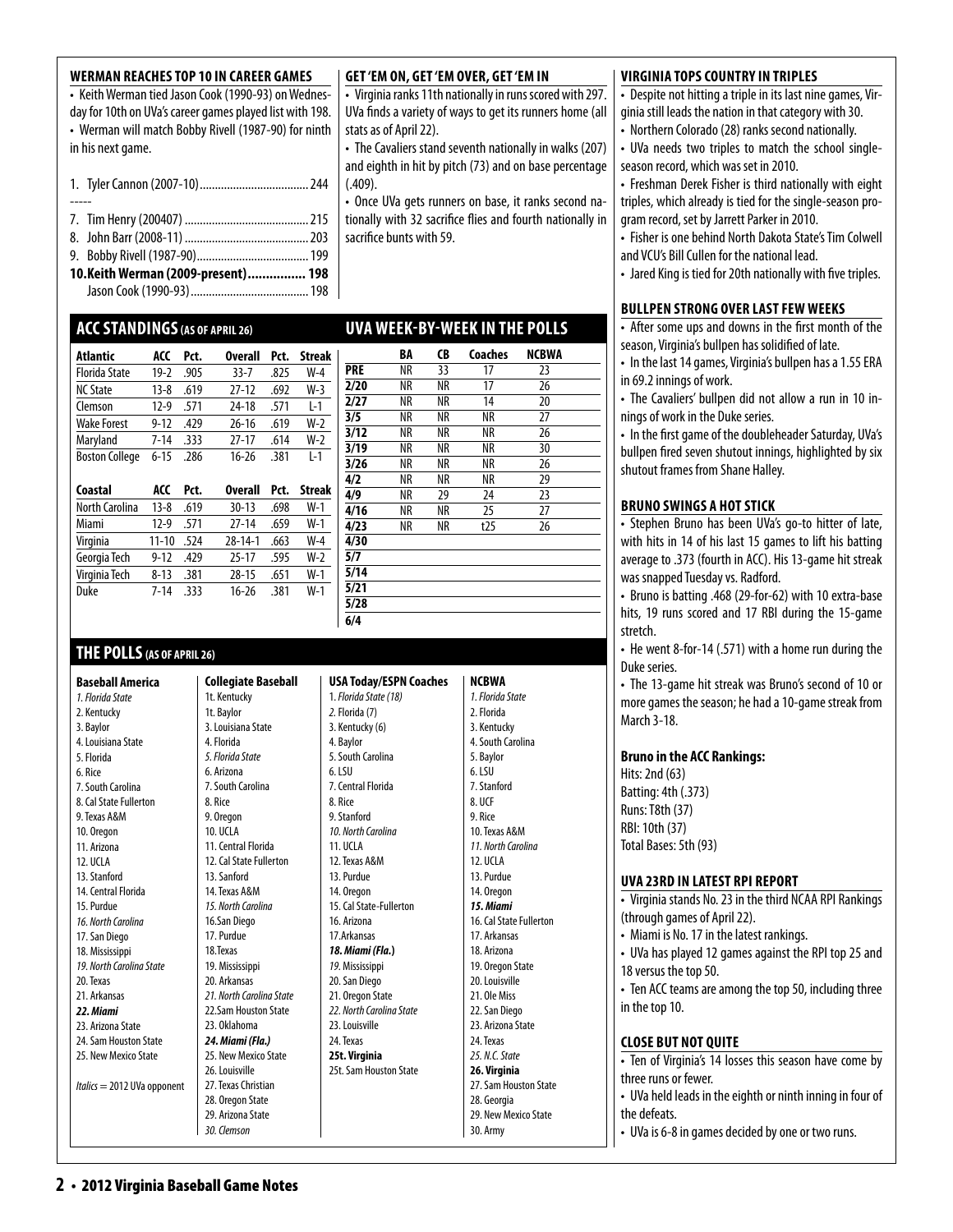## WERMAN REACHES TOP 10 IN CAREER GAMES

- Keith Werman tied Jason Cook (1990-93) on Wednesday for 10th on UVa's career games played list with 198.
- Werman will match Bobby Rivell (1987-90) for ninth in his next game.

1. Tyler Cannon (2007-10) .... 244

-----

7. Tim Henry (200407) .... 215
8. John Barr (2008-11) .... 203
9. Bobby Rivell (1987-90) .... 199
10. **Keith Werman (2009-present) .... 198**
    Jason Cook (1990-93) .... 198

## GET 'EM ON, GET 'EM OVER, GET 'EM IN

- Virginia ranks 11th nationally in runs scored with 297. UVa finds a variety of ways to get its runners home (all stats as of April 22).
- The Cavaliers stand seventh nationally in walks (207) and eighth in hit by pitch (73) and on base percentage (.409).
- Once UVa gets runners on base, it ranks second nationally with 32 sacrifice flies and fourth nationally in sacrifice bunts with 59.

## VIRGINIA TOPS COUNTRY IN TRIPLES

- Despite not hitting a triple in its last nine games, Virginia still leads the nation in that category with 30.
- Northern Colorado (28) ranks second nationally.
- UVa needs two triples to match the school single-season record, which was set in 2010.
- Freshman Derek Fisher is third nationally with eight triples, which already is tied for the single-season program record, set by Jarrett Parker in 2010.
- Fisher is one behind North Dakota State's Tim Colwell and VCU's Bill Cullen for the national lead.
- Jared King is tied for 20th nationally with five triples.

## ACC STANDINGS (AS OF APRIL 26)

| Atlantic | ACC | Pct. | Overall | Pct. | Streak |
|---|---|---|---|---|---|
| Florida State | 19-2 | .905 | 33-7 | .825 | W-4 |
| NC State | 13-8 | .619 | 27-12 | .692 | W-3 |
| Clemson | 12-9 | .571 | 24-18 | .571 | L-1 |
| Wake Forest | 9-12 | .429 | 26-16 | .619 | W-2 |
| Maryland | 7-14 | .333 | 27-17 | .614 | W-2 |
| Boston College | 6-15 | .286 | 16-26 | .381 | L-1 |

| Coastal | ACC | Pct. | Overall | Pct. | Streak |
|---|---|---|---|---|---|
| North Carolina | 13-8 | .619 | 30-13 | .698 | W-1 |
| Miami | 12-9 | .571 | 27-14 | .659 | W-1 |
| Virginia | 11-10 | .524 | 28-14-1 | .663 | W-4 |
| Georgia Tech | 9-12 | .429 | 25-17 | .595 | W-2 |
| Virginia Tech | 8-13 | .381 | 28-15 | .651 | W-1 |
| Duke | 7-14 | .333 | 16-26 | .381 | W-1 |

## UVA WEEK-BY-WEEK IN THE POLLS

| | BA | CB | Coaches | NCBWA |
|---|---|---|---|---|
| PRE | NR | 33 | 17 | 23 |
| 2/20 | NR | NR | 17 | 26 |
| 2/27 | NR | NR | 14 | 20 |
| 3/5 | NR | NR | NR | 27 |
| 3/12 | NR | NR | NR | 26 |
| 3/19 | NR | NR | NR | 30 |
| 3/26 | NR | NR | NR | 26 |
| 4/2 | NR | NR | NR | 29 |
| 4/9 | NR | 29 | 24 | 23 |
| 4/16 | NR | NR | 25 | 27 |
| 4/23 | NR | NR | t25 | 26 |
| 4/30 | | | | |
| 5/7 | | | | |
| 5/14 | | | | |
| 5/21 | | | | |
| 5/28 | | | | |
| 6/4 | | | | |

## BULLPEN STRONG OVER LAST FEW WEEKS

- After some ups and downs in the first month of the season, Virginia's bullpen has solidified of late.
- In the last 14 games, Virginia's bullpen has a 1.55 ERA in 69.2 innings of work.
- The Cavaliers' bullpen did not allow a run in 10 innings of work in the Duke series.
- In the first game of the doubleheader Saturday, UVa's bullpen fired seven shutout innings, highlighted by six shutout frames from Shane Halley.

## BRUNO SWINGS A HOT STICK

- Stephen Bruno has been UVa's go-to hitter of late, with hits in 14 of his last 15 games to lift his batting average to .373 (fourth in ACC). His 13-game hit streak was snapped Tuesday vs. Radford.
- Bruno is batting .468 (29-for-62) with 10 extra-base hits, 19 runs scored and 17 RBI during the 15-game stretch.
- He went 8-for-14 (.571) with a home run during the Duke series.
- The 13-game hit streak was Bruno's second of 10 or more games the season; he had a 10-game streak from March 3-18.

### Bruno in the ACC Rankings:

Hits: 2nd (63)
Batting: 4th (.373)
Runs: T8th (37)
RBI: 10th (37)
Total Bases: 5th (93)

## THE POLLS (AS OF APRIL 26)

| Baseball America | Collegiate Baseball | USA Today/ESPN Coaches | NCBWA |
|---|---|---|---|
| *1. Florida State* | 1t. Kentucky | 1. *Florida State (18)* | *1. Florida State* |
| 2. Kentucky | 1t. Baylor | *2.* Florida (7) | 2. Florida |
| 3. Baylor | 3. Louisiana State | 3. Kentucky (6) | 3. Kentucky |
| 4. Louisiana State | 4. Florida | 4. Baylor | 4. South Carolina |
| 5. Florida | *5. Florida State* | 5. South Carolina | 5. Baylor |
| 6. Rice | 6. Arizona | 6. LSU | 6. LSU |
| 7. South Carolina | 7. South Carolina | 7. Central Florida | 7. Stanford |
| 8. Cal State Fullerton | 8. Rice | 8. Rice | 8. UCF |
| 9. Texas A&M | 9. Oregon | 9. Stanford | 9. Rice |
| 10. Oregon | 10. UCLA | *10. North Carolina* | 10. Texas A&M |
| 11. Arizona | 11. Central Florida | 11. UCLA | *11. North Carolina* |
| 12. UCLA | 12. Cal State Fullerton | 12. Texas A&M | 12. UCLA |
| 13. Stanford | 13. Sanford | 13. Purdue | 13. Purdue |
| 14. Central Florida | 14. Texas A&M | 14. Oregon | 14. Oregon |
| 15. Purdue | *15. North Carolina* | 15. Cal State-Fullerton | ***15. Miami*** |
| *16. North Carolina* | 16.San Diego | 16. Arizona | 16. Cal State Fullerton |
| 17. San Diego | 17. Purdue | 17.Arkansas | 17. Arkansas |
| 18. Mississippi | 18.Texas | ***18. Miami (Fla.)*** | 18. Arizona |
| *19. North Carolina State* | 19. Mississippi | *19.* Mississippi | 19. Oregon State |
| 20. Texas | 20. Arkansas | 20. San Diego | 20. Louisville |
| 21. Arkansas | *21. North Carolina State* | 21. Oregon State | 21. Ole Miss |
| ***22. Miami*** | 22.Sam Houston State | *22. North Carolina State* | 22. San Diego |
| 23. Arizona State | 23. Oklahoma | 23. Louisville | 23. Arizona State |
| 24. Sam Houston State | ***24. Miami (Fla.)*** | 24. Texas | 24. Texas |
| 25. New Mexico State | 25. New Mexico State | **25t. Virginia** | *25. N.C. State* |
| | 26. Louisville | 25t. Sam Houston State | **26. Virginia** |
| *Italics* = 2012 UVa opponent | 27. Texas Christian | | 27. Sam Houston State |
| | 28. Oregon State | | 28. Georgia |
| | 29. Arizona State | | 29. New Mexico State |
| | *30. Clemson* | | 30. Army |

## UVA 23RD IN LATEST RPI REPORT

- Virginia stands No. 23 in the third NCAA RPI Rankings (through games of April 22).
- Miami is No. 17 in the latest rankings.
- UVa has played 12 games against the RPI top 25 and 18 versus the top 50.
- Ten ACC teams are among the top 50, including three in the top 10.

## CLOSE BUT NOT QUITE

- Ten of Virginia's 14 losses this season have come by three runs or fewer.
- UVa held leads in the eighth or ninth inning in four of the defeats.
- UVa is 6-8 in games decided by one or two runs.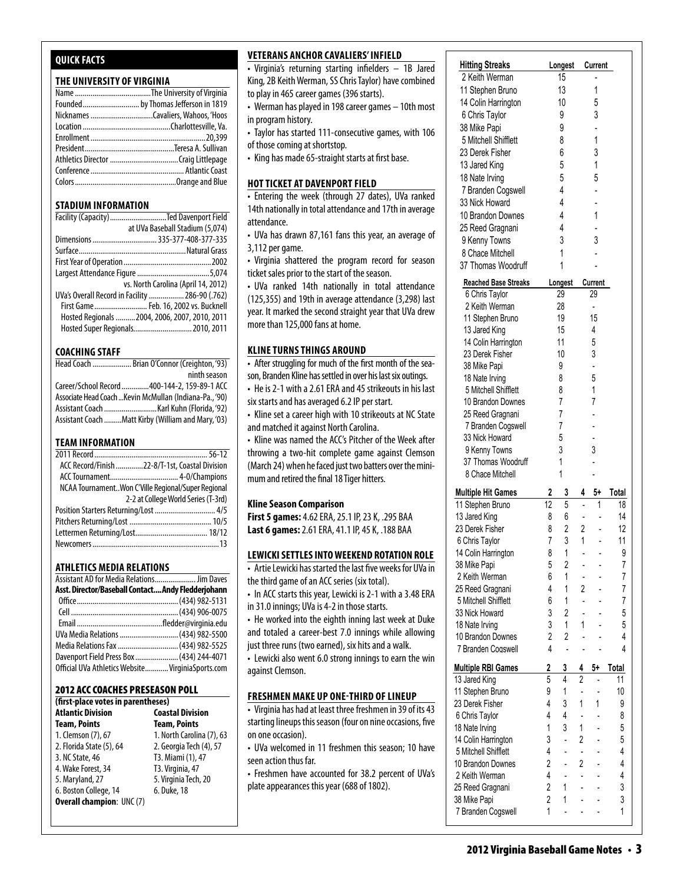## QUICK FACTS

### THE UNIVERSITY OF VIRGINIA

| | |
|---|---|
| Name | The University of Virginia |
| Founded | by Thomas Jefferson in 1819 |
| Nicknames | Cavaliers, Wahoos, 'Hoos |
| Location | Charlottesville, Va. |
| Enrollment | 20,399 |
| President | Teresa A. Sullivan |
| Athletics Director | Craig Littlepage |
| Conference | Atlantic Coast |
| Colors | Orange and Blue |

### STADIUM INFORMATION

| | |
|---|---|
| Facility (Capacity) | Ted Davenport Field at UVa Baseball Stadium (5,074) |
| Dimensions | 335-377-408-377-335 |
| Surface | Natural Grass |
| First Year of Operation | 2002 |
| Largest Attendance Figure | 5,074 vs. North Carolina (April 14, 2012) |
| UVa's Overall Record in Facility | 286-90 (.762) |
| First Game | Feb. 16, 2002 vs. Bucknell |
| Hosted Regionals | 2004, 2006, 2007, 2010, 2011 |
| Hosted Super Regionals | 2010, 2011 |

### COACHING STAFF

| | |
|---|---|
| Head Coach | Brian O'Connor (Creighton, '93) ninth season |
| Career/School Record | 400-144-2, 159-89-1 ACC |
| Associate Head Coach | Kevin McMullan (Indiana-Pa., '90) |
| Assistant Coach | Karl Kuhn (Florida, '92) |
| Assistant Coach | Matt Kirby (William and Mary, '03) |

### TEAM INFORMATION

| | |
|---|---|
| 2011 Record | 56-12 |
| ACC Record/Finish | 22-8/T-1st, Coastal Division |
| ACC Tournament | 4-0/Champions |
| NCAA Tournament | Won C'Ville Regional/Super Regional 2-2 at College World Series (T-3rd) |
| Position Starters Returning/Lost | 4/5 |
| Pitchers Returning/Lost | 10/5 |
| Lettermen Returning/Lost | 18/12 |
| Newcomers | 13 |

### ATHLETICS MEDIA RELATIONS

| | |
|---|---|
| Assistant AD for Media Relations | Jim Daves |
| **Asst. Director/Baseball Contact** | **Andy Fledderjohann** |
| Office | (434) 982-5131 |
| Cell | (434) 906-0075 |
| Email | fledder@virginia.edu |
| UVa Media Relations | (434) 982-5500 |
| Media Relations Fax | (434) 982-5525 |
| Davenport Field Press Box | (434) 244-4071 |
| Official UVa Athletics Website | VirginiaSports.com |

### 2012 ACC COACHES PRESEASON POLL

**(first-place votes in parentheses)**

| **Atlantic Division** | **Coastal Division** |
|---|---|
| **Team, Points** | **Team, Points** |
| 1. Clemson (7), 67 | 1. North Carolina (7), 63 |
| 2. Florida State (5), 64 | 2. Georgia Tech (4), 57 |
| 3. NC State, 46 | T3. Miami (1), 47 |
| 4. Wake Forest, 34 | T3. Virginia, 47 |
| 5. Maryland, 27 | 5. Virginia Tech, 20 |
| 6. Boston College, 14 | 6. Duke, 18 |

**Overall champion**: UNC (7)

### VETERANS ANCHOR CAVALIERS' INFIELD

- Virginia's returning starting infielders – 1B Jared King, 2B Keith Werman, SS Chris Taylor) have combined to play in 465 career games (396 starts).
- Werman has played in 198 career games – 10th most in program history.
- Taylor has started 111-consecutive games, with 106 of those coming at shortstop.
- King has made 65-straight starts at first base.

### HOT TICKET AT DAVENPORT FIELD

- Entering the week (through 27 dates), UVa ranked 14th nationally in total attendance and 17th in average attendance.
- UVa has drawn 87,161 fans this year, an average of 3,112 per game.
- Virginia shattered the program record for season ticket sales prior to the start of the season.
- UVa ranked 14th nationally in total attendance (125,355) and 19th in average attendance (3,298) last year. It marked the second straight year that UVa drew more than 125,000 fans at home.

### KLINE TURNS THINGS AROUND

- After struggling for much of the first month of the season, Branden Kline has settled in over his last six outings.
- He is 2-1 with a 2.61 ERA and 45 strikeouts in his last six starts and has averaged 6.2 IP per start.
- Kline set a career high with 10 strikeouts at NC State and matched it against North Carolina.
- Kline was named the ACC's Pitcher of the Week after throwing a two-hit complete game against Clemson (March 24) when he faced just two batters over the minimum and retired the final 18 Tiger hitters.

**Kline Season Comparison**

**First 5 games:** 4.62 ERA, 25.1 IP, 23 K, .295 BAA

**Last 6 games:** 2.61 ERA, 41.1 IP, 45 K, .188 BAA

### LEWICKI SETTLES INTO WEEKEND ROTATION ROLE

- Artie Lewicki has started the last five weeks for UVa in the third game of an ACC series (six total).
- In ACC starts this year, Lewicki is 2-1 with a 3.48 ERA in 31.0 innings; UVa is 4-2 in those starts.
- He worked into the eighth inning last week at Duke and totaled a career-best 7.0 innings while allowing just three runs (two earned), six hits and a walk.
- Lewicki also went 6.0 strong innings to earn the win against Clemson.

### FRESHMEN MAKE UP ONE-THIRD OF LINEUP

- Virginia has had at least three freshmen in 39 of its 43 starting lineups this season (four on nine occasions, five on one occasion).
- UVa welcomed in 11 freshmen this season; 10 have seen action thus far.
- Freshmen have accounted for 38.2 percent of UVa's plate appearances this year (688 of 1802).

| Hitting Streaks | Longest | Current |
|---|---|---|
| 2 Keith Werman | 15 | - |
| 11 Stephen Bruno | 13 | 1 |
| 14 Colin Harrington | 10 | 5 |
| 6 Chris Taylor | 9 | 3 |
| 38 Mike Papi | 9 | - |
| 5 Mitchell Shifflett | 8 | 1 |
| 23 Derek Fisher | 6 | 3 |
| 13 Jared King | 5 | 1 |
| 18 Nate Irving | 5 | 5 |
| 7 Branden Cogswell | 4 | - |
| 33 Nick Howard | 4 | - |
| 10 Brandon Downes | 4 | 1 |
| 25 Reed Gragnani | 4 | - |
| 9 Kenny Towns | 3 | 3 |
| 8 Chace Mitchell | 1 | - |
| 37 Thomas Woodruff | 1 | - |

| Reached Base Streaks | Longest | Current |
|---|---|---|
| 6 Chris Taylor | 29 | 29 |
| 2 Keith Werman | 28 | - |
| 11 Stephen Bruno | 19 | 15 |
| 13 Jared King | 15 | 4 |
| 14 Colin Harrington | 11 | 5 |
| 23 Derek Fisher | 10 | 3 |
| 38 Mike Papi | 9 | - |
| 18 Nate Irving | 8 | 5 |
| 5 Mitchell Shifflett | 8 | 1 |
| 10 Brandon Downes | 7 | 7 |
| 25 Reed Gragnani | 7 | - |
| 7 Branden Cogswell | 7 | - |
| 33 Nick Howard | 5 | - |
| 9 Kenny Towns | 3 | 3 |
| 37 Thomas Woodruff | 1 | - |
| 8 Chace Mitchell | 1 | - |

| Multiple Hit Games | 2 | 3 | 4 | 5+ | Total |
|---|---|---|---|---|---|
| 11 Stephen Bruno | 12 | 5 | - | 1 | 18 |
| 13 Jared King | 8 | 6 | - | - | 14 |
| 23 Derek Fisher | 8 | 2 | 2 | - | 12 |
| 6 Chris Taylor | 7 | 3 | 1 | - | 11 |
| 14 Colin Harrington | 8 | 1 | - | - | 9 |
| 38 Mike Papi | 5 | 2 | - | - | 7 |
| 2 Keith Werman | 6 | 1 | - | - | 7 |
| 25 Reed Gragnani | 4 | 1 | 2 | - | 7 |
| 5 Mitchell Shifflett | 6 | 1 | - | - | 7 |
| 33 Nick Howard | 3 | 2 | - | - | 5 |
| 18 Nate Irving | 3 | 1 | 1 | - | 5 |
| 10 Brandon Downes | 2 | 2 | - | - | 4 |
| 7 Branden Cogswell | 4 | - | - | - | 4 |

| Multiple RBI Games | 2 | 3 | 4 | 5+ | Total |
|---|---|---|---|---|---|
| 13 Jared King | 5 | 4 | 2 | - | 11 |
| 11 Stephen Bruno | 9 | 1 | - | - | 10 |
| 23 Derek Fisher | 4 | 3 | 1 | 1 | 9 |
| 6 Chris Taylor | 4 | 4 | - | - | 8 |
| 18 Nate Irving | 1 | 3 | 1 | - | 5 |
| 14 Colin Harrington | 3 | - | 2 | - | 5 |
| 5 Mitchell Shifflett | 4 | - | - | - | 4 |
| 10 Brandon Downes | 2 | - | 2 | - | 4 |
| 2 Keith Werman | 4 | - | - | - | 4 |
| 25 Reed Gragnani | 2 | 1 | - | - | 3 |
| 38 Mike Papi | 2 | 1 | - | - | 3 |
| 7 Branden Cogswell | 1 | - | - | - | 1 |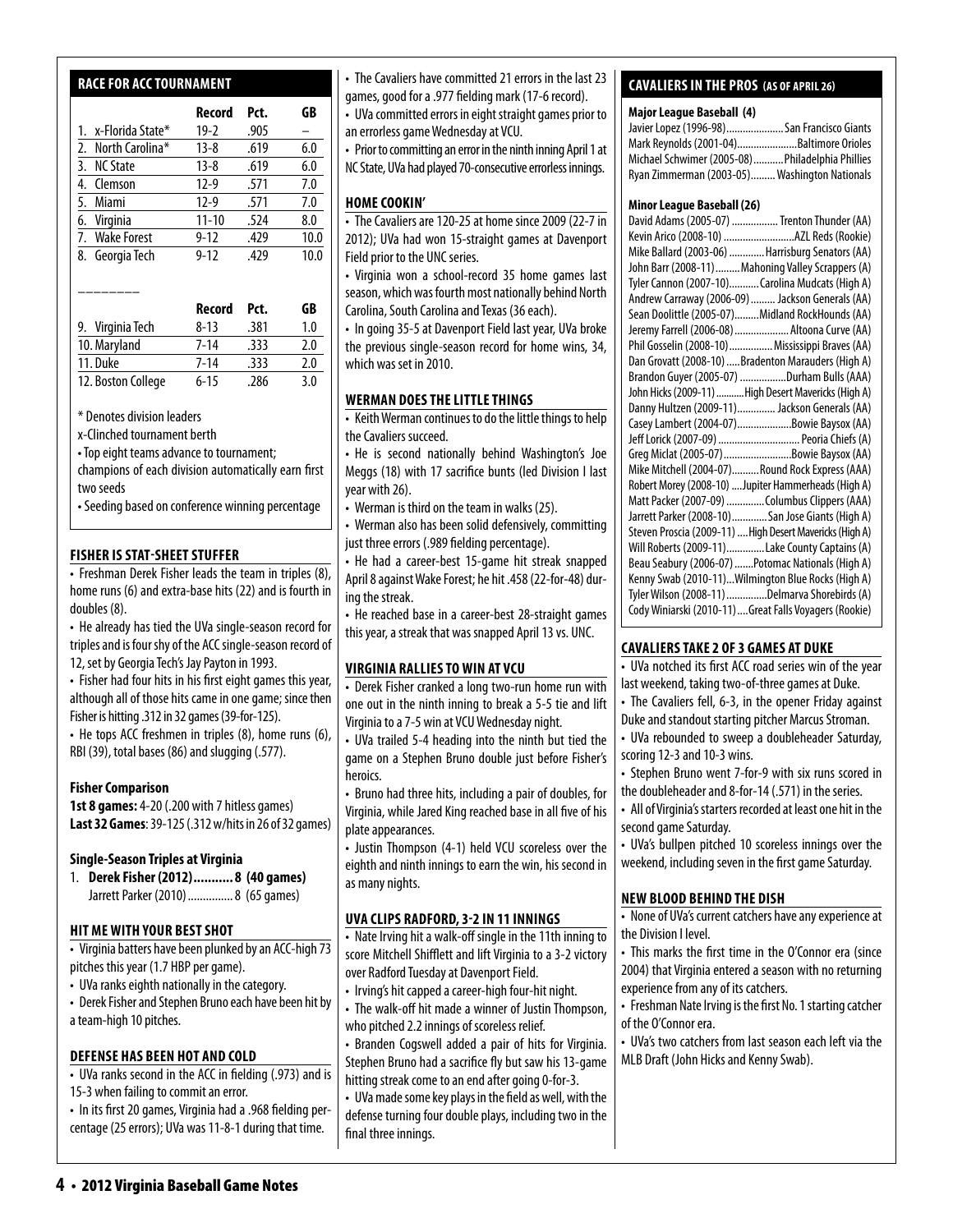## RACE FOR ACC TOURNAMENT

| | Record | Pct. | GB |
|---|---|---|---|
| 1. x-Florida State* | 19-2 | .905 | – |
| 2. North Carolina* | 13-8 | .619 | 6.0 |
| 3. NC State | 13-8 | .619 | 6.0 |
| 4. Clemson | 12-9 | .571 | 7.0 |
| 5. Miami | 12-9 | .571 | 7.0 |
| 6. Virginia | 11-10 | .524 | 8.0 |
| 7. Wake Forest | 9-12 | .429 | 10.0 |
| 8. Georgia Tech | 9-12 | .429 | 10.0 |

________

| | Record | Pct. | GB |
|---|---|---|---|
| 9. Virginia Tech | 8-13 | .381 | 1.0 |
| 10. Maryland | 7-14 | .333 | 2.0 |
| 11. Duke | 7-14 | .333 | 2.0 |
| 12. Boston College | 6-15 | .286 | 3.0 |

* Denotes division leaders

x-Clinched tournament berth

• Top eight teams advance to tournament; champions of each division automatically earn first two seeds

• Seeding based on conference winning percentage

## FISHER IS STAT-SHEET STUFFER

• Freshman Derek Fisher leads the team in triples (8), home runs (6) and extra-base hits (22) and is fourth in doubles (8).

• He already has tied the UVa single-season record for triples and is four shy of the ACC single-season record of 12, set by Georgia Tech's Jay Payton in 1993.

• Fisher had four hits in his first eight games this year, although all of those hits came in one game; since then Fisher is hitting .312 in 32 games (39-for-125).

• He tops ACC freshmen in triples (8), home runs (6), RBI (39), total bases (86) and slugging (.577).

### Fisher Comparison

**1st 8 games:** 4-20 (.200 with 7 hitless games)
**Last 32 Games**: 39-125 (.312 w/hits in 26 of 32 games)

### Single-Season Triples at Virginia

1. **Derek Fisher (2012)........... 8 (40 games)**
   Jarrett Parker (2010) ............... 8 (65 games)

## HIT ME WITH YOUR BEST SHOT

• Virginia batters have been plunked by an ACC-high 73 pitches this year (1.7 HBP per game).

• UVa ranks eighth nationally in the category.

• Derek Fisher and Stephen Bruno each have been hit by a team-high 10 pitches.

## DEFENSE HAS BEEN HOT AND COLD

• UVa ranks second in the ACC in fielding (.973) and is 15-3 when failing to commit an error.

• In its first 20 games, Virginia had a .968 fielding percentage (25 errors); UVa was 11-8-1 during that time.

• The Cavaliers have committed 21 errors in the last 23 games, good for a .977 fielding mark (17-6 record).

• UVa committed errors in eight straight games prior to an errorless game Wednesday at VCU.

• Prior to committing an error in the ninth inning April 1 at NC State, UVa had played 70-consecutive errorless innings.

## HOME COOKIN'

• The Cavaliers are 120-25 at home since 2009 (22-7 in 2012); UVa had won 15-straight games at Davenport Field prior to the UNC series.

• Virginia won a school-record 35 home games last season, which was fourth most nationally behind North Carolina, South Carolina and Texas (36 each).

• In going 35-5 at Davenport Field last year, UVa broke the previous single-season record for home wins, 34, which was set in 2010.

## WERMAN DOES THE LITTLE THINGS

• Keith Werman continues to do the little things to help the Cavaliers succeed.

• He is second nationally behind Washington's Joe Meggs (18) with 17 sacrifice bunts (led Division I last year with 26).

• Werman is third on the team in walks (25).

• Werman also has been solid defensively, committing just three errors (.989 fielding percentage).

• He had a career-best 15-game hit streak snapped April 8 against Wake Forest; he hit .458 (22-for-48) during the streak.

• He reached base in a career-best 28-straight games this year, a streak that was snapped April 13 vs. UNC.

## VIRGINIA RALLIES TO WIN AT VCU

• Derek Fisher cranked a long two-run home run with one out in the ninth inning to break a 5-5 tie and lift Virginia to a 7-5 win at VCU Wednesday night.

• UVa trailed 5-4 heading into the ninth but tied the game on a Stephen Bruno double just before Fisher's heroics.

• Bruno had three hits, including a pair of doubles, for Virginia, while Jared King reached base in all five of his plate appearances.

• Justin Thompson (4-1) held VCU scoreless over the eighth and ninth innings to earn the win, his second in as many nights.

## UVA CLIPS RADFORD, 3-2 IN 11 INNINGS

• Nate Irving hit a walk-off single in the 11th inning to score Mitchell Shifflett and lift Virginia to a 3-2 victory over Radford Tuesday at Davenport Field.

• Irving's hit capped a career-high four-hit night.

• The walk-off hit made a winner of Justin Thompson, who pitched 2.2 innings of scoreless relief.

• Branden Cogswell added a pair of hits for Virginia. Stephen Bruno had a sacrifice fly but saw his 13-game hitting streak come to an end after going 0-for-3.

• UVa made some key plays in the field as well, with the defense turning four double plays, including two in the final three innings.

## CAVALIERS IN THE PROS (AS OF APRIL 26)

### Major League Baseball (4)

Javier Lopez (1996-98)..................... San Francisco Giants
Mark Reynolds (2001-04).......................Baltimore Orioles
Michael Schwimer (2005-08)...........Philadelphia Phillies
Ryan Zimmerman (2003-05).........Washington Nationals

### Minor League Baseball (26)

David Adams (2005-07) ................. Trenton Thunder (AA)
Kevin Arico (2008-10) ...........................AZL Reds (Rookie)
Mike Ballard (2003-06) .............Harrisburg Senators (AA)
John Barr (2008-11).........Mahoning Valley Scrappers (A)
Tyler Cannon (2007-10)...........Carolina Mudcats (High A)
Andrew Carraway (2006-09) ......... Jackson Generals (AA)
Sean Doolittle (2005-07).........Midland RockHounds (AA)
Jeremy Farrell (2006-08) .................... Altoona Curve (AA)
Phil Gosselin (2008-10)................Mississippi Braves (AA)
Dan Grovatt (2008-10) .....Bradenton Marauders (High A)
Brandon Guyer (2005-07) .................Durham Bulls (AAA)
John Hicks (2009-11) ...........High Desert Mavericks (High A)
Danny Hultzen (2009-11).............. Jackson Generals (AA)
Casey Lambert (2004-07)....................Bowie Baysox (AA)
Jeff Lorick (2007-09) .............................. Peoria Chiefs (A)
Greg Miclat (2005-07).........................Bowie Baysox (AA)
Mike Mitchell (2004-07)..........Round Rock Express (AAA)
Robert Morey (2008-10) ....Jupiter Hammerheads (High A)
Matt Packer (2007-09) ..............Columbus Clippers (AAA)
Jarrett Parker (2008-10).............San Jose Giants (High A)
Steven Proscia (2009-11) ....High Desert Mavericks (High A)
Will Roberts (2009-11)..............Lake County Captains (A)
Beau Seabury (2006-07) .......Potomac Nationals (High A)
Kenny Swab (2010-11)...Wilmington Blue Rocks (High A)
Tyler Wilson (2008-11) ...............Delmarva Shorebirds (A)
Cody Winiarski (2010-11) ....Great Falls Voyagers (Rookie)

## CAVALIERS TAKE 2 OF 3 GAMES AT DUKE

• UVa notched its first ACC road series win of the year last weekend, taking two-of-three games at Duke.

• The Cavaliers fell, 6-3, in the opener Friday against Duke and standout starting pitcher Marcus Stroman.

• UVa rebounded to sweep a doubleheader Saturday, scoring 12-3 and 10-3 wins.

• Stephen Bruno went 7-for-9 with six runs scored in the doubleheader and 8-for-14 (.571) in the series.

• All of Virginia's starters recorded at least one hit in the second game Saturday.

• UVa's bullpen pitched 10 scoreless innings over the weekend, including seven in the first game Saturday.

## NEW BLOOD BEHIND THE DISH

• None of UVa's current catchers have any experience at the Division I level.

• This marks the first time in the O'Connor era (since 2004) that Virginia entered a season with no returning experience from any of its catchers.

• Freshman Nate Irving is the first No. 1 starting catcher of the O'Connor era.

• UVa's two catchers from last season each left via the MLB Draft (John Hicks and Kenny Swab).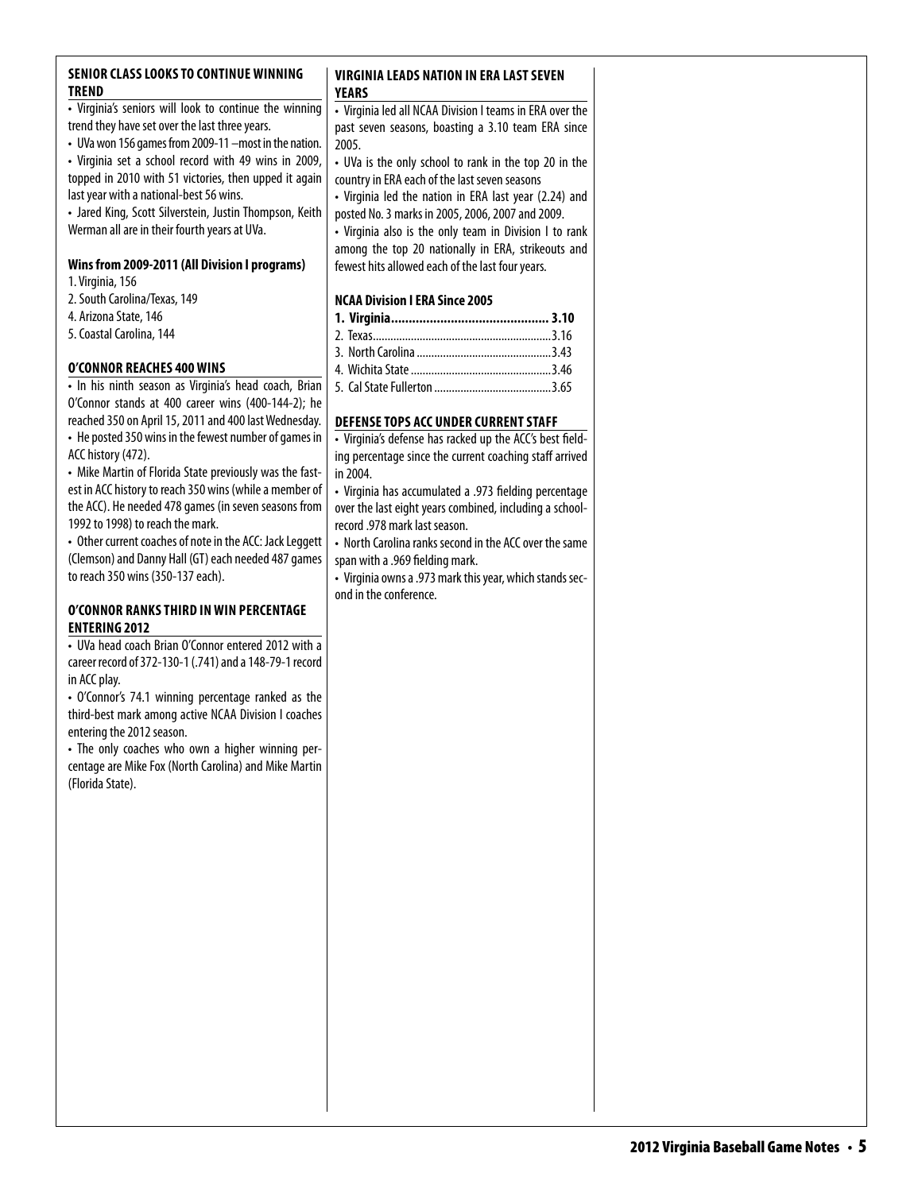## SENIOR CLASS LOOKS TO CONTINUE WINNING TREND

- Virginia's seniors will look to continue the winning trend they have set over the last three years.
- UVa won 156 games from 2009-11 –most in the nation.
- Virginia set a school record with 49 wins in 2009, topped in 2010 with 51 victories, then upped it again last year with a national-best 56 wins.
- Jared King, Scott Silverstein, Justin Thompson, Keith Werman all are in their fourth years at UVa.

### Wins from 2009-2011 (All Division I programs)

1. Virginia, 156
2. South Carolina/Texas, 149
4. Arizona State, 146
5. Coastal Carolina, 144

## O'CONNOR REACHES 400 WINS

- In his ninth season as Virginia's head coach, Brian O'Connor stands at 400 career wins (400-144-2); he reached 350 on April 15, 2011 and 400 last Wednesday.
- He posted 350 wins in the fewest number of games in ACC history (472).
- Mike Martin of Florida State previously was the fastest in ACC history to reach 350 wins (while a member of the ACC). He needed 478 games (in seven seasons from 1992 to 1998) to reach the mark.
- Other current coaches of note in the ACC: Jack Leggett (Clemson) and Danny Hall (GT) each needed 487 games to reach 350 wins (350-137 each).

## O'CONNOR RANKS THIRD IN WIN PERCENTAGE ENTERING 2012

- UVa head coach Brian O'Connor entered 2012 with a career record of 372-130-1 (.741) and a 148-79-1 record in ACC play.
- O'Connor's 74.1 winning percentage ranked as the third-best mark among active NCAA Division I coaches entering the 2012 season.
- The only coaches who own a higher winning percentage are Mike Fox (North Carolina) and Mike Martin (Florida State).

## VIRGINIA LEADS NATION IN ERA LAST SEVEN YEARS

- Virginia led all NCAA Division I teams in ERA over the past seven seasons, boasting a 3.10 team ERA since 2005.
- UVa is the only school to rank in the top 20 in the country in ERA each of the last seven seasons
- Virginia led the nation in ERA last year (2.24) and posted No. 3 marks in 2005, 2006, 2007 and 2009.
- Virginia also is the only team in Division I to rank among the top 20 nationally in ERA, strikeouts and fewest hits allowed each of the last four years.

### NCAA Division I ERA Since 2005

| Team | ERA |
|---|---|
| **1. Virginia** | **3.10** |
| 2. Texas | 3.16 |
| 3. North Carolina | 3.43 |
| 4. Wichita State | 3.46 |
| 5. Cal State Fullerton | 3.65 |

## DEFENSE TOPS ACC UNDER CURRENT STAFF

- Virginia's defense has racked up the ACC's best fielding percentage since the current coaching staff arrived in 2004.
- Virginia has accumulated a .973 fielding percentage over the last eight years combined, including a school-record .978 mark last season.
- North Carolina ranks second in the ACC over the same span with a .969 fielding mark.
- Virginia owns a .973 mark this year, which stands second in the conference.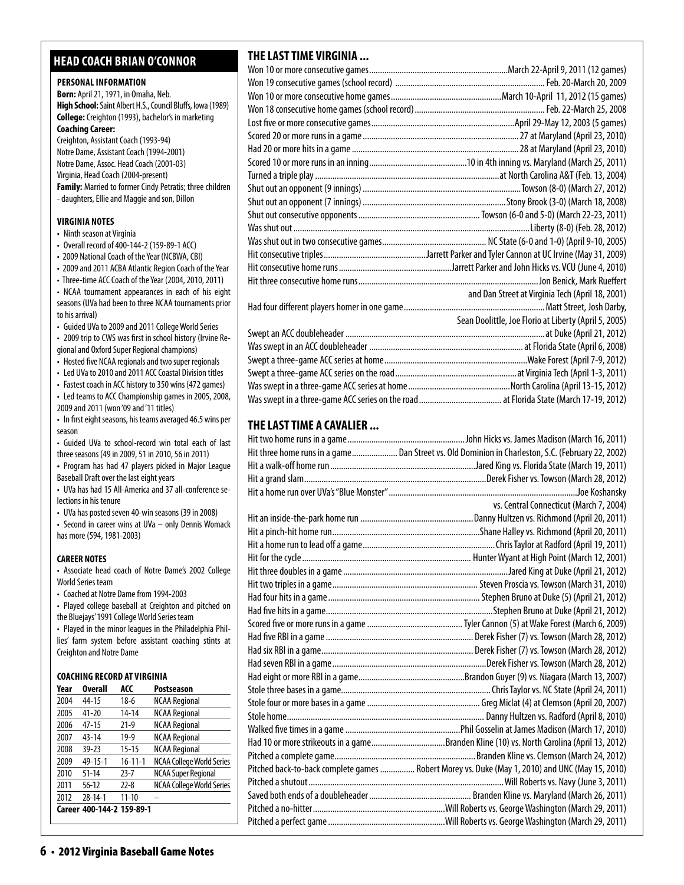## HEAD COACH BRIAN O'CONNOR

### PERSONAL INFORMATION

**Born:** April 21, 1971, in Omaha, Neb.
**High School:** Saint Albert H.S., Council Bluffs, Iowa (1989)
**College:** Creighton (1993), bachelor's in marketing
**Coaching Career:**
Creighton, Assistant Coach (1993-94)
Notre Dame, Assistant Coach (1994-2001)
Notre Dame, Assoc. Head Coach (2001-03)
Virginia, Head Coach (2004-present)
**Family:** Married to former Cindy Petratis; three children - daughters, Ellie and Maggie and son, Dillon

### VIRGINIA NOTES

- Ninth season at Virginia
- Overall record of 400-144-2 (159-89-1 ACC)
- 2009 National Coach of the Year (NCBWA, CBI)
- 2009 and 2011 ACBA Atlantic Region Coach of the Year
- Three-time ACC Coach of the Year (2004, 2010, 2011)
- NCAA tournament appearances in each of his eight seasons (UVa had been to three NCAA tournaments prior to his arrival)
- Guided UVa to 2009 and 2011 College World Series
- 2009 trip to CWS was first in school history (Irvine Regional and Oxford Super Regional champions)
- Hosted five NCAA regionals and two super regionals
- Led UVa to 2010 and 2011 ACC Coastal Division titles
- Fastest coach in ACC history to 350 wins (472 games)
- Led teams to ACC Championship games in 2005, 2008, 2009 and 2011 (won '09 and '11 titles)
- In first eight seasons, his teams averaged 46.5 wins per season
- Guided UVa to school-record win total each of last three seasons (49 in 2009, 51 in 2010, 56 in 2011)
- Program has had 47 players picked in Major League Baseball Draft over the last eight years
- UVa has had 15 All-America and 37 all-conference selections in his tenure
- UVa has posted seven 40-win seasons (39 in 2008)
- Second in career wins at UVa – only Dennis Womack has more (594, 1981-2003)

### CAREER NOTES

- Associate head coach of Notre Dame's 2002 College World Series team
- Coached at Notre Dame from 1994-2003
- Played college baseball at Creighton and pitched on the Bluejays' 1991 College World Series team
- Played in the minor leagues in the Philadelphia Phillies' farm system before assistant coaching stints at Creighton and Notre Dame

### COACHING RECORD AT VIRGINIA

| Year | Overall | ACC | Postseason |
|---|---|---|---|
| 2004 | 44-15 | 18-6 | NCAA Regional |
| 2005 | 41-20 | 14-14 | NCAA Regional |
| 2006 | 47-15 | 21-9 | NCAA Regional |
| 2007 | 43-14 | 19-9 | NCAA Regional |
| 2008 | 39-23 | 15-15 | NCAA Regional |
| 2009 | 49-15-1 | 16-11-1 | NCAA College World Series |
| 2010 | 51-14 | 23-7 | NCAA Super Regional |
| 2011 | 56-12 | 22-8 | NCAA College World Series |
| 2012 | 28-14-1 | 11-10 | – |
| **Career** | **400-144-2** | **159-89-1** | |

## THE LAST TIME VIRGINIA ...

| | |
|---|---|
| Won 10 or more consecutive games | March 22-April 9, 2011 (12 games) |
| Won 19 consecutive games (school record) | Feb. 20-March 20, 2009 |
| Won 10 or more consecutive home games | March 10-April 11, 2012 (15 games) |
| Won 18 consecutive home games (school record) | Feb. 22-March 25, 2008 |
| Lost five or more consecutive games | April 29-May 12, 2003 (5 games) |
| Scored 20 or more runs in a game | 27 at Maryland (April 23, 2010) |
| Had 20 or more hits in a game | 28 at Maryland (April 23, 2010) |
| Scored 10 or more runs in an inning | 10 in 4th inning vs. Maryland (March 25, 2011) |
| Turned a triple play | at North Carolina A&T (Feb. 13, 2004) |
| Shut out an opponent (9 innings) | Towson (8-0) (March 27, 2012) |
| Shut out an opponent (7 innings) | Stony Brook (3-0) (March 18, 2008) |
| Shut out consecutive opponents | Towson (6-0 and 5-0) (March 22-23, 2011) |
| Was shut out | Liberty (8-0) (Feb. 28, 2012) |
| Was shut out in two consecutive games | NC State (6-0 and 1-0) (April 9-10, 2005) |
| Hit consecutive triples | Jarrett Parker and Tyler Cannon at UC Irvine (May 31, 2009) |
| Hit consecutive home runs | Jarrett Parker and John Hicks vs. VCU (June 4, 2010) |
| Hit three consecutive home runs | Jon Benick, Mark Rueffert and Dan Street at Virginia Tech (April 18, 2001) |
| Had four different players homer in one game | Matt Street, Josh Darby, Sean Doolittle, Joe Florio at Liberty (April 5, 2005) |
| Swept an ACC doubleheader | at Duke (April 21, 2012) |
| Was swept in an ACC doubleheader | at Florida State (April 6, 2008) |
| Swept a three-game ACC series at home | Wake Forest (April 7-9, 2012) |
| Swept a three-game ACC series on the road | at Virginia Tech (April 1-3, 2011) |
| Was swept in a three-game ACC series at home | North Carolina (April 13-15, 2012) |
| Was swept in a three-game ACC series on the road | at Florida State (March 17-19, 2012) |

## THE LAST TIME A CAVALIER ...

| | |
|---|---|
| Hit two home runs in a game | John Hicks vs. James Madison (March 16, 2011) |
| Hit three home runs in a game | Dan Street vs. Old Dominion in Charleston, S.C. (February 22, 2002) |
| Hit a walk-off home run | Jared King vs. Florida State (May 19, 2011) |
| Hit a grand slam | Derek Fisher vs. Towson (March 28, 2012) |
| Hit a home run over UVa's "Blue Monster" | Joe Koshansky vs. Central Connecticut (March 7, 2004) |
| Hit an inside-the-park home run | Danny Hultzen vs. Richmond (April 20, 2011) |
| Hit a pinch-hit home run | Shane Halley vs. Richmond (April 20, 2011) |
| Hit a home run to lead off a game | Chris Taylor at Radford (April 19, 2011) |
| Hit for the cycle | Hunter Wyant at High Point (March 12, 2001) |
| Hit three doubles in a game | Jared King at Duke (April 21, 2012) |
| Hit two triples in a game | Steven Proscia vs. Towson (March 31, 2010) |
| Had four hits in a game | Stephen Bruno at Duke (5) (April 21, 2012) |
| Had five hits in a game | Stephen Bruno at Duke (April 21, 2012) |
| Scored five or more runs in a game | Tyler Cannon (5) at Wake Forest (March 6, 2009) |
| Had five RBI in a game | Derek Fisher (7) vs. Towson (March 28, 2012) |
| Had six RBI in a game | Derek Fisher (7) vs. Towson (March 28, 2012) |
| Had seven RBI in a game | Derek Fisher vs. Towson (March 28, 2012) |
| Had eight or more RBI in a game | Brandon Guyer (9) vs. Niagara (March 13, 2007) |
| Stole three bases in a game | Chris Taylor vs. NC State (April 24, 2011) |
| Stole four or more bases in a game | Greg Miclat (4) at Clemson (April 20, 2007) |
| Stole home | Danny Hultzen vs. Radford (April 8, 2010) |
| Walked five times in a game | Phil Gosselin at James Madison (March 17, 2010) |
| Had 10 or more strikeouts in a game | Branden Kline (10) vs. North Carolina (April 13, 2012) |
| Pitched a complete game | Branden Kline vs. Clemson (March 24, 2012) |
| Pitched back-to-back complete games | Robert Morey vs. Duke (May 1, 2010) and UNC (May 15, 2010) |
| Pitched a shutout | Will Roberts vs. Navy (June 3, 2011) |
| Saved both ends of a doubleheader | Branden Kline vs. Maryland (March 26, 2011) |
| Pitched a no-hitter | Will Roberts vs. George Washington (March 29, 2011) |
| Pitched a perfect game | Will Roberts vs. George Washington (March 29, 2011) |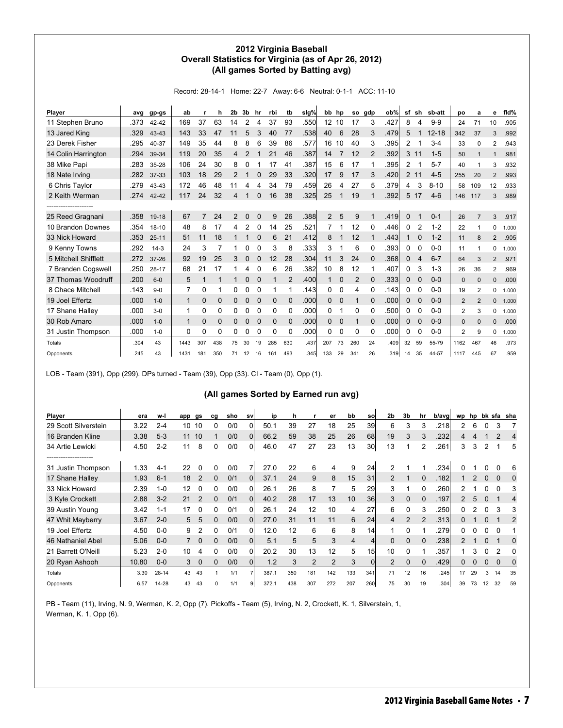## 2012 Virginia Baseball
## Overall Statistics for Virginia (as of Apr 26, 2012)
## (All games Sorted by Batting avg)

Record: 28-14-1 Home: 22-7 Away: 6-6 Neutral: 0-1-1 ACC: 11-10

| Player | avg | gp-gs | ab | r | h | 2b | 3b | hr | rbi | tb | slg% | bb | hp | so | gdp | ob% | sf | sh | sb-att | po | a | e | fld% |
|---|---|---|---|---|---|---|---|---|---|---|---|---|---|---|---|---|---|---|---|---|---|---|---|
| 11 Stephen Bruno | .373 | 42-42 | 169 | 37 | 63 | 14 | 2 | 4 | 37 | 93 | .550 | 12 | 10 | 17 | 3 | .427 | 8 | 4 | 9-9 | 24 | 71 | 10 | .905 |
| 13 Jared King | .329 | 43-43 | 143 | 33 | 47 | 11 | 5 | 3 | 40 | 77 | .538 | 40 | 6 | 28 | 3 | .479 | 5 | 1 | 12-18 | 342 | 37 | 3 | .992 |
| 23 Derek Fisher | .295 | 40-37 | 149 | 35 | 44 | 8 | 8 | 6 | 39 | 86 | .577 | 16 | 10 | 40 | 3 | .395 | 2 | 1 | 3-4 | 33 | 0 | 2 | .943 |
| 14 Colin Harrington | .294 | 39-34 | 119 | 20 | 35 | 4 | 2 | 1 | 21 | 46 | .387 | 14 | 7 | 12 | 2 | .392 | 3 | 11 | 1-5 | 50 | 1 | 1 | .981 |
| 38 Mike Papi | .283 | 35-28 | 106 | 24 | 30 | 8 | 0 | 1 | 17 | 41 | .387 | 15 | 6 | 17 | 1 | .395 | 2 | 1 | 5-7 | 40 | 1 | 3 | .932 |
| 18 Nate Irving | .282 | 37-33 | 103 | 18 | 29 | 2 | 1 | 0 | 29 | 33 | .320 | 17 | 9 | 17 | 3 | .420 | 2 | 11 | 4-5 | 255 | 20 | 2 | .993 |
| 6 Chris Taylor | .279 | 43-43 | 172 | 46 | 48 | 11 | 4 | 4 | 34 | 79 | .459 | 26 | 4 | 27 | 5 | .379 | 4 | 3 | 8-10 | 58 | 109 | 12 | .933 |
| 2 Keith Werman | .274 | 42-42 | 117 | 24 | 32 | 4 | 1 | 0 | 16 | 38 | .325 | 25 | 1 | 19 | 1 | .392 | 5 | 17 | 4-6 | 146 | 117 | 3 | .989 |
| -------------------- | | | | | | | | | | | | | | | | | | | | | | | |
| 25 Reed Gragnani | .358 | 19-18 | 67 | 7 | 24 | 2 | 0 | 0 | 9 | 26 | .388 | 2 | 5 | 9 | 1 | .419 | 0 | 1 | 0-1 | 26 | 7 | 3 | .917 |
| 10 Brandon Downes | .354 | 18-10 | 48 | 8 | 17 | 4 | 2 | 0 | 14 | 25 | .521 | 7 | 1 | 12 | 0 | .446 | 0 | 2 | 1-2 | 22 | 1 | 0 | 1.000 |
| 33 Nick Howard | .353 | 25-11 | 51 | 11 | 18 | 1 | 1 | 0 | 6 | 21 | .412 | 8 | 1 | 12 | 1 | .443 | 1 | 0 | 1-2 | 11 | 8 | 2 | .905 |
| 9 Kenny Towns | .292 | 14-3 | 24 | 3 | 7 | 1 | 0 | 0 | 3 | 8 | .333 | 3 | 1 | 6 | 0 | .393 | 0 | 0 | 0-0 | 11 | 1 | 0 | 1.000 |
| 5 Mitchell Shifflett | .272 | 37-26 | 92 | 19 | 25 | 3 | 0 | 0 | 12 | 28 | .304 | 11 | 3 | 24 | 0 | .368 | 0 | 4 | 6-7 | 64 | 3 | 2 | .971 |
| 7 Branden Cogswell | .250 | 28-17 | 68 | 21 | 17 | 1 | 4 | 0 | 6 | 26 | .382 | 10 | 8 | 12 | 1 | .407 | 0 | 3 | 1-3 | 26 | 36 | 2 | .969 |
| 37 Thomas Woodruff | .200 | 6-0 | 5 | 1 | 1 | 1 | 0 | 0 | 1 | 2 | .400 | 1 | 0 | 2 | 0 | .333 | 0 | 0 | 0-0 | 0 | 0 | 0 | .000 |
| 8 Chace Mitchell | .143 | 9-0 | 7 | 0 | 1 | 0 | 0 | 0 | 1 | 1 | .143 | 0 | 0 | 4 | 0 | .143 | 0 | 0 | 0-0 | 19 | 2 | 0 | 1.000 |
| 19 Joel Effertz | .000 | 1-0 | 1 | 0 | 0 | 0 | 0 | 0 | 0 | 0 | .000 | 0 | 0 | 1 | 0 | .000 | 0 | 0 | 0-0 | 2 | 2 | 0 | 1.000 |
| 17 Shane Halley | .000 | 3-0 | 1 | 0 | 0 | 0 | 0 | 0 | 0 | 0 | .000 | 0 | 1 | 0 | 0 | .500 | 0 | 0 | 0-0 | 2 | 3 | 0 | 1.000 |
| 30 Rob Amaro | .000 | 1-0 | 1 | 0 | 0 | 0 | 0 | 0 | 0 | 0 | .000 | 0 | 0 | 1 | 0 | .000 | 0 | 0 | 0-0 | 0 | 0 | 0 | .000 |
| 31 Justin Thompson | .000 | 1-0 | 0 | 0 | 0 | 0 | 0 | 0 | 0 | 0 | .000 | 0 | 0 | 0 | 0 | .000 | 0 | 0 | 0-0 | 2 | 9 | 0 | 1.000 |
| Totals | .304 | 43 | 1443 | 307 | 438 | 75 | 30 | 19 | 285 | 630 | .437 | 207 | 73 | 260 | 24 | .409 | 32 | 59 | 55-79 | 1162 | 467 | 46 | .973 |
| Opponents | .245 | 43 | 1431 | 181 | 350 | 71 | 12 | 16 | 161 | 493 | .345 | 133 | 29 | 341 | 26 | .319 | 14 | 35 | 44-57 | 1117 | 445 | 67 | .959 |

LOB - Team (391), Opp (299). DPs turned - Team (39), Opp (33). CI - Team (0), Opp (1).

## (All games Sorted by Earned run avg)

| Player | era | w-l | app | gs | cg | sho | sv | ip | h | r | er | bb | so | 2b | 3b | hr | b/avg | wp | hp | bk | sfa | sha |
|---|---|---|---|---|---|---|---|---|---|---|---|---|---|---|---|---|---|---|---|---|---|---|
| 29 Scott Silverstein | 3.22 | 2-4 | 10 | 10 | 0 | 0/0 | 0 | 50.1 | 39 | 27 | 18 | 25 | 39 | 6 | 3 | 3 | .218 | 2 | 6 | 0 | 3 | 7 |
| 16 Branden Kline | 3.38 | 5-3 | 11 | 10 | 1 | 0/0 | 0 | 66.2 | 59 | 38 | 25 | 26 | 68 | 19 | 3 | 3 | .232 | 4 | 4 | 1 | 2 | 4 |
| 34 Artie Lewicki | 4.50 | 2-2 | 11 | 8 | 0 | 0/0 | 0 | 46.0 | 47 | 27 | 23 | 13 | 30 | 13 | 1 | 2 | .261 | 3 | 3 | 2 | 1 | 5 |
| -------------------- | | | | | | | | | | | | | | | | | | | | | | |
| 31 Justin Thompson | 1.33 | 4-1 | 22 | 0 | 0 | 0/0 | 7 | 27.0 | 22 | 6 | 4 | 9 | 24 | 2 | 1 | 1 | .234 | 0 | 1 | 0 | 0 | 6 |
| 17 Shane Halley | 1.93 | 6-1 | 18 | 2 | 0 | 0/1 | 0 | 37.1 | 24 | 9 | 8 | 15 | 31 | 2 | 1 | 0 | .182 | 1 | 2 | 0 | 0 | 0 |
| 33 Nick Howard | 2.39 | 1-0 | 12 | 0 | 0 | 0/0 | 0 | 26.1 | 26 | 8 | 7 | 5 | 29 | 3 | 1 | 0 | .260 | 2 | 1 | 0 | 0 | 3 |
| 3 Kyle Crockett | 2.88 | 3-2 | 21 | 2 | 0 | 0/1 | 0 | 40.2 | 28 | 17 | 13 | 10 | 36 | 3 | 0 | 0 | .197 | 2 | 5 | 0 | 1 | 4 |
| 39 Austin Young | 3.42 | 1-1 | 17 | 0 | 0 | 0/1 | 0 | 26.1 | 24 | 12 | 10 | 4 | 27 | 6 | 0 | 3 | .250 | 0 | 2 | 0 | 3 | 3 |
| 47 Whit Mayberry | 3.67 | 2-0 | 5 | 5 | 0 | 0/0 | 0 | 27.0 | 31 | 11 | 11 | 6 | 24 | 4 | 2 | 2 | .313 | 0 | 1 | 0 | 1 | 2 |
| 19 Joel Effertz | 4.50 | 0-0 | 9 | 2 | 0 | 0/1 | 0 | 12.0 | 12 | 6 | 6 | 8 | 14 | 1 | 0 | 1 | .279 | 0 | 0 | 0 | 0 | 1 |
| 46 Nathaniel Abel | 5.06 | 0-0 | 7 | 0 | 0 | 0/0 | 0 | 5.1 | 5 | 5 | 3 | 4 | 4 | 0 | 0 | 0 | .238 | 2 | 1 | 0 | 1 | 0 |
| 21 Barrett O'Neill | 5.23 | 2-0 | 10 | 4 | 0 | 0/0 | 0 | 20.2 | 30 | 13 | 12 | 5 | 15 | 10 | 0 | 1 | .357 | 1 | 3 | 0 | 2 | 0 |
| 20 Ryan Ashooh | 10.80 | 0-0 | 3 | 0 | 0 | 0/0 | 0 | 1.2 | 3 | 2 | 2 | 3 | 0 | 2 | 0 | 0 | .429 | 0 | 0 | 0 | 0 | 0 |
| Totals | 3.30 | 28-14 | 43 | 43 | 1 | 1/1 | 7 | 387.1 | 350 | 181 | 142 | 133 | 341 | 71 | 12 | 16 | .245 | 17 | 29 | 3 | 14 | 35 |
| Opponents | 6.57 | 14-28 | 43 | 43 | 0 | 1/1 | 9 | 372.1 | 438 | 307 | 272 | 207 | 260 | 75 | 30 | 19 | .304 | 39 | 73 | 12 | 32 | 59 |

PB - Team (11), Irving, N. 9, Werman, K. 2, Opp (7). Pickoffs - Team (5), Irving, N. 2, Crockett, K. 1, Silverstein, 1, Werman, K. 1, Opp (6).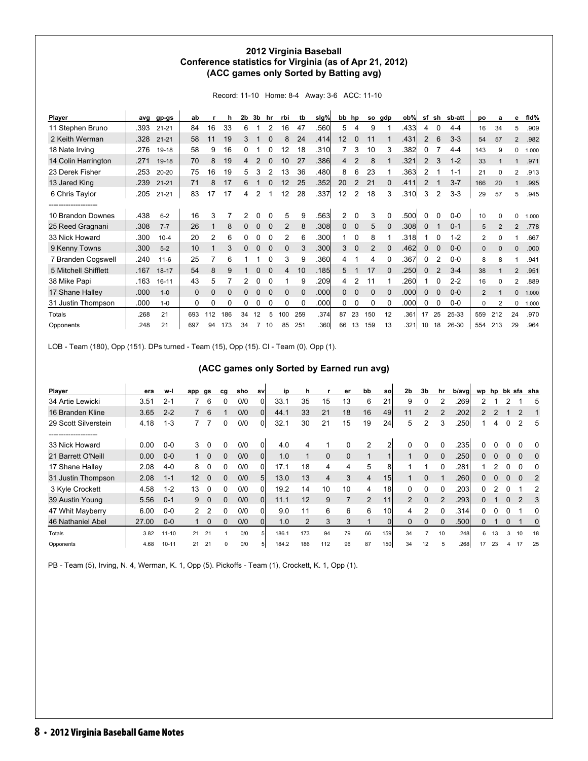## 2012 Virginia Baseball
## Conference statistics for Virginia (as of Apr 21, 2012)
## (ACC games only Sorted by Batting avg)

Record: 11-10 Home: 8-4 Away: 3-6 ACC: 11-10

| Player | avg | gp-gs | ab | r | h | 2b | 3b | hr | rbi | tb | slg% | bb | hp | so | gdp | ob% | sf | sh | sb-att | po | a | e | fld% |
|---|---|---|---|---|---|---|---|---|---|---|---|---|---|---|---|---|---|---|---|---|---|---|---|
| 11 Stephen Bruno | .393 | 21-21 | 84 | 16 | 33 | 6 | 1 | 2 | 16 | 47 | .560 | 5 | 4 | 9 | 1 | .433 | 4 | 0 | 4-4 | 16 | 34 | 5 | .909 |
| 2 Keith Werman | .328 | 21-21 | 58 | 11 | 19 | 3 | 1 | 0 | 8 | 24 | .414 | 12 | 0 | 11 | 1 | .431 | 2 | 6 | 3-3 | 54 | 57 | 2 | .982 |
| 18 Nate Irving | .276 | 19-18 | 58 | 9 | 16 | 0 | 1 | 0 | 12 | 18 | .310 | 7 | 3 | 10 | 3 | .382 | 0 | 7 | 4-4 | 143 | 9 | 0 | 1.000 |
| 14 Colin Harrington | .271 | 19-18 | 70 | 8 | 19 | 4 | 2 | 0 | 10 | 27 | .386 | 4 | 2 | 8 | 1 | .321 | 2 | 3 | 1-2 | 33 | 1 | 1 | .971 |
| 23 Derek Fisher | .253 | 20-20 | 75 | 16 | 19 | 5 | 3 | 2 | 13 | 36 | .480 | 8 | 6 | 23 | 1 | .363 | 2 | 1 | 1-1 | 21 | 0 | 2 | .913 |
| 13 Jared King | .239 | 21-21 | 71 | 8 | 17 | 6 | 1 | 0 | 12 | 25 | .352 | 20 | 2 | 21 | 0 | .411 | 2 | 1 | 3-7 | 166 | 20 | 1 | .995 |
| 6 Chris Taylor | .205 | 21-21 | 83 | 17 | 17 | 4 | 2 | 1 | 12 | 28 | .337 | 12 | 2 | 18 | 3 | .310 | 3 | 2 | 3-3 | 29 | 57 | 5 | .945 |
| -------------------- | | | | | | | | | | | | | | | | | | | | | | | |
| 10 Brandon Downes | .438 | 6-2 | 16 | 3 | 7 | 2 | 0 | 0 | 5 | 9 | .563 | 2 | 0 | 3 | 0 | .500 | 0 | 0 | 0-0 | 10 | 0 | 0 | 1.000 |
| 25 Reed Gragnani | .308 | 7-7 | 26 | 1 | 8 | 0 | 0 | 0 | 2 | 8 | .308 | 0 | 0 | 5 | 0 | .308 | 0 | 1 | 0-1 | 5 | 2 | 2 | .778 |
| 33 Nick Howard | .300 | 10-4 | 20 | 2 | 6 | 0 | 0 | 0 | 2 | 6 | .300 | 1 | 0 | 8 | 1 | .318 | 1 | 0 | 1-2 | 2 | 0 | 1 | .667 |
| 9 Kenny Towns | .300 | 5-2 | 10 | 1 | 3 | 0 | 0 | 0 | 0 | 3 | .300 | 3 | 0 | 2 | 0 | .462 | 0 | 0 | 0-0 | 0 | 0 | 0 | .000 |
| 7 Branden Cogswell | .240 | 11-6 | 25 | 7 | 6 | 1 | 1 | 0 | 3 | 9 | .360 | 4 | 1 | 4 | 0 | .367 | 0 | 2 | 0-0 | 8 | 8 | 1 | .941 |
| 5 Mitchell Shifflett | .167 | 18-17 | 54 | 8 | 9 | 1 | 0 | 0 | 4 | 10 | .185 | 5 | 1 | 17 | 0 | .250 | 0 | 2 | 3-4 | 38 | 1 | 2 | .951 |
| 38 Mike Papi | .163 | 16-11 | 43 | 5 | 7 | 2 | 0 | 0 | 1 | 9 | .209 | 4 | 2 | 11 | 1 | .260 | 1 | 0 | 2-2 | 16 | 0 | 2 | .889 |
| 17 Shane Halley | .000 | 1-0 | 0 | 0 | 0 | 0 | 0 | 0 | 0 | 0 | .000 | 0 | 0 | 0 | 0 | .000 | 0 | 0 | 0-0 | 2 | 1 | 0 | 1.000 |
| 31 Justin Thompson | .000 | 1-0 | 0 | 0 | 0 | 0 | 0 | 0 | 0 | 0 | .000 | 0 | 0 | 0 | 0 | .000 | 0 | 0 | 0-0 | 0 | 2 | 0 | 1.000 |
| Totals | .268 | 21 | 693 | 112 | 186 | 34 | 12 | 5 | 100 | 259 | .374 | 87 | 23 | 150 | 12 | .361 | 17 | 25 | 25-33 | 559 | 212 | 24 | .970 |
| Opponents | .248 | 21 | 697 | 94 | 173 | 34 | 7 | 10 | 85 | 251 | .360 | 66 | 13 | 159 | 13 | .321 | 10 | 18 | 26-30 | 554 | 213 | 29 | .964 |

LOB - Team (180), Opp (151). DPs turned - Team (15), Opp (15). CI - Team (0), Opp (1).

## (ACC games only Sorted by Earned run avg)

| Player | era | w-l | app | gs | cg | sho | sv | ip | h | r | er | bb | so | 2b | 3b | hr | b/avg | wp | hp | bk | sfa | sha |
|---|---|---|---|---|---|---|---|---|---|---|---|---|---|---|---|---|---|---|---|---|---|---|
| 34 Artie Lewicki | 3.51 | 2-1 | 7 | 6 | 0 | 0/0 | 0 | 33.1 | 35 | 15 | 13 | 6 | 21 | 9 | 0 | 2 | .269 | 2 | 1 | 2 | 1 | 5 |
| 16 Branden Kline | 3.65 | 2-2 | 7 | 6 | 1 | 0/0 | 0 | 44.1 | 33 | 21 | 18 | 16 | 49 | 11 | 2 | 2 | .202 | 2 | 2 | 1 | 2 | 1 |
| 29 Scott Silverstein | 4.18 | 1-3 | 7 | 7 | 0 | 0/0 | 0 | 32.1 | 30 | 21 | 15 | 19 | 24 | 5 | 2 | 3 | .250 | 1 | 4 | 0 | 2 | 5 |
| -------------------- | | | | | | | | | | | | | | | | | | | | | | |
| 33 Nick Howard | 0.00 | 0-0 | 3 | 0 | 0 | 0/0 | 0 | 4.0 | 4 | 1 | 0 | 2 | 2 | 0 | 0 | 0 | .235 | 0 | 0 | 0 | 0 | 0 |
| 21 Barrett O'Neill | 0.00 | 0-0 | 1 | 0 | 0 | 0/0 | 0 | 1.0 | 1 | 0 | 0 | 1 | 1 | 1 | 0 | 0 | .250 | 0 | 0 | 0 | 0 | 0 |
| 17 Shane Halley | 2.08 | 4-0 | 8 | 0 | 0 | 0/0 | 0 | 17.1 | 18 | 4 | 4 | 5 | 8 | 1 | 1 | 0 | .281 | 1 | 2 | 0 | 0 | 0 |
| 31 Justin Thompson | 2.08 | 1-1 | 12 | 0 | 0 | 0/0 | 5 | 13.0 | 13 | 4 | 3 | 4 | 15 | 1 | 0 | 1 | .260 | 0 | 0 | 0 | 0 | 2 |
| 3 Kyle Crockett | 4.58 | 1-2 | 13 | 0 | 0 | 0/0 | 0 | 19.2 | 14 | 10 | 10 | 4 | 18 | 0 | 0 | 0 | .203 | 0 | 2 | 0 | 1 | 2 |
| 39 Austin Young | 5.56 | 0-1 | 9 | 0 | 0 | 0/0 | 0 | 11.1 | 12 | 9 | 7 | 2 | 11 | 2 | 0 | 2 | .293 | 0 | 1 | 0 | 2 | 3 |
| 47 Whit Mayberry | 6.00 | 0-0 | 2 | 2 | 0 | 0/0 | 0 | 9.0 | 11 | 6 | 6 | 6 | 10 | 4 | 2 | 0 | .314 | 0 | 0 | 0 | 1 | 0 |
| 46 Nathaniel Abel | 27.00 | 0-0 | 1 | 0 | 0 | 0/0 | 0 | 1.0 | 2 | 3 | 3 | 1 | 0 | 0 | 0 | 0 | .500 | 0 | 1 | 0 | 1 | 0 |
| Totals | 3.82 | 11-10 | 21 | 21 | 1 | 0/0 | 5 | 186.1 | 173 | 94 | 79 | 66 | 159 | 34 | 7 | 10 | .248 | 6 | 13 | 3 | 10 | 18 |
| Opponents | 4.68 | 10-11 | 21 | 21 | 0 | 0/0 | 5 | 184.2 | 186 | 112 | 96 | 87 | 150 | 34 | 12 | 5 | .268 | 17 | 23 | 4 | 17 | 25 |

PB - Team (5), Irving, N. 4, Werman, K. 1, Opp (5). Pickoffs - Team (1), Crockett, K. 1, Opp (1).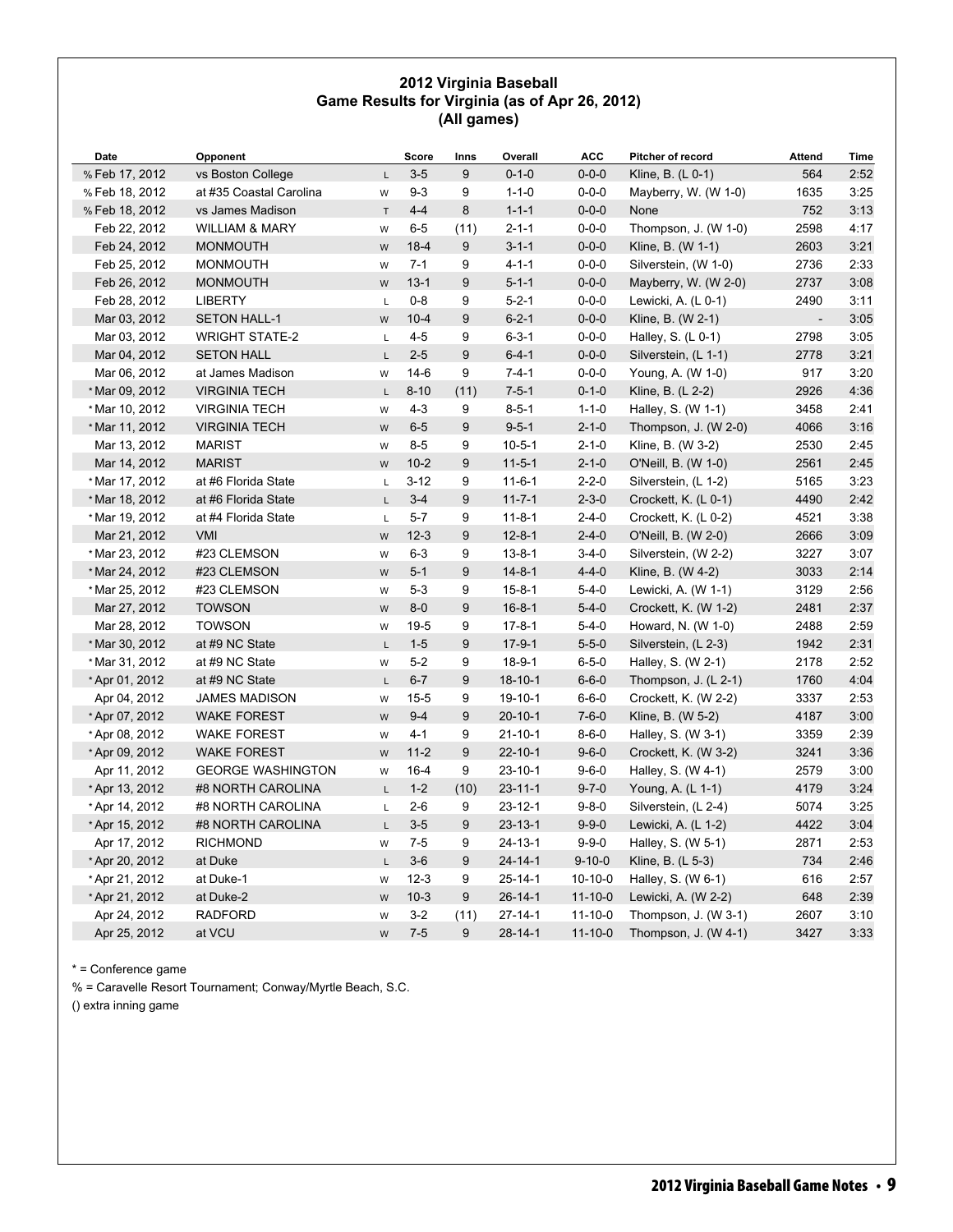## 2012 Virginia Baseball
## Game Results for Virginia (as of Apr 26, 2012)
## (All games)

| Date | Opponent | | Score | Inns | Overall | ACC | Pitcher of record | Attend | Time |
|---|---|---|---|---|---|---|---|---|---|
| % Feb 17, 2012 | vs Boston College | L | 3-5 | 9 | 0-1-0 | 0-0-0 | Kline, B. (L 0-1) | 564 | 2:52 |
| % Feb 18, 2012 | at #35 Coastal Carolina | W | 9-3 | 9 | 1-1-0 | 0-0-0 | Mayberry, W. (W 1-0) | 1635 | 3:25 |
| % Feb 18, 2012 | vs James Madison | T | 4-4 | 8 | 1-1-1 | 0-0-0 | None | 752 | 3:13 |
| Feb 22, 2012 | WILLIAM & MARY | W | 6-5 | (11) | 2-1-1 | 0-0-0 | Thompson, J. (W 1-0) | 2598 | 4:17 |
| Feb 24, 2012 | MONMOUTH | W | 18-4 | 9 | 3-1-1 | 0-0-0 | Kline, B. (W 1-1) | 2603 | 3:21 |
| Feb 25, 2012 | MONMOUTH | W | 7-1 | 9 | 4-1-1 | 0-0-0 | Silverstein, (W 1-0) | 2736 | 2:33 |
| Feb 26, 2012 | MONMOUTH | W | 13-1 | 9 | 5-1-1 | 0-0-0 | Mayberry, W. (W 2-0) | 2737 | 3:08 |
| Feb 28, 2012 | LIBERTY | L | 0-8 | 9 | 5-2-1 | 0-0-0 | Lewicki, A. (L 0-1) | 2490 | 3:11 |
| Mar 03, 2012 | SETON HALL-1 | W | 10-4 | 9 | 6-2-1 | 0-0-0 | Kline, B. (W 2-1) | - | 3:05 |
| Mar 03, 2012 | WRIGHT STATE-2 | L | 4-5 | 9 | 6-3-1 | 0-0-0 | Halley, S. (L 0-1) | 2798 | 3:05 |
| Mar 04, 2012 | SETON HALL | L | 2-5 | 9 | 6-4-1 | 0-0-0 | Silverstein, (L 1-1) | 2778 | 3:21 |
| Mar 06, 2012 | at James Madison | W | 14-6 | 9 | 7-4-1 | 0-0-0 | Young, A. (W 1-0) | 917 | 3:20 |
| * Mar 09, 2012 | VIRGINIA TECH | L | 8-10 | (11) | 7-5-1 | 0-1-0 | Kline, B. (L 2-2) | 2926 | 4:36 |
| * Mar 10, 2012 | VIRGINIA TECH | W | 4-3 | 9 | 8-5-1 | 1-1-0 | Halley, S. (W 1-1) | 3458 | 2:41 |
| * Mar 11, 2012 | VIRGINIA TECH | W | 6-5 | 9 | 9-5-1 | 2-1-0 | Thompson, J. (W 2-0) | 4066 | 3:16 |
| Mar 13, 2012 | MARIST | W | 8-5 | 9 | 10-5-1 | 2-1-0 | Kline, B. (W 3-2) | 2530 | 2:45 |
| Mar 14, 2012 | MARIST | W | 10-2 | 9 | 11-5-1 | 2-1-0 | O'Neill, B. (W 1-0) | 2561 | 2:45 |
| * Mar 17, 2012 | at #6 Florida State | L | 3-12 | 9 | 11-6-1 | 2-2-0 | Silverstein, (L 1-2) | 5165 | 3:23 |
| * Mar 18, 2012 | at #6 Florida State | L | 3-4 | 9 | 11-7-1 | 2-3-0 | Crockett, K. (L 0-1) | 4490 | 2:42 |
| * Mar 19, 2012 | at #4 Florida State | L | 5-7 | 9 | 11-8-1 | 2-4-0 | Crockett, K. (L 0-2) | 4521 | 3:38 |
| Mar 21, 2012 | VMI | W | 12-3 | 9 | 12-8-1 | 2-4-0 | O'Neill, B. (W 2-0) | 2666 | 3:09 |
| * Mar 23, 2012 | #23 CLEMSON | W | 6-3 | 9 | 13-8-1 | 3-4-0 | Silverstein, (W 2-2) | 3227 | 3:07 |
| * Mar 24, 2012 | #23 CLEMSON | W | 5-1 | 9 | 14-8-1 | 4-4-0 | Kline, B. (W 4-2) | 3033 | 2:14 |
| * Mar 25, 2012 | #23 CLEMSON | W | 5-3 | 9 | 15-8-1 | 5-4-0 | Lewicki, A. (W 1-1) | 3129 | 2:56 |
| Mar 27, 2012 | TOWSON | W | 8-0 | 9 | 16-8-1 | 5-4-0 | Crockett, K. (W 1-2) | 2481 | 2:37 |
| Mar 28, 2012 | TOWSON | W | 19-5 | 9 | 17-8-1 | 5-4-0 | Howard, N. (W 1-0) | 2488 | 2:59 |
| * Mar 30, 2012 | at #9 NC State | L | 1-5 | 9 | 17-9-1 | 5-5-0 | Silverstein, (L 2-3) | 1942 | 2:31 |
| * Mar 31, 2012 | at #9 NC State | W | 5-2 | 9 | 18-9-1 | 6-5-0 | Halley, S. (W 2-1) | 2178 | 2:52 |
| * Apr 01, 2012 | at #9 NC State | L | 6-7 | 9 | 18-10-1 | 6-6-0 | Thompson, J. (L 2-1) | 1760 | 4:04 |
| Apr 04, 2012 | JAMES MADISON | W | 15-5 | 9 | 19-10-1 | 6-6-0 | Crockett, K. (W 2-2) | 3337 | 2:53 |
| * Apr 07, 2012 | WAKE FOREST | W | 9-4 | 9 | 20-10-1 | 7-6-0 | Kline, B. (W 5-2) | 4187 | 3:00 |
| * Apr 08, 2012 | WAKE FOREST | W | 4-1 | 9 | 21-10-1 | 8-6-0 | Halley, S. (W 3-1) | 3359 | 2:39 |
| * Apr 09, 2012 | WAKE FOREST | W | 11-2 | 9 | 22-10-1 | 9-6-0 | Crockett, K. (W 3-2) | 3241 | 3:36 |
| Apr 11, 2012 | GEORGE WASHINGTON | W | 16-4 | 9 | 23-10-1 | 9-6-0 | Halley, S. (W 4-1) | 2579 | 3:00 |
| * Apr 13, 2012 | #8 NORTH CAROLINA | L | 1-2 | (10) | 23-11-1 | 9-7-0 | Young, A. (L 1-1) | 4179 | 3:24 |
| * Apr 14, 2012 | #8 NORTH CAROLINA | L | 2-6 | 9 | 23-12-1 | 9-8-0 | Silverstein, (L 2-4) | 5074 | 3:25 |
| * Apr 15, 2012 | #8 NORTH CAROLINA | L | 3-5 | 9 | 23-13-1 | 9-9-0 | Lewicki, A. (L 1-2) | 4422 | 3:04 |
| Apr 17, 2012 | RICHMOND | W | 7-5 | 9 | 24-13-1 | 9-9-0 | Halley, S. (W 5-1) | 2871 | 2:53 |
| * Apr 20, 2012 | at Duke | L | 3-6 | 9 | 24-14-1 | 9-10-0 | Kline, B. (L 5-3) | 734 | 2:46 |
| * Apr 21, 2012 | at Duke-1 | W | 12-3 | 9 | 25-14-1 | 10-10-0 | Halley, S. (W 6-1) | 616 | 2:57 |
| * Apr 21, 2012 | at Duke-2 | W | 10-3 | 9 | 26-14-1 | 11-10-0 | Lewicki, A. (W 2-2) | 648 | 2:39 |
| Apr 24, 2012 | RADFORD | W | 3-2 | (11) | 27-14-1 | 11-10-0 | Thompson, J. (W 3-1) | 2607 | 3:10 |
| Apr 25, 2012 | at VCU | W | 7-5 | 9 | 28-14-1 | 11-10-0 | Thompson, J. (W 4-1) | 3427 | 3:33 |

* = Conference game

% = Caravelle Resort Tournament; Conway/Myrtle Beach, S.C.

() extra inning game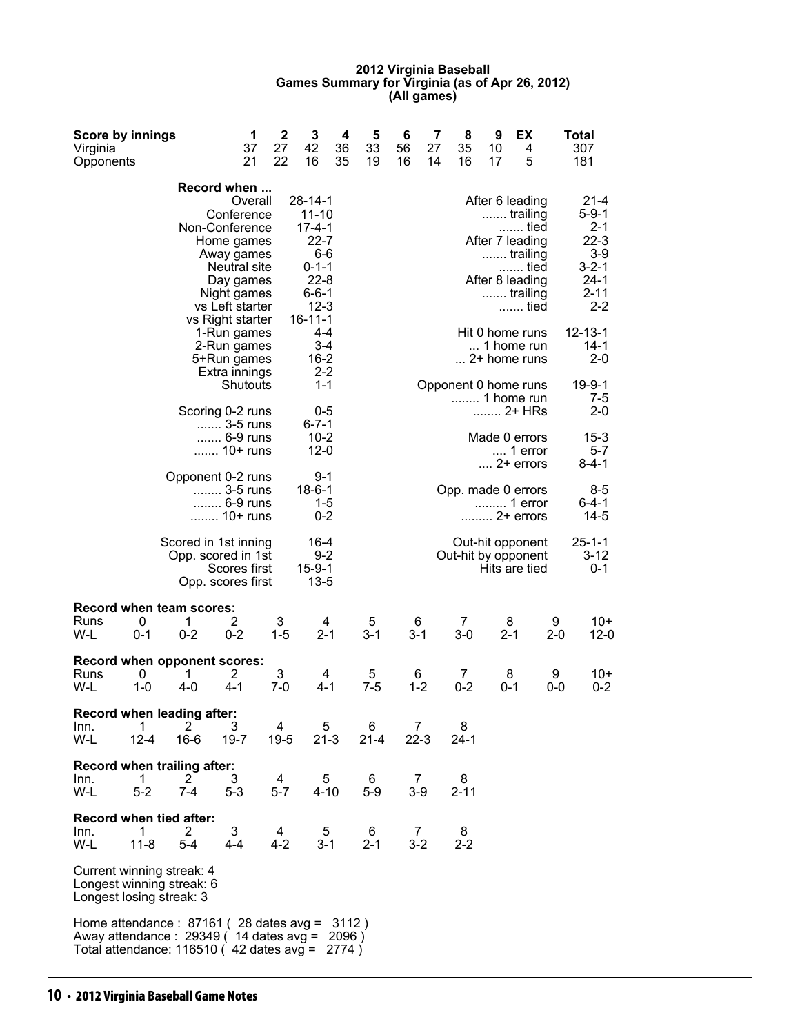## 2012 Virginia Baseball
### Games Summary for Virginia (as of Apr 26, 2012)
(All games)

| Score by innings | 1 | 2 | 3 | 4 | 5 | 6 | 7 | 8 | 9 | EX | Total |
|---|---|---|---|---|---|---|---|---|---|---|---|
| Virginia | 37 | 27 | 42 | 36 | 33 | 56 | 27 | 35 | 10 | 4 | 307 |
| Opponents | 21 | 22 | 16 | 35 | 19 | 16 | 14 | 16 | 17 | 5 | 181 |

**Record when ...**

| | |
|---|---|
| Overall | 28-14-1 |
| Conference | 11-10 |
| Non-Conference | 17-4-1 |
| Home games | 22-7 |
| Away games | 6-6 |
| Neutral site | 0-1-1 |
| Day games | 22-8 |
| Night games | 6-6-1 |
| vs Left starter | 12-3 |
| vs Right starter | 16-11-1 |
| 1-Run games | 4-4 |
| 2-Run games | 3-4 |
| 5+Run games | 16-2 |
| Extra innings | 2-2 |
| Shutouts | 1-1 |
| Scoring 0-2 runs | 0-5 |
| ....... 3-5 runs | 6-7-1 |
| ....... 6-9 runs | 10-2 |
| ....... 10+ runs | 12-0 |
| Opponent 0-2 runs | 9-1 |
| ........ 3-5 runs | 18-6-1 |
| ........ 6-9 runs | 1-5 |
| ........ 10+ runs | 0-2 |
| Scored in 1st inning | 16-4 |
| Opp. scored in 1st | 9-2 |
| Scores first | 15-9-1 |
| Opp. scores first | 13-5 |

| | |
|---|---|
| After 6 leading | 21-4 |
| ....... trailing | 5-9-1 |
| ....... tied | 2-1 |
| After 7 leading | 22-3 |
| ....... trailing | 3-9 |
| ....... tied | 3-2-1 |
| After 8 leading | 24-1 |
| ....... trailing | 2-11 |
| ....... tied | 2-2 |
| Hit 0 home runs | 12-13-1 |
| ... 1 home run | 14-1 |
| ... 2+ home runs | 2-0 |
| Opponent 0 home runs | 19-9-1 |
| ........ 1 home run | 7-5 |
| ........ 2+ HRs | 2-0 |
| Made 0 errors | 15-3 |
| .... 1 error | 5-7 |
| .... 2+ errors | 8-4-1 |
| Opp. made 0 errors | 8-5 |
| ......... 1 error | 6-4-1 |
| ......... 2+ errors | 14-5 |
| Out-hit opponent | 25-1-1 |
| Out-hit by opponent | 3-12 |
| Hits are tied | 0-1 |

**Record when team scores:**

| Runs | 0 | 1 | 2 | 3 | 4 | 5 | 6 | 7 | 8 | 9 | 10+ |
|---|---|---|---|---|---|---|---|---|---|---|---|
| W-L | 0-1 | 0-2 | 0-2 | 1-5 | 2-1 | 3-1 | 3-1 | 3-0 | 2-1 | 2-0 | 12-0 |

**Record when opponent scores:**

| Runs | 0 | 1 | 2 | 3 | 4 | 5 | 6 | 7 | 8 | 9 | 10+ |
|---|---|---|---|---|---|---|---|---|---|---|---|
| W-L | 1-0 | 4-0 | 4-1 | 7-0 | 4-1 | 7-5 | 1-2 | 0-2 | 0-1 | 0-0 | 0-2 |

**Record when leading after:**

| Inn. | 1 | 2 | 3 | 4 | 5 | 6 | 7 | 8 |
|---|---|---|---|---|---|---|---|---|
| W-L | 12-4 | 16-6 | 19-7 | 19-5 | 21-3 | 21-4 | 22-3 | 24-1 |

**Record when trailing after:**

| Inn. | 1 | 2 | 3 | 4 | 5 | 6 | 7 | 8 |
|---|---|---|---|---|---|---|---|---|
| W-L | 5-2 | 7-4 | 5-3 | 5-7 | 4-10 | 5-9 | 3-9 | 2-11 |

**Record when tied after:**

| Inn. | 1 | 2 | 3 | 4 | 5 | 6 | 7 | 8 |
|---|---|---|---|---|---|---|---|---|
| W-L | 11-8 | 5-4 | 4-4 | 4-2 | 3-1 | 2-1 | 3-2 | 2-2 |

Current winning streak: 4
Longest winning streak: 6
Longest losing streak: 3

Home attendance : 87161 ( 28 dates avg = 3112 )
Away attendance : 29349 ( 14 dates avg = 2096 )
Total attendance: 116510 ( 42 dates avg = 2774 )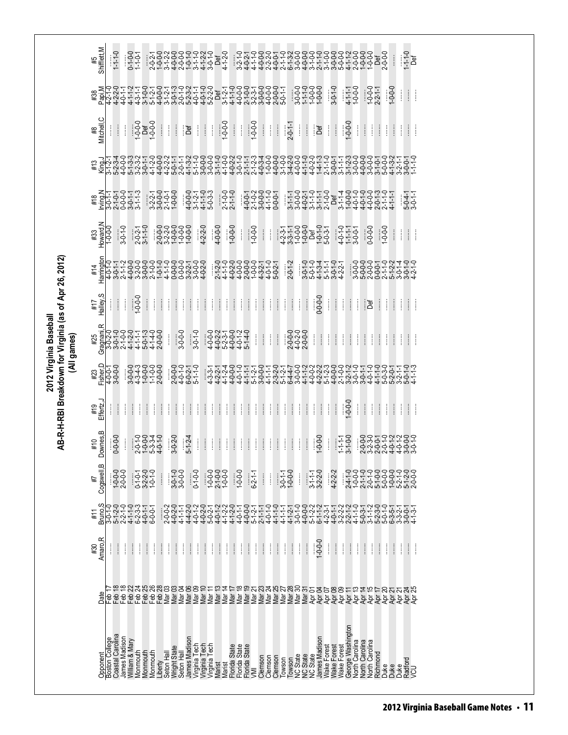# 2012 Virginia Baseball

## AB-R-H-RBI Breakdown for Virginia (as of Apr 26, 2012)

### (All games)

| Opponent | Date | #30 Amaro,R | #11 Bruno,S | #7 Cogswell,B | #10 Downes,B | #19 Effertz,J | #23 Fisher,D | #25 Gragnani,R | #17 Halley,S | #14 Harrington | #33 Howard,N | #18 Irving,N | #13 King,J | #8 Mitchell,C | #38 Papi,M | #5 Shifflett,M |
|---|---|---|---|---|---|---|---|---|---|---|---|---|---|---|---|---|
| Boston College | Feb 17 | ....... | 3-0-1-0 | ....... | ....... | ....... | 4-0-0-1 | 3-0-2-0 | ....... | 4-0-1-0 | 1-0-0-0 | 3-0-1-1 | 3-1-2-1 | ....... | 4-2-1-0 | ....... |
| Coastal Carolina | Feb 18 | ....... | 5-1-2-0 | 1-0-0-0 | 0-0-0-0 | ....... | 3-0-0-0 | 3-0-1-0 | ....... | 3-0-1-1 | ....... | 2-1-0-1 | 5-2-3-4 | ....... | 4-2-2-0 | 1-1-1-0 |
| James Madison | Feb 18 | ....... | 2-2-1-0 | 2-0-0-0 | ....... | ....... | ....... | 2-1-0-0 | ....... | 2-1-1-2 | 3-0-1-0 | 0-0-0-0 | 4-0-0-0 | ....... | 4-0-1-1 | ....... |
| William & Mary | Feb 22 | ....... | 4-1-1-0 | ....... | ....... | ....... | 3-0-0-0 | 4-1-2-0 | ....... | 4-0-0-0 | ....... | 3-0-1-1 | 5-1-3-3 | ....... | 4-1-1-2 | 0-1-0-0 |
| Monmouth | Feb 24 | ....... | 6-2-3-3 | 0-1-0-1 | 2-0-1-0 | ....... | 4-3-4-3 | 4-1-1-1 | 1-0-0-0 | 3-2-0-0 | 2-0-2-1 | 3-1-1-3 | 3-2-3-2 | 1-0-0-0 | 4-3-1-1 | 1-1-0-1 |
| Monmouth | Feb 25 | ....... | 4-0-1-1 | 3-2-2-0 | 1-0-0-0 | ....... | 1-0-0-0 | 5-0-1-3 | ....... | 3-0-0-0 | 3-1-1-0 | ....... | 3-0-1-1 | Def | 3-1-0-0 | ....... |
| Monmouth | Feb 26 | ....... | 6-0-0-1 | 1-0-1-0 | 5-3-3-4 | ....... | 1-1-0-0 | 4-1-4-0 | ....... | 2-1-0-0 | ....... | 3-2-2-1 | 4-1-2-0 | 1-0-0-0 | 5-1-2-1 | 2-0-2-1 |
| Liberty | Feb 28 | ....... | ....... | ....... | 4-0-1-0 | ....... | 2-0-0-0 | 2-0-0-0 | ....... | 1-0-1-0 | 2-0-0-0 | 3-0-0-0 | 4-0-0-0 | ....... | 4-0-0-0 | 1-0-0-0 |
| Seton Hall | Mar 03 | ....... | 2-0-0-2 | ....... | ....... | ....... | ....... | ....... | ....... | 4-1-1-0 | 3-2-2-0 | 2-1-0-1 | 4-2-2-2 | ....... | 3-1-2-1 | 3-1-2-2 |
| Wright State | Mar 03 | ....... | 4-0-2-0 | 3-0-1-0 | 3-0-2-0 | ....... | 2-0-0-0 | ....... | ....... | 0-0-0-0 | 1-0-0-0 | 1-0-0-0 | 5-0-1-1 | ....... | 3-0-1-3 | 3-1-2-2 |
| Seton Hall | Mar 04 | ....... | 4-1-1-1 | 3-0-0-0 | ....... | ....... | 4-0-1-0 | 3-0-0-0 | ....... | 0-0-0-0 | 1-0-0-0 | ....... | 2-0-1-1 | ....... | 2-0-1-0 | 4-0-0-0 |
| James Madison | Mar 06 | ....... | 4-4-2-0 | ....... | 5-1-2-4 | ....... | 6-0-2-1 | ....... | ....... | 3-2-2-1 | 1-0-0-0 | 4-0-0-0 | 4-1-3-2 | Def | 5-2-3-2 | 2-0-0-0 |
| Virginia Tech | Mar 09 | ....... | 4-0-1-2 | 0-1-0-0 | ....... | ....... | 5-1-1-0 | 3-0-1-0 | ....... | 3-0-0-0 | ....... | 3-1-2-1 | 5-1-1-0 | ....... | 4-0-1-1 | 1-0-1-0 |
| Virginia Tech | Mar 10 | ....... | 4-0-2-0 | ....... | ....... | ....... | ....... | ....... | ....... | 4-0-2-0 | 4-2-2-0 | 4-1-1-0 | 3-0-0-0 | ....... | 4-0-1-0 | 3-1-1-0 |
| Virginia Tech | Mar 11 | ....... | 5-0-2-1 | 1-0-0-0 | ....... | ....... | 4-3-3-1 | ....... | ....... | ....... | ....... | 5-0-3-3 | 3-0-0-0 | ....... | 5-2-2-0 | 4-1-2-2 |
| Marist | Mar 13 | ....... | 4-0-1-2 | 2-1-0-0 | ....... | ....... | 4-2-2-1 | 4-0-0-0 | ....... | 2-1-2-0 | 4-0-0-0 | ....... | 3-1-1-0 | ....... | Def | 3-0-1-0 |
| Marist | Mar 14 | ....... | 4-1-2-2 | 1-0-0-0 | ....... | ....... | 4-1-2-4 | 4-0-2-2 | ....... | 4-1-1-0 | ....... | 2-1-0-0 | 4-1-0-0 | 1-0-0-0 | 3-1-2-1 | Def |
| Florida State | Mar 17 | ....... | 4-1-2-0 | ....... | ....... | ....... | 4-0-0-0 | 5-2-3-1 | ....... | 4-0-2-0 | 1-0-0-0 | 2-1-1-0 | 4-0-2-2 | ....... | 4-1-1-0 | 4-1-2-0 |
| Florida State | Mar 18 | ....... | 4-0-1-1 | 1-0-0-0 | ....... | ....... | 4-0-1-0 | 4-0-0-0 | ....... | 4-0-0-0 | ....... | ....... | 3-0-1-0 | ....... | 4-0-0-0 | ....... |
| Florida State | Mar 19 | ....... | 4-0-0-0 | ....... | ....... | ....... | 4-1-1-1 | 4-0-1-2 | ....... | 2-0-0-0 | ....... | 4-0-0-1 | 2-1-1-1 | ....... | 2-1-0-0 | 3-2-1-0 |
| VMI | Mar 21 | ....... | 5-1-2-1 | 6-2-1-1 | ....... | ....... | 5-1-2-1 | 5-1-4-0 | ....... | 1-0-0-0 | 1-0-0-0 | 2-1-0-2 | 2-1-2-3 | 1-0-0-0 | 3-2-3-1 | 4-0-2-1 |
| Clemson | Mar 23 | ....... | 2-1-1-1 | ....... | ....... | ....... | 3-0-0-0 | ....... | ....... | 4-3-2-1 | ....... | 3-0-0-0 | 4-0-3-4 | ....... | 3-0-0-0 | 4-1-1-0 |
| Clemson | Mar 24 | ....... | 4-0-1-0 | ....... | ....... | ....... | 4-1-1-1 | ....... | ....... | 4-0-1-0 | ....... | 4-1-1-0 | 1-0-0-0 | ....... | 4-0-0-0 | 4-0-0-0 |
| Clemson | Mar 25 | ....... | 4-1-1-0 | ....... | ....... | ....... | 2-3-2-0 | ....... | ....... | 5-0-2-1 | ....... | 0-0-0-1 | 4-0-0-0 | ....... | 2-0-0-0 | 2-2-2-0 |
| Towson | Mar 27 | ....... | 4-1-1-1 | 3-0-1-1 | ....... | ....... | 5-1-2-1 | ....... | ....... | ....... | 4-2-3-1 | ....... | 3-1-0-0 | ....... | 5-0-1-1 | 4-0-0-1 |
| Towson | Mar 28 | ....... | 4-1-2-1 | 1-0-0-0 | ....... | ....... | 6-4-4-7 | 2-0-0-0 | ....... | 2-0-1-2 | 3-3-1-1 | 3-1-1-1 | 3-4-2-0 | 2-0-1-1 | ....... | 2-1-1-0 |
| NC State | Mar 30 | ....... | 3-0-1-0 | ....... | ....... | ....... | 3-0-0-0 | 4-0-2-0 | ....... | ....... | 1-0-0-0 | 3-0-0-0 | 4-0-0-0 | ....... | 3-0-0-0 | 6-1-3-2 |
| NC State | Mar 31 | ....... | 4-0-0-0 | ....... | ....... | ....... | 4-1-1-2 | 2-0-0-0 | ....... | 3-0-1-0 | 1-0-0-0 | 4-0-2-1 | 4-1-1-0 | ....... | 1-1-1-0 | 3-0-0-0 |
| NC State | Apr 01 | ....... | 5-1-2-2 | 3-1-1-1 | ....... | ....... | 4-0-0-2 | ....... | ....... | 5-0-1-0 | Def | 3-1-1-0 | 4-0-2-0 | ....... | 1-0-0-0 | 4-0-0-0 |
| James Madison | Apr 04 | 1-0-0-0 | 6-1-1-2 | 3-2-2-0 | 1-0-0-0 | ....... | 4-2-2-2 | ....... | 0-0-0-0 | 4-1-3-4 | 1-0-1-0 | 3-1-1-1 | 1-4-1-3 | Def | 1-0-0-0 | 3-1-0-0 |
| Wake Forest | Apr 07 | ....... | 4-2-3-1 | ....... | ....... | ....... | 5-1-2-3 | ....... | ....... | 5-1-1-1 | 5-0-3-1 | 2-1-0-0 | 2-1-1-0 | ....... | ....... | 2-1-1-0 |
| Wake Forest | Apr 08 | ....... | 4-0-1-1 | 4-2-2-2 | ....... | ....... | 4-0-0-0 | ....... | ....... | 3-0-1-0 | ....... | Def | 3-0-0-1 | ....... | 3-0-1-0 | 3-1-0-0 |
| Wake Forest | Apr 09 | ....... | 3-2-2-2 | ....... | 1-1-1-1 | ....... | 2-1-0-0 | ....... | ....... | 4-2-2-1 | 4-0-1-0 | 3-1-1-4 | 3-1-1-1 | ....... | ....... | 3-0-0-0 |
| George Washington | Apr 11 | ....... | 2-2-1-2 | 2-4-1-0 | 3-1-0-0 | 1-0-0-0 | 3-2-1-2 | ....... | ....... | ....... | 1-1-1-1 | 1-0-0-0 | 3-1-2-3 | 1-0-0-0 | 4-1-1-1 | 5-0-0-0 |
| North Carolina | Apr 13 | ....... | 4-1-1-0 | 1-0-0-0 | ....... | ....... | 3-0-1-0 | ....... | ....... | 3-0-0-0 | 3-0-0-1 | 4-0-1-0 | 3-0-0-0 | ....... | 1-0-0-0 | 4-1-1-2 |
| North Carolina | Apr 14 | ....... | 5-0-3-1 | 2-1-1-0 | 2-0-0-0 | ....... | 3-0-1-1 | ....... | ....... | 5-0-0-0 | ....... | 4-0-1-0 | 4-0-0-0 | ....... | ....... | 2-0-0-0 |
| North Carolina | Apr 15 | ....... | 3-1-1-2 | 2-0-1-0 | 3-2-3-0 | ....... | 4-0-1-0 | ....... | Def | 2-0-0-0 | 0-0-0-0 | 4-0-0-0 | 3-0-0-1 | ....... | 1-0-0-0 | 1-0-0-0 |
| Richmond | Apr 17 | ....... | 5-2-3-0 | 5-1-0-0 | 2-0-0-1 | ....... | 4-1-1-0 | ....... | ....... | 0-0-0-1 | ....... | 2-0-1-3 | 3-1-0-1 | ....... | 2-2-1-1 | 1-0-0-0 |
| Duke | Apr 20 | ....... | 5-2-1-0 | 5-0-0-0 | 2-0-1-0 | ....... | 5-0-3-0 | ....... | ....... | 2-1-1-0 | 1-0-0-0 | 2-1-1-0 | 5-0-0-0 | ....... | ....... | Def |
| Duke | Apr 21 | ....... | 6-3-5-1 | 1-0-0-0 | 4-0-1-2 | ....... | 5-2-0-1 | ....... | ....... | 5-1-2-2 | ....... | 4-1-1-1 | 4-1-3-2 | ....... | 1-0-0-0 | 2-0-0-0 |
| Duke | Apr 21 | ....... | 3-3-2-1 | 5-2-1-0 | 4-0-1-2 | ....... | 3-2-1-1 | ....... | ....... | 3-0-1-4 | ....... | ....... | 3-2-1-1 | ....... | ....... | ....... |
| Radford | Apr 24 | ....... | 3-0-0-1 | 5-1-2-0 | 3-0-0-0 | ....... | 5-0-1-0 | ....... | ....... | 3-0-1-0 | ....... | 5-0-4-1 | 3-0-0-1 | ....... | ....... | 1-1-1-0 |
| VCU | Apr 25 | ....... | 4-1-3-1 | 2-0-0-0 | 3-0-1-0 | ....... | 4-1-1-3 | ....... | ....... | 4-2-1-0 | ....... | 3-0-1-1 | 1-1-1-0 | ....... | ....... | Def |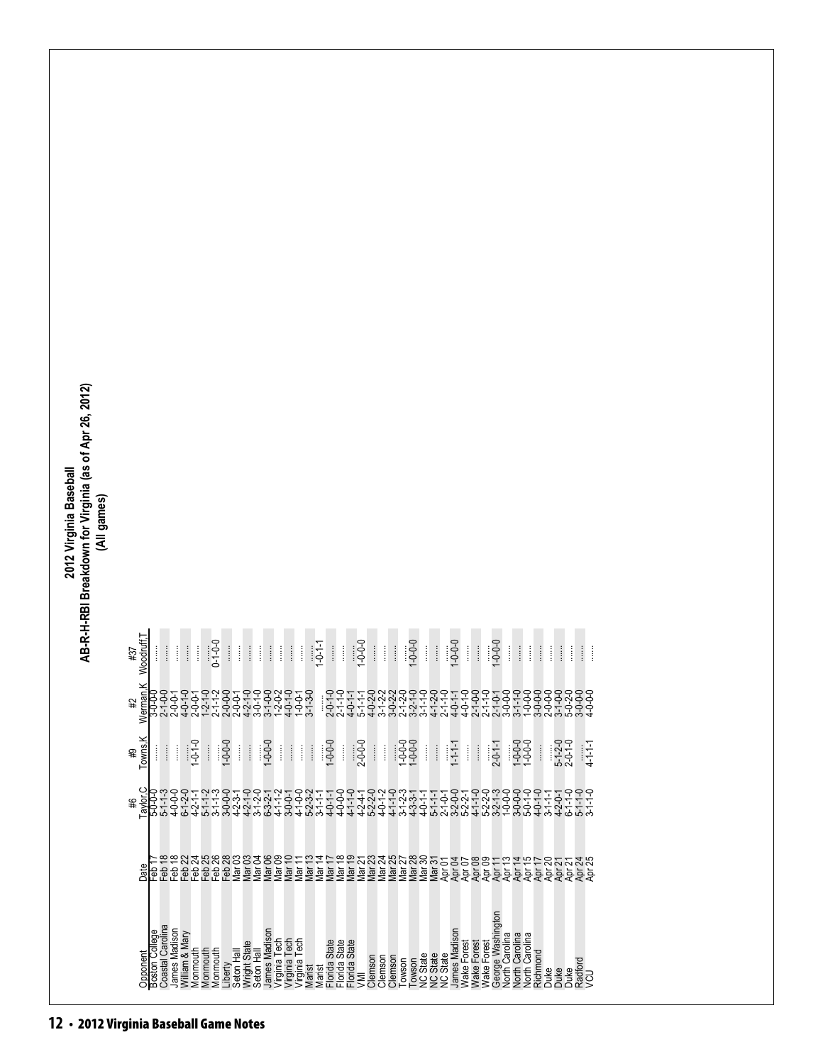# 2012 Virginia Baseball
## AB-R-H-RBI Breakdown for Virginia (as of Apr 26, 2012)
### (All games)

| Opponent | Date | #6 Taylor,C | #9 Towns,K | #2 Werman,K | #37 Woodruff,T |
|---|---|---|---|---|---|
| Boston College | Feb 17 | 5-0-0-0 | ........ | 3-0-0-0 | ........ |
| Coastal Carolina | Feb 18 | 5-1-1-3 | ........ | 2-1-0-0 | ........ |
| James Madison | Feb 18 | 4-0-0-0 | ........ | 2-0-0-1 | ........ |
| William & Mary | Feb 22 | 6-1-2-0 | ........ | 4-0-1-0 | ........ |
| Monmouth | Feb 24 | 4-2-1-1 | 1-0-1-0 | 2-0-0-1 | ........ |
| Monmouth | Feb 25 | 5-1-1-2 | ........ | 1-2-1-0 | ........ |
| Monmouth | Feb 26 | 3-1-1-3 | ........ | 2-1-1-2 | 0-1-0-0 |
| Liberty | Feb 28 | 3-0-0-0 | 1-0-0-0 | 2-0-0-0 | ........ |
| Seton Hall | Mar 03 | 4-2-3-1 | ........ | 2-0-0-1 | ........ |
| Wright State | Mar 03 | 4-2-1-0 | ........ | 4-2-1-0 | ........ |
| Seton Hall | Mar 04 | 3-1-2-0 | ........ | 3-0-1-0 | ........ |
| James Madison | Mar 06 | 6-3-2-1 | 1-0-0-0 | 3-1-0-0 | ........ |
| Virginia Tech | Mar 09 | 4-1-1-2 | ........ | 1-2-0-2 | ........ |
| Virginia Tech | Mar 10 | 3-0-0-1 | ........ | 4-0-1-0 | ........ |
| Virginia Tech | Mar 11 | 4-1-0-0 | ........ | 1-0-0-1 | ........ |
| Marist | Mar 13 | 5-2-3-2 | ........ | 3-1-3-0 | ........ |
| Marist | Mar 14 | 3-1-1-1 | ........ | ........ | 1-0-1-1 |
| Florida State | Mar 17 | 4-0-1-1 | 1-0-0-0 | 2-0-1-0 | ........ |
| Florida State | Mar 18 | 4-0-0-0 | ........ | 2-1-1-0 | ........ |
| Florida State | Mar 19 | 4-1-1-0 | ........ | 4-0-1-1 | ........ |
| VMI | Mar 21 | 4-2-4-1 | 2-0-0-0 | 5-1-1-1 | 1-0-0-0 |
| Clemson | Mar 23 | 5-2-2-0 | ........ | 4-0-2-0 | ........ |
| Clemson | Mar 24 | 4-0-1-2 | ........ | 3-1-2-2 | ........ |
| Clemson | Mar 25 | 4-1-1-0 | ........ | 3-0-2-2 | ........ |
| Towson | Mar 27 | 3-1-2-3 | 1-0-0-0 | 2-1-2-0 | ........ |
| Towson | Mar 28 | 4-3-3-1 | 1-0-0-0 | 3-2-1-0 | 1-0-0-0 |
| NC State | Mar 30 | 4-0-1-1 | ........ | 3-1-1-0 | ........ |
| NC State | Mar 31 | 5-1-1-1 | ........ | 4-1-2-0 | ........ |
| NC State | Apr 01 | 2-1-0-1 | ........ | 2-1-1-0 | ........ |
| James Madison | Apr 04 | 3-2-0-0 | 1-1-1-1 | 4-0-1-1 | 1-0-0-0 |
| Wake Forest | Apr 07 | 5-2-2-1 | ........ | 4-0-1-0 | ........ |
| Wake Forest | Apr 08 | 4-1-1-0 | ........ | 2-1-0-0 | ........ |
| Wake Forest | Apr 09 | 5-2-2-0 | ........ | 2-1-1-0 | ........ |
| George Washington | Apr 11 | 3-2-1-3 | 2-0-1-1 | 2-1-0-1 | 1-0-0-0 |
| North Carolina | Apr 13 | 1-0-0-0 | ........ | 3-0-0-0 | ........ |
| North Carolina | Apr 14 | 3-0-0-0 | 1-0-0-0 | 3-1-1-0 | ........ |
| North Carolina | Apr 15 | 5-0-1-0 | 1-0-0-0 | 1-0-0-0 | ........ |
| Richmond | Apr 17 | 4-0-1-0 | ........ | 3-0-0-0 | ........ |
| Duke | Apr 20 | 3-1-1-1 | ........ | 2-0-0-0 | ........ |
| Duke | Apr 21 | 4-2-0-1 | 5-1-2-0 | 3-1-0-0 | ........ |
| Duke | Apr 21 | 6-1-1-0 | 2-0-1-0 | 5-0-2-0 | ........ |
| Radford | Apr 24 | 5-1-1-0 | ........ | 3-0-0-0 | ........ |
| VCU | Apr 25 | 3-1-1-0 | 4-1-1-1 | 4-0-0-0 | ........ |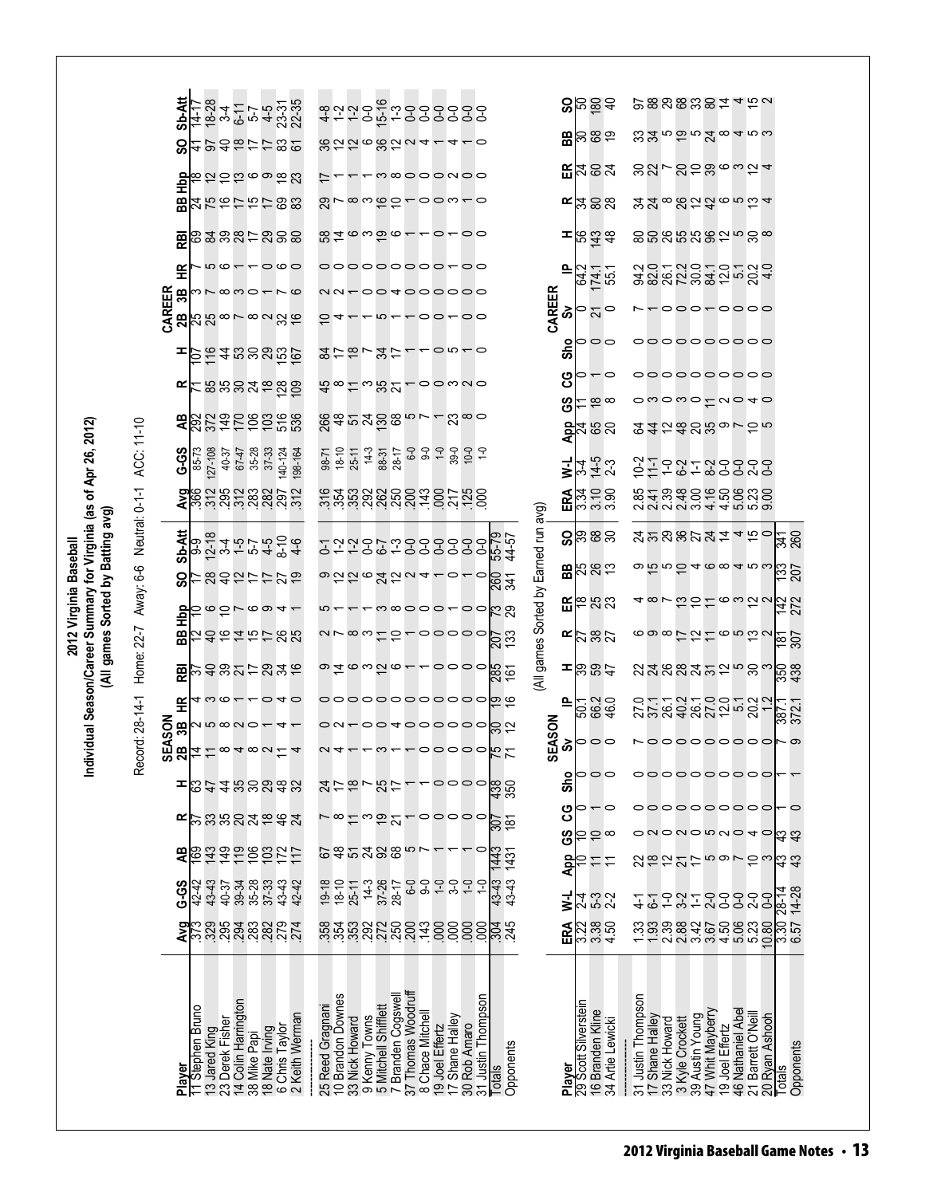# 2012 Virginia Baseball

## Individual Season/Career Summary for Virginia (as of Apr 26, 2012)

### (All games Sorted by Batting avg)

Record: 28-14-1 Home: 22-7 Away: 6-6 Neutral: 0-1-1 ACC: 11-10

| Player | SEASON Avg | G-GS | AB | R | H | 2B | 3B | HR | RBI | BB | Hbp | SO | Sb-Att | CAREER Avg | G-GS | AB | R | H | 2B | 3B | HR | RBI | BB | Hbp | SO | Sb-Att |
|---|---|---|---|---|---|---|---|---|---|---|---|---|---|---|---|---|---|---|---|---|---|---|---|---|---|---|
| 11 Stephen Bruno | .373 | 42-42 | 169 | 37 | 63 | 14 | 2 | 4 | 37 | 12 | 10 | 17 | 9-9 | .366 | 85-73 | 292 | 71 | 107 | 25 | 3 | 7 | 69 | 24 | 18 | 41 | 14-17 |
| 13 Jared King | .329 | 43-43 | 143 | 33 | 47 | 11 | 5 | 3 | 40 | 40 | 6 | 28 | 12-18 | .312 | 127-108 | 372 | 85 | 116 | 25 | 7 | 5 | 84 | 75 | 12 | 97 | 18-28 |
| 23 Derek Fisher | .295 | 40-37 | 149 | 35 | 44 | 8 | 8 | 6 | 39 | 16 | 10 | 40 | 3-4 | .295 | 40-37 | 149 | 35 | 44 | 8 | 8 | 6 | 39 | 16 | 10 | 40 | 3-4 |
| 14 Colin Harrington | .294 | 39-34 | 119 | 20 | 35 | 4 | 2 | 0 | 21 | 14 | 7 | 12 | 1-5 | .312 | 67-47 | 170 | 30 | 53 | 7 | 3 | 1 | 28 | 17 | 13 | 18 | 6-11 |
| 38 Mike Papi | .283 | 35-28 | 106 | 24 | 30 | 8 | 0 | 1 | 17 | 15 | 6 | 17 | 5-7 | .283 | 35-28 | 106 | 24 | 30 | 8 | 0 | 1 | 17 | 15 | 6 | 17 | 5-7 |
| 18 Nate Irving | .282 | 37-33 | 103 | 18 | 29 | 2 | 1 | 0 | 29 | 17 | 9 | 17 | 4-5 | .282 | 37-33 | 103 | 18 | 29 | 2 | 1 | 0 | 29 | 17 | 9 | 17 | 4-5 |
| 6 Chris Taylor | .279 | 43-43 | 172 | 46 | 48 | 11 | 4 | 4 | 34 | 26 | 4 | 27 | 8-10 | .297 | 140-124 | 516 | 128 | 153 | 32 | 7 | 6 | 90 | 69 | 18 | 83 | 23-31 |
| 2 Keith Werman | .274 | 42-42 | 117 | 24 | 32 | 4 | 1 | 0 | 16 | 25 | 1 | 19 | 4-6 | .312 | 198-164 | 536 | 109 | 167 | 16 | 6 | 0 | 80 | 83 | 23 | 61 | 22-35 |
| ---------------- | | | | | | | | | | | | | | | | | | | | | | | | | | |
| 25 Reed Gragnani | .358 | 19-18 | 67 | 7 | 24 | 2 | 0 | 0 | 9 | 2 | 5 | 9 | 0-1 | .316 | 98-71 | 266 | 45 | 84 | 10 | 2 | 0 | 58 | 29 | 17 | 36 | 4-8 |
| 10 Brandon Downes | .354 | 18-10 | 48 | 8 | 17 | 4 | 2 | 0 | 14 | 7 | 1 | 12 | 1-2 | .354 | 18-10 | 48 | 8 | 17 | 4 | 2 | 0 | 14 | 7 | 1 | 12 | 1-2 |
| 33 Nick Howard | .353 | 25-11 | 51 | 11 | 18 | 1 | 1 | 0 | 6 | 8 | 1 | 12 | 1-2 | .353 | 25-11 | 51 | 11 | 18 | 1 | 1 | 0 | 6 | 8 | 1 | 12 | 1-2 |
| 9 Kenny Towns | .292 | 14-3 | 24 | 3 | 7 | 1 | 0 | 0 | 3 | 3 | 1 | 6 | 0-0 | .292 | 14-3 | 24 | 3 | 7 | 1 | 0 | 0 | 3 | 3 | 1 | 6 | 0-0 |
| 5 Mitchell Shifflett | .272 | 37-26 | 92 | 19 | 25 | 3 | 0 | 0 | 12 | 11 | 3 | 24 | 6-7 | .262 | 88-31 | 130 | 35 | 34 | 5 | 0 | 0 | 19 | 16 | 3 | 36 | 15-16 |
| 7 Branden Cogswell | .250 | 28-17 | 68 | 21 | 17 | 1 | 4 | 0 | 6 | 10 | 8 | 12 | 1-3 | .250 | 28-17 | 68 | 21 | 17 | 1 | 4 | 0 | 6 | 10 | 8 | 12 | 1-3 |
| 37 Thomas Woodruff | .200 | 6-0 | 5 | 1 | 1 | 1 | 0 | 0 | 1 | 1 | 0 | 2 | 0-0 | .200 | 6-0 | 5 | 1 | 1 | 1 | 0 | 0 | 1 | 1 | 0 | 2 | 0-0 |
| 8 Chace Mitchell | .143 | 9-0 | 7 | 0 | 1 | 0 | 0 | 0 | 1 | 0 | 0 | 4 | 0-0 | .143 | 9-0 | 7 | 0 | 1 | 0 | 0 | 0 | 1 | 0 | 0 | 4 | 0-0 |
| 19 Joel Effertz | .000 | 1-0 | 1 | 0 | 0 | 0 | 0 | 0 | 0 | 0 | 0 | 1 | 0-0 | .000 | 1-0 | 1 | 0 | 0 | 0 | 0 | 0 | 0 | 0 | 0 | 1 | 0-0 |
| 17 Shane Halley | .000 | 3-0 | 1 | 0 | 0 | 0 | 0 | 0 | 0 | 0 | 1 | 0 | 0-0 | .217 | 39-0 | 23 | 3 | 5 | 1 | 0 | 1 | 1 | 3 | 2 | 4 | 0-0 |
| 30 Rob Amaro | .000 | 1-0 | 1 | 0 | 0 | 0 | 0 | 0 | 0 | 0 | 0 | 1 | 0-0 | .125 | 10-0 | 8 | 2 | 1 | 0 | 0 | 0 | 0 | 1 | 0 | 1 | 0-0 |
| 31 Justin Thompson | .000 | 1-0 | 0 | 0 | 0 | 0 | 0 | 0 | 0 | 0 | 0 | 0 | 0-0 | .000 | 1-0 | 0 | 0 | 0 | 0 | 0 | 0 | 0 | 0 | 0 | 0 | 0-0 |
| Totals | .304 | 43-43 | 1443 | 307 | 438 | 75 | 30 | 19 | 285 | 207 | 73 | 260 | 55-79 | | | | | | | | | | | | | |
| Opponents | .245 | 43-43 | 1431 | 181 | 350 | 71 | 12 | 16 | 161 | 133 | 29 | 341 | 44-57 | | | | | | | | | | | | | |

### (All games Sorted by Earned run avg)

| Player | SEASON ERA | W-L | App | GS | CG | Sho | Sv | IP | H | R | ER | BB | SO | CAREER ERA | W-L | App | GS | CG | Sho | Sv | IP | H | R | ER | BB | SO |
|---|---|---|---|---|---|---|---|---|---|---|---|---|---|---|---|---|---|---|---|---|---|---|---|---|---|---|
| 29 Scott Silverstein | 3.22 | 2-4 | 10 | 10 | 0 | 0 | 0 | 50.1 | 39 | 27 | 18 | 25 | 39 | 3.34 | 3-4 | 24 | 11 | 0 | 0 | 0 | 64.2 | 56 | 34 | 24 | 30 | 50 |
| 16 Branden Kline | 3.38 | 5-3 | 11 | 10 | 1 | 0 | 0 | 66.2 | 59 | 38 | 25 | 26 | 68 | 3.10 | 14-5 | 65 | 18 | 1 | 0 | 21 | 174.1 | 143 | 80 | 60 | 68 | 180 |
| 34 Artie Lewicki | 4.50 | 2-2 | 11 | 8 | 0 | 0 | 0 | 46.0 | 47 | 27 | 23 | 13 | 30 | 3.90 | 2-3 | 20 | 8 | 0 | 0 | 0 | 55.1 | 48 | 28 | 24 | 19 | 40 |
| ---------------- | | | | | | | | | | | | | | | | | | | | | | | | | | |
| 31 Justin Thompson | 1.33 | 4-1 | 22 | 0 | 0 | 0 | 7 | 27.0 | 22 | 6 | 4 | 9 | 24 | 2.85 | 10-2 | 64 | 0 | 0 | 0 | 7 | 94.2 | 80 | 34 | 30 | 33 | 97 |
| 17 Shane Halley | 1.93 | 6-1 | 18 | 2 | 0 | 0 | 0 | 37.1 | 24 | 9 | 8 | 15 | 31 | 2.41 | 11-1 | 44 | 3 | 0 | 0 | 1 | 82.0 | 50 | 24 | 22 | 34 | 88 |
| 33 Nick Howard | 2.39 | 1-0 | 12 | 0 | 0 | 0 | 0 | 26.1 | 26 | 8 | 7 | 5 | 29 | 2.39 | 1-0 | 12 | 0 | 0 | 0 | 0 | 26.1 | 26 | 8 | 7 | 5 | 29 |
| 3 Kyle Crockett | 2.88 | 3-2 | 21 | 2 | 0 | 0 | 0 | 40.2 | 28 | 17 | 13 | 10 | 36 | 2.48 | 6-2 | 48 | 3 | 0 | 0 | 0 | 72.2 | 55 | 26 | 20 | 19 | 68 |
| 39 Austin Young | 3.42 | 1-1 | 17 | 0 | 0 | 0 | 0 | 26.1 | 24 | 12 | 10 | 4 | 27 | 3.00 | 1-1 | 20 | 0 | 0 | 0 | 0 | 30.0 | 25 | 12 | 10 | 5 | 33 |
| 47 Whit Mayberry | 3.67 | 2-0 | 5 | 5 | 0 | 0 | 0 | 27.0 | 31 | 11 | 11 | 6 | 24 | 4.16 | 8-2 | 35 | 11 | 0 | 0 | 1 | 84.1 | 96 | 42 | 39 | 24 | 80 |
| 19 Joel Effertz | 4.50 | 0-0 | 9 | 2 | 0 | 0 | 0 | 12.0 | 12 | 6 | 6 | 8 | 14 | 4.50 | 0-0 | 9 | 2 | 0 | 0 | 0 | 12.0 | 12 | 6 | 6 | 8 | 14 |
| 46 Nathaniel Abel | 5.06 | 0-0 | 7 | 0 | 0 | 0 | 0 | 5.1 | 5 | 5 | 3 | 4 | 4 | 5.06 | 0-0 | 7 | 0 | 0 | 0 | 0 | 5.1 | 5 | 5 | 3 | 4 | 4 |
| 21 Barrett O'Neill | 5.23 | 2-0 | 10 | 4 | 0 | 0 | 0 | 20.2 | 30 | 13 | 12 | 5 | 15 | 5.23 | 2-0 | 10 | 4 | 0 | 0 | 0 | 20.2 | 30 | 13 | 12 | 5 | 15 |
| 20 Ryan Ashooh | 10.80 | 0-0 | 3 | 0 | 0 | 0 | 0 | 1.2 | 3 | 2 | 2 | 3 | 0 | 9.00 | 0-0 | 5 | 0 | 0 | 0 | 0 | 4.0 | 8 | 4 | 4 | 3 | 2 |
| Totals | 3.30 | 28-14 | 43 | 43 | 1 | 1 | 7 | 387.1 | 350 | 181 | 142 | 133 | 341 | | | | | | | | | | | | | |
| Opponents | 6.57 | 14-28 | 43 | 43 | 0 | 1 | 9 | 372.1 | 438 | 307 | 272 | 207 | 260 | | | | | | | | | | | | | |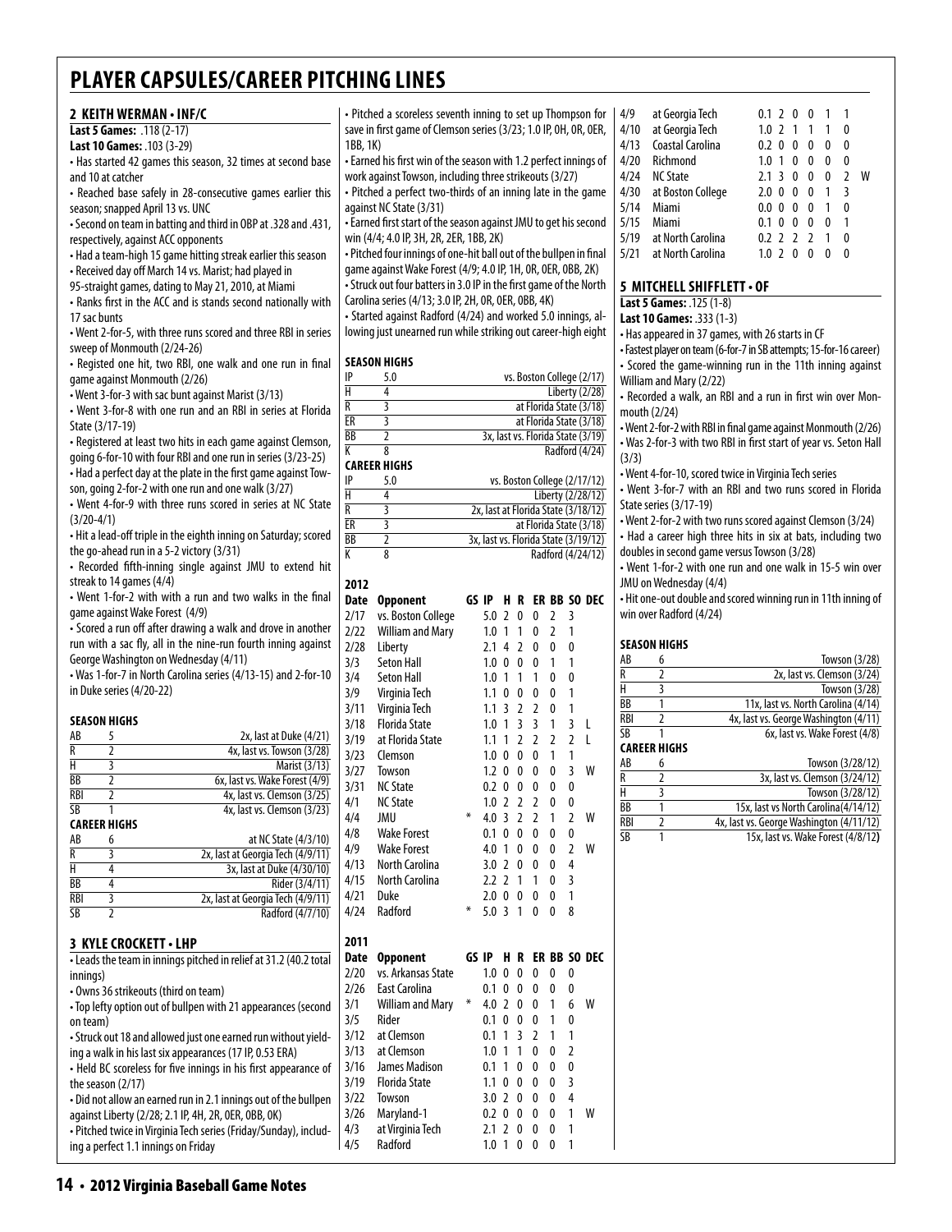# PLAYER CAPSULES/CAREER PITCHING LINES

## 2 KEITH WERMAN • INF/C

**Last 5 Games:** .118 (2-17)
**Last 10 Games:** .103 (3-29)

- Has started 42 games this season, 32 times at second base and 10 at catcher
- Reached base safely in 28-consecutive games earlier this season; snapped April 13 vs. UNC
- Second on team in batting and third in OBP at .328 and .431, respectively, against ACC opponents
- Had a team-high 15 game hitting streak earlier this season
- Received day off March 14 vs. Marist; had played in 95-straight games, dating to May 21, 2010, at Miami
- Ranks first in the ACC and is stands second nationally with 17 sac bunts
- Went 2-for-5, with three runs scored and three RBI in series sweep of Monmouth (2/24-26)
- Registed one hit, two RBI, one walk and one run in final game against Monmouth (2/26)
- Went 3-for-3 with sac bunt against Marist (3/13)
- Went 3-for-8 with one run and an RBI in series at Florida State (3/17-19)
- Registered at least two hits in each game against Clemson, going 6-for-10 with four RBI and one run in series (3/23-25)
- Had a perfect day at the plate in the first game against Towson, going 2-for-2 with one run and one walk (3/27)
- Went 4-for-9 with three runs scored in series at NC State (3/20-4/1)
- Hit a lead-off triple in the eighth inning on Saturday; scored the go-ahead run in a 5-2 victory (3/31)
- Recorded fifth-inning single against JMU to extend hit streak to 14 games (4/4)
- Went 1-for-2 with with a run and two walks in the final game against Wake Forest (4/9)
- Scored a run off after drawing a walk and drove in another run with a sac fly, all in the nine-run fourth inning against George Washington on Wednesday (4/11)
- Was 1-for-7 in North Carolina series (4/13-15) and 2-for-10 in Duke series (4/20-22)

### SEASON HIGHS

| | | |
|---|---|---|
| AB | 5 | 2x, last at Duke (4/21) |
| R | 2 | 4x, last vs. Towson (3/28) |
| H | 3 | Marist (3/13) |
| BB | 2 | 6x, last vs. Wake Forest (4/9) |
| RBI | 2 | 4x, last vs. Clemson (3/25) |
| SB | 1 | 4x, last vs. Clemson (3/23) |

### CAREER HIGHS

| | | |
|---|---|---|
| AB | 6 | at NC State (4/3/10) |
| R | 3 | 2x, last at Georgia Tech (4/9/11) |
| H | 4 | 3x, last at Duke (4/30/10) |
| BB | 4 | Rider (3/4/11) |
| RBI | 3 | 2x, last at Georgia Tech (4/9/11) |
| SB | 2 | Radford (4/7/10) |

## 3 KYLE CROCKETT • LHP

- Leads the team in innings pitched in relief at 31.2 (40.2 total innings)
- Owns 36 strikeouts (third on team)
- Top lefty option out of bullpen with 21 appearances (second on team)
- Struck out 18 and allowed just one earned run without yielding a walk in his last six appearances (17 IP, 0.53 ERA)
- Held BC scoreless for five innings in his first appearance of the season (2/17)
- Did not allow an earned run in 2.1 innings out of the bullpen against Liberty (2/28; 2.1 IP, 4H, 2R, 0ER, 0BB, 0K)
- Pitched twice in Virginia Tech series (Friday/Sunday), including a perfect 1.1 innings on Friday
- Pitched a scoreless seventh inning to set up Thompson for save in first game of Clemson series (3/23; 1.0 IP, 0H, 0R, 0ER, 1BB, 1K)
- Earned his first win of the season with 1.2 perfect innings of work against Towson, including three strikeouts (3/27)
- Pitched a perfect two-thirds of an inning late in the game against NC State (3/31)
- Earned first start of the season against JMU to get his second win (4/4; 4.0 IP, 3H, 2R, 2ER, 1BB, 2K)
- Pitched four innings of one-hit ball out of the bullpen in final game against Wake Forest (4/9; 4.0 IP, 1H, 0R, 0ER, 0BB, 2K)
- Struck out four batters in 3.0 IP in the first game of the North Carolina series (4/13; 3.0 IP, 2H, 0R, 0ER, 0BB, 4K)
- Started against Radford (4/24) and worked 5.0 innings, allowing just unearned run while striking out career-high eight

### SEASON HIGHS

| | | |
|---|---|---|
| IP | 5.0 | vs. Boston College (2/17) |
| H | 4 | Liberty (2/28) |
| R | 3 | at Florida State (3/18) |
| ER | 3 | at Florida State (3/18) |
| BB | 2 | 3x, last vs. Florida State (3/19) |
| K | 8 | Radford (4/24) |

### CAREER HIGHS

| | | |
|---|---|---|
| IP | 5.0 | vs. Boston College (2/17/12) |
| H | 4 | Liberty (2/28/12) |
| R | 3 | 2x, last at Florida State (3/18/12) |
| ER | 3 | at Florida State (3/18) |
| BB | 2 | 3x, last vs. Florida State (3/19/12) |
| K | 8 | Radford (4/24/12) |

### 2012

| Date | Opponent | GS | IP | H | R | ER | BB | SO | DEC |
|---|---|---|---|---|---|---|---|---|---|
| 2/17 | vs. Boston College | | 5.0 | 2 | 0 | 0 | 2 | 3 | |
| 2/22 | William and Mary | | 1.0 | 1 | 1 | 0 | 2 | 1 | |
| 2/28 | Liberty | | 2.1 | 4 | 2 | 0 | 0 | 0 | |
| 3/3 | Seton Hall | | 1.0 | 0 | 0 | 0 | 1 | 1 | |
| 3/4 | Seton Hall | | 1.0 | 1 | 1 | 1 | 0 | 0 | |
| 3/9 | Virginia Tech | | 1.1 | 0 | 0 | 0 | 0 | 1 | |
| 3/11 | Virginia Tech | | 1.1 | 3 | 2 | 2 | 0 | 1 | |
| 3/18 | Florida State | | 1.0 | 1 | 3 | 3 | 1 | 3 | L |
| 3/19 | at Florida State | | 1.1 | 1 | 2 | 2 | 2 | 2 | L |
| 3/23 | Clemson | | 1.0 | 0 | 0 | 0 | 1 | 1 | |
| 3/27 | Towson | | 1.2 | 0 | 0 | 0 | 0 | 3 | W |
| 3/31 | NC State | | 0.2 | 0 | 0 | 0 | 0 | 0 | |
| 4/1 | NC State | | 1.0 | 2 | 2 | 2 | 0 | 0 | |
| 4/4 | JMU | * | 4.0 | 3 | 2 | 2 | 1 | 2 | W |
| 4/8 | Wake Forest | | 0.1 | 0 | 0 | 0 | 0 | 0 | |
| 4/9 | Wake Forest | | 4.0 | 1 | 0 | 0 | 0 | 2 | W |
| 4/13 | North Carolina | | 3.0 | 2 | 0 | 0 | 0 | 4 | |
| 4/15 | North Carolina | | 2.2 | 2 | 1 | 1 | 0 | 3 | |
| 4/21 | Duke | | 2.0 | 0 | 0 | 0 | 0 | 1 | |
| 4/24 | Radford | * | 5.0 | 3 | 1 | 0 | 0 | 8 | |

### 2011

| Date | Opponent | GS | IP | H | R | ER | BB | SO | DEC |
|---|---|---|---|---|---|---|---|---|---|
| 2/20 | vs. Arkansas State | | 1.0 | 0 | 0 | 0 | 0 | 0 | |
| 2/26 | East Carolina | | 0.1 | 0 | 0 | 0 | 0 | 0 | |
| 3/1 | William and Mary | * | 4.0 | 2 | 0 | 0 | 1 | 6 | W |
| 3/5 | Rider | | 0.1 | 0 | 0 | 0 | 1 | 0 | |
| 3/12 | at Clemson | | 0.1 | 1 | 3 | 2 | 1 | 1 | |
| 3/13 | at Clemson | | 1.0 | 1 | 1 | 0 | 0 | 2 | |
| 3/16 | James Madison | | 0.1 | 1 | 0 | 0 | 0 | 0 | |
| 3/19 | Florida State | | 1.1 | 0 | 0 | 0 | 0 | 3 | |
| 3/22 | Towson | | 3.0 | 2 | 0 | 0 | 0 | 4 | |
| 3/26 | Maryland-1 | | 0.2 | 0 | 0 | 0 | 0 | 1 | W |
| 4/3 | at Virginia Tech | | 2.1 | 2 | 0 | 0 | 0 | 1 | |
| 4/5 | Radford | | 1.0 | 1 | 0 | 0 | 0 | 1 | |
| 4/9 | at Georgia Tech | | 0.1 | 2 | 0 | 0 | 1 | 1 | |
| 4/10 | at Georgia Tech | | 1.0 | 2 | 1 | 1 | 1 | 0 | |
| 4/13 | Coastal Carolina | | 0.2 | 0 | 0 | 0 | 0 | 0 | |
| 4/20 | Richmond | | 1.0 | 1 | 0 | 0 | 0 | 0 | |
| 4/24 | NC State | | 2.1 | 3 | 0 | 0 | 0 | 2 | W |
| 4/30 | at Boston College | | 2.0 | 0 | 0 | 0 | 1 | 3 | |
| 5/14 | Miami | | 0.0 | 0 | 0 | 0 | 1 | 0 | |
| 5/15 | Miami | | 0.1 | 0 | 0 | 0 | 0 | 1 | |
| 5/19 | at North Carolina | | 0.2 | 2 | 2 | 2 | 1 | 0 | |
| 5/21 | at North Carolina | | 1.0 | 2 | 0 | 0 | 0 | 0 | |

## 5 MITCHELL SHIFFLETT • OF

**Last 5 Games:** .125 (1-8)
**Last 10 Games:** .333 (1-3)

- Has appeared in 37 games, with 26 starts in CF
- Fastest player on team (6-for-7 in SB attempts; 15-for-16 career)
- Scored the game-winning run in the 11th inning against William and Mary (2/22)
- Recorded a walk, an RBI and a run in first win over Monmouth (2/24)
- Went 2-for-2 with RBI in final game against Monmouth (2/26)
- Was 2-for-3 with two RBI in first start of year vs. Seton Hall (3/3)
- Went 4-for-10, scored twice in Virginia Tech series
- Went 3-for-7 with an RBI and two runs scored in Florida State series (3/17-19)
- Went 2-for-2 with two runs scored against Clemson (3/24)
- Had a career high three hits in six at bats, including two doubles in second game versus Towson (3/28)
- Went 1-for-2 with one run and one walk in 15-5 win over JMU on Wednesday (4/4)
- Hit one-out double and scored winning run in 11th inning of win over Radford (4/24)

### SEASON HIGHS

| | | |
|---|---|---|
| AB | 6 | Towson (3/28) |
| R | 2 | 2x, last vs. Clemson (3/24) |
| H | 3 | Towson (3/28) |
| BB | 1 | 11x, last vs. North Carolina (4/14) |
| RBI | 2 | 4x, last vs. George Washington (4/11) |
| SB | 1 | 6x, last vs. Wake Forest (4/8) |

### CAREER HIGHS

| | | |
|---|---|---|
| AB | 6 | Towson (3/28/12) |
| R | 2 | 3x, last vs. Clemson (3/24/12) |
| H | 3 | Towson (3/28/12) |
| BB | 1 | 15x, last vs North Carolina(4/14/12) |
| RBI | 2 | 4x, last vs. George Washington (4/11/12) |
| SB | 1 | 15x, last vs. Wake Forest (4/8/12) |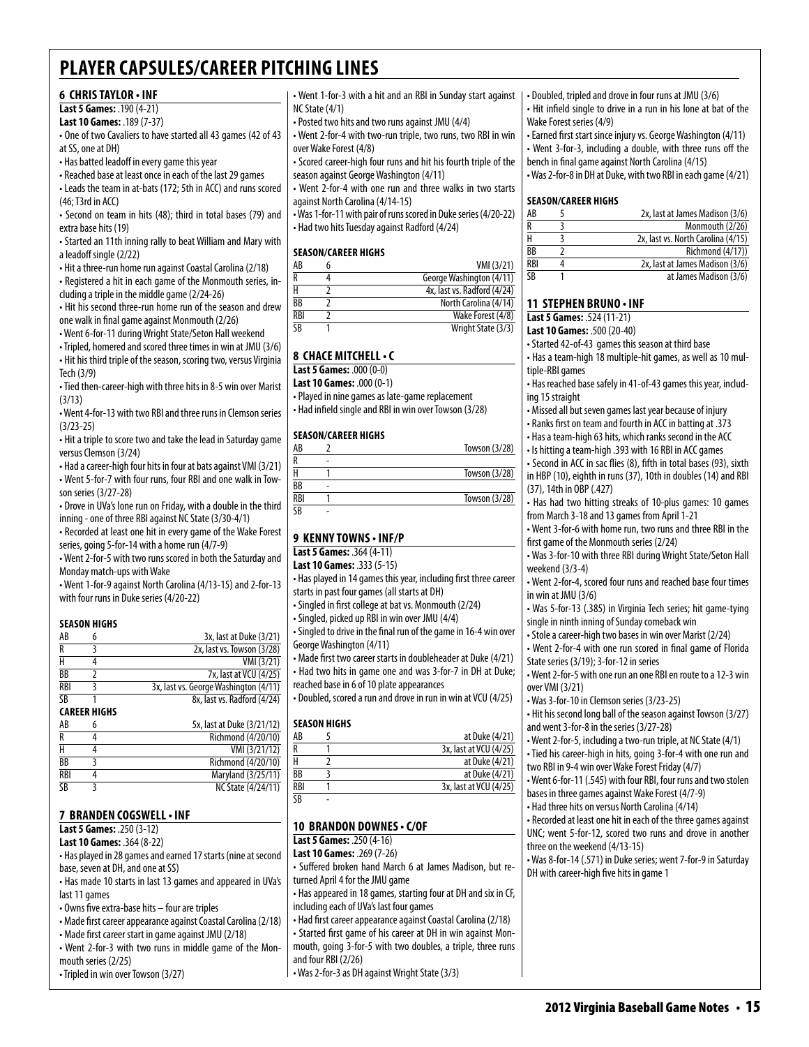# PLAYER CAPSULES/CAREER PITCHING LINES

## 6 CHRIS TAYLOR • INF

**Last 5 Games:** .190 (4-21)
**Last 10 Games:** .189 (7-37)

- One of two Cavaliers to have started all 43 games (42 of 43 at SS, one at DH)
- Has batted leadoff in every game this year
- Reached base at least once in each of the last 29 games
- Leads the team in at-bats (172; 5th in ACC) and runs scored (46; T3rd in ACC)
- Second on team in hits (48); third in total bases (79) and extra base hits (19)
- Started an 11th inning rally to beat William and Mary with a leadoff single (2/22)
- Hit a three-run home run against Coastal Carolina (2/18)
- Registered a hit in each game of the Monmouth series, including a triple in the middle game (2/24-26)
- Hit his second three-run home run of the season and drew one walk in final game against Monmouth (2/26)
- Went 6-for-11 during Wright State/Seton Hall weekend
- Tripled, homered and scored three times in win at JMU (3/6)
- Hit his third triple of the season, scoring two, versus Virginia Tech (3/9)
- Tied then-career-high with three hits in 8-5 win over Marist (3/13)
- Went 4-for-13 with two RBI and three runs in Clemson series (3/23-25)
- Hit a triple to score two and take the lead in Saturday game versus Clemson (3/24)
- Had a career-high four hits in four at bats against VMI (3/21)
- Went 5-for-7 with four runs, four RBI and one walk in Towson series (3/27-28)
- Drove in UVa's lone run on Friday, with a double in the third inning - one of three RBI against NC State (3/30-4/1)
- Recorded at least one hit in every game of the Wake Forest series, going 5-for-14 with a home run (4/7-9)
- Went 2-for-5 with two runs scored in both the Saturday and Monday match-ups with Wake
- Went 1-for-9 against North Carolina (4/13-15) and 2-for-13 with four runs in Duke series (4/20-22)

**SEASON HIGHS**

| | | |
|---|---|---|
| AB | 6 | 3x, last at Duke (3/21) |
| R | 3 | 2x, last vs. Towson (3/28) |
| H | 4 | VMI (3/21) |
| BB | 2 | 7x, last at VCU (4/25) |
| RBI | 3 | 3x, last vs. George Washington (4/11) |
| SB | 1 | 8x, last vs. Radford (4/24) |

**CAREER HIGHS**

| | | |
|---|---|---|
| AB | 6 | 5x, last at Duke (3/21/12) |
| R | 4 | Richmond (4/20/10) |
| H | 4 | VMI (3/21/12) |
| BB | 3 | Richmond (4/20/10) |
| RBI | 4 | Maryland (3/25/11) |
| SB | 3 | NC State (4/24/11) |

## 7 BRANDEN COGSWELL • INF

**Last 5 Games:** .250 (3-12)
**Last 10 Games:** .364 (8-22)

- Has played in 28 games and earned 17 starts (nine at second base, seven at DH, and one at SS)
- Has made 10 starts in last 13 games and appeared in UVa's last 11 games
- Owns five extra-base hits – four are triples
- Made first career appearance against Coastal Carolina (2/18)
- Made first career start in game against JMU (2/18)
- Went 2-for-3 with two runs in middle game of the Monmouth series (2/25)
- Tripled in win over Towson (3/27)
- Went 1-for-3 with a hit and an RBI in Sunday start against NC State (4/1)
- Posted two hits and two runs against JMU (4/4)
- Went 2-for-4 with two-run triple, two runs, two RBI in win over Wake Forest (4/8)
- Scored career-high four runs and hit his fourth triple of the season against George Washington (4/11)
- Went 2-for-4 with one run and three walks in two starts against North Carolina (4/14-15)
- Was 1-for-11 with pair of runs scored in Duke series (4/20-22)
- Had two hits Tuesday against Radford (4/24)

**SEASON/CAREER HIGHS**

| | | |
|---|---|---|
| AB | 6 | VMI (3/21) |
| R | 4 | George Washington (4/11) |
| H | 2 | 4x, last vs. Radford (4/24) |
| BB | 2 | North Carolina (4/14) |
| RBI | 2 | Wake Forest (4/8) |
| SB | 1 | Wright State (3/3) |

## 8 CHACE MITCHELL • C

**Last 5 Games:** .000 (0-0)
**Last 10 Games:** .000 (0-1)

- Played in nine games as late-game replacement
- Had infield single and RBI in win over Towson (3/28)

**SEASON/CAREER HIGHS**

| | | |
|---|---|---|
| AB | 2 | Towson (3/28) |
| R | - | |
| H | 1 | Towson (3/28) |
| BB | - | |
| RBI | 1 | Towson (3/28) |
| SB | - | |

## 9 KENNY TOWNS • INF/P

**Last 5 Games:** .364 (4-11)
**Last 10 Games:** .333 (5-15)

- Has played in 14 games this year, including first three career starts in past four games (all starts at DH)
- Singled in first college at bat vs. Monmouth (2/24)
- Singled, picked up RBI in win over JMU (4/4)
- Singled to drive in the final run of the game in 16-4 win over George Washington (4/11)
- Made first two career starts in doubleheader at Duke (4/21)
- Had two hits in game one and was 3-for-7 in DH at Duke; reached base in 6 of 10 plate appearances
- Doubled, scored a run and drove in run in win at VCU (4/25)

**SEASON HIGHS**

| | | |
|---|---|---|
| AB | 5 | at Duke (4/21) |
| R | 1 | 3x, last at VCU (4/25) |
| H | 2 | at Duke (4/21) |
| BB | 3 | at Duke (4/21) |
| RBI | 1 | 3x, last at VCU (4/25) |
| SB | - | |

## 10 BRANDON DOWNES • C/OF

**Last 5 Games:** .250 (4-16)
**Last 10 Games:** .269 (7-26)

- Suffered broken hand March 6 at James Madison, but returned April 4 for the JMU game
- Has appeared in 18 games, starting four at DH and six in CF, including each of UVa's last four games
- Had first career appearance against Coastal Carolina (2/18)
- Started first game of his career at DH in win against Monmouth, going 3-for-5 with two doubles, a triple, three runs and four RBI (2/26)
- Was 2-for-3 as DH against Wright State (3/3)
- Doubled, tripled and drove in four runs at JMU (3/6)
- Hit infield single to drive in a run in his lone at bat of the Wake Forest series (4/9)
- Earned first start since injury vs. George Washington (4/11)
- Went 3-for-3, including a double, with three runs off the bench in final game against North Carolina (4/15)
- Was 2-for-8 in DH at Duke, with two RBI in each game (4/21)

**SEASON/CAREER HIGHS**

| | | |
|---|---|---|
| AB | 5 | 2x, last at James Madison (3/6) |
| R | 3 | Monmouth (2/26) |
| H | 3 | 2x, last vs. North Carolina (4/15) |
| BB | 2 | Richmond (4/17)) |
| RBI | 4 | 2x, last at James Madison (3/6) |
| SB | 1 | at James Madison (3/6) |

## 11 STEPHEN BRUNO • INF

**Last 5 Games:** .524 (11-21)
**Last 10 Games:** .500 (20-40)

- Started 42-of-43 games this season at third base
- Has a team-high 18 multiple-hit games, as well as 10 multiple-RBI games
- Has reached base safely in 41-of-43 games this year, including 15 straight
- Missed all but seven games last year because of injury
- Ranks first on team and fourth in ACC in batting at .373
- Has a team-high 63 hits, which ranks second in the ACC
- Is hitting a team-high .393 with 16 RBI in ACC games
- Second in ACC in sac flies (8), fifth in total bases (93), sixth in HBP (10), eighth in runs (37), 10th in doubles (14) and RBI (37), 14th in OBP (.427)
- Has had two hitting streaks of 10-plus games: 10 games from March 3-18 and 13 games from April 1-21
- Went 3-for-6 with home run, two runs and three RBI in the first game of the Monmouth series (2/24)
- Was 3-for-10 with three RBI during Wright State/Seton Hall weekend (3/3-4)
- Went 2-for-4, scored four runs and reached base four times in win at JMU (3/6)
- Was 5-for-13 (.385) in Virginia Tech series; hit game-tying single in ninth inning of Sunday comeback win
- Stole a career-high two bases in win over Marist (2/24)
- Went 2-for-4 with one run scored in final game of Florida State series (3/19); 3-for-12 in series
- Went 2-for-5 with one run an one RBI en route to a 12-3 win over VMI (3/21)
- Was 3-for-10 in Clemson series (3/23-25)
- Hit his second long ball of the season against Towson (3/27) and went 3-for-8 in the series (3/27-28)
- Went 2-for-5, including a two-run triple, at NC State (4/1)
- Tied his career-high in hits, going 3-for-4 with one run and two RBI in 9-4 win over Wake Forest Friday (4/7)
- Went 6-for-11 (.545) with four RBI, four runs and two stolen bases in three games against Wake Forest (4/7-9)
- Had three hits on versus North Carolina (4/14)
- Recorded at least one hit in each of the three games against UNC; went 5-for-12, scored two runs and drove in another three on the weekend (4/13-15)
- Was 8-for-14 (.571) in Duke series; went 7-for-9 in Saturday DH with career-high five hits in game 1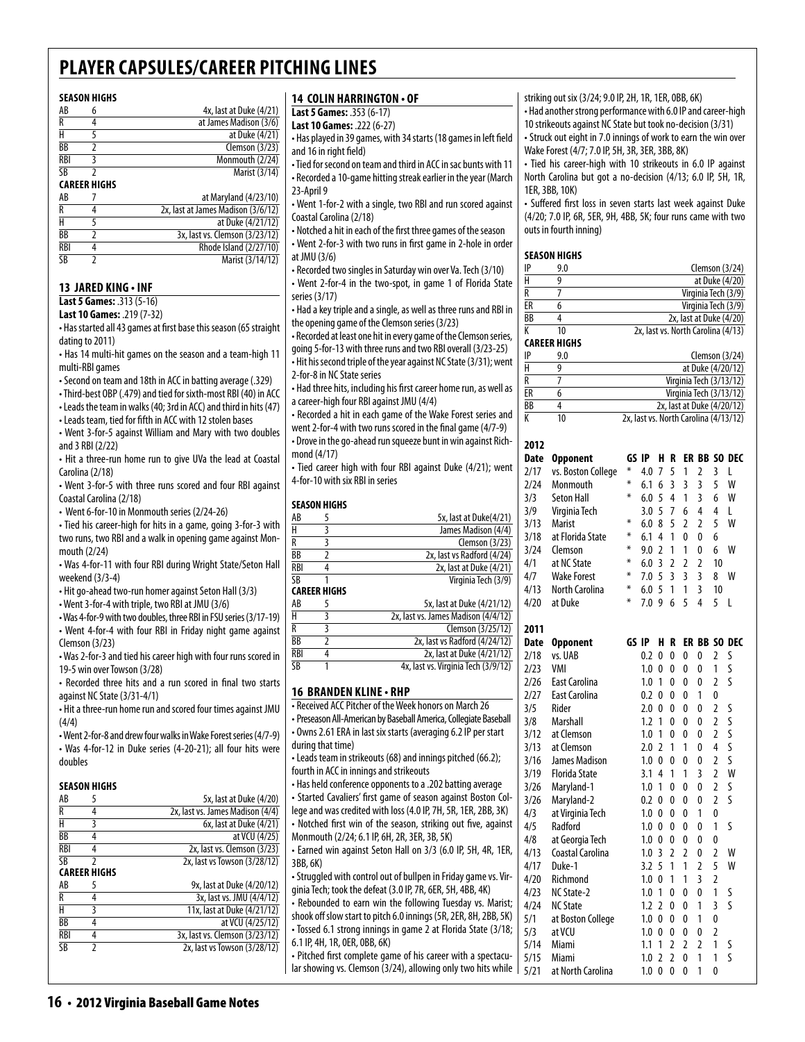# PLAYER CAPSULES/CAREER PITCHING LINES

**SEASON HIGHS**

| | | |
|---|---|---|
| AB | 6 | 4x, last at Duke (4/21) |
| R | 4 | at James Madison (3/6) |
| H | 5 | at Duke (4/21) |
| BB | 2 | Clemson (3/23) |
| RBI | 3 | Monmouth (2/24) |
| SB | 2 | Marist (3/14) |

**CAREER HIGHS**

| | | |
|---|---|---|
| AB | 7 | at Maryland (4/23/10) |
| R | 4 | 2x, last at James Madison (3/6/12) |
| H | 5 | at Duke (4/21/12) |
| BB | 2 | 3x, last vs. Clemson (3/23/12) |
| RBI | 4 | Rhode Island (2/27/10) |
| SB | 2 | Marist (3/14/12) |

## 13 JARED KING • INF

**Last 5 Games:** .313 (5-16)
**Last 10 Games:** .219 (7-32)

- Has started all 43 games at first base this season (65 straight dating to 2011)
- Has 14 multi-hit games on the season and a team-high 11 multi-RBI games
- Second on team and 18th in ACC in batting average (.329)
- Third-best OBP (.479) and tied for sixth-most RBI (40) in ACC
- Leads the team in walks (40; 3rd in ACC) and third in hits (47)
- Leads team, tied for fifth in ACC with 12 stolen bases
- Went 3-for-5 against William and Mary with two doubles and 3 RBI (2/22)
- Hit a three-run home run to give UVa the lead at Coastal Carolina (2/18)
- Went 3-for-5 with three runs scored and four RBI against Coastal Carolina (2/18)
- Went 6-for-10 in Monmouth series (2/24-26)
- Tied his career-high for hits in a game, going 3-for-3 with two runs, two RBI and a walk in opening game against Monmouth (2/24)
- Was 4-for-11 with four RBI during Wright State/Seton Hall weekend (3/3-4)
- Hit go-ahead two-run homer against Seton Hall (3/3)
- Went 3-for-4 with triple, two RBI at JMU (3/6)
- Was 4-for-9 with two doubles, three RBI in FSU series (3/17-19)
- Went 4-for-4 with four RBI in Friday night game against Clemson (3/23)
- Was 2-for-3 and tied his career high with four runs scored in 19-5 win over Towson (3/28)
- Recorded three hits and a run scored in final two starts against NC State (3/31-4/1)
- Hit a three-run home run and scored four times against JMU (4/4)
- Went 2-for-8 and drew four walks in Wake Forest series (4/7-9)
- Was 4-for-12 in Duke series (4-20-21); all four hits were doubles

**SEASON HIGHS**

| | | |
|---|---|---|
| AB | 5 | 5x, last at Duke (4/20) |
| R | 4 | 2x, last vs. James Madison (4/4) |
| H | 3 | 6x, last at Duke (4/21) |
| BB | 4 | at VCU (4/25) |
| RBI | 4 | 2x, last vs. Clemson (3/23) |
| SB | 2 | 2x, last vs Towson (3/28/12) |

**CAREER HIGHS**

| | | |
|---|---|---|
| AB | 5 | 9x, last at Duke (4/20/12) |
| R | 4 | 3x, last vs. JMU (4/4/12) |
| H | 3 | 11x, last at Duke (4/21/12) |
| BB | 4 | at VCU (4/25/12) |
| RBI | 4 | 3x, last vs. Clemson (3/23/12) |
| SB | 2 | 2x, last vs Towson (3/28/12) |

## 14 COLIN HARRINGTON • OF

**Last 5 Games:** .353 (6-17)
**Last 10 Games:** .222 (6-27)

- Has played in 39 games, with 34 starts (18 games in left field and 16 in right field)
- Tied for second on team and third in ACC in sac bunts with 11
- Recorded a 10-game hitting streak earlier in the year (March 23-April 9
- Went 1-for-2 with a single, two RBI and run scored against Coastal Carolina (2/18)
- Notched a hit in each of the first three games of the season
- Went 2-for-3 with two runs in first game in 2-hole in order at JMU (3/6)
- Recorded two singles in Saturday win over Va. Tech (3/10)
- Went 2-for-4 in the two-spot, in game 1 of Florida State series (3/17)
- Had a key triple and a single, as well as three runs and RBI in the opening game of the Clemson series (3/23)
- Recorded at least one hit in every game of the Clemson series, going 5-for-13 with three runs and two RBI overall (3/23-25)
- Hit his second triple of the year against NC State (3/31); went 2-for-8 in NC State series
- Had three hits, including his first career home run, as well as a career-high four RBI against JMU (4/4)
- Recorded a hit in each game of the Wake Forest series and went 2-for-4 with two runs scored in the final game (4/7-9)
- Drove in the go-ahead run squeeze bunt in win against Richmond (4/17)
- Tied career high with four RBI against Duke (4/21); went 4-for-10 with six RBI in series

**SEASON HIGHS**

| | | |
|---|---|---|
| AB | 5 | 5x, last at Duke(4/21) |
| H | 3 | James Madison (4/4) |
| R | 3 | Clemson (3/23) |
| BB | 2 | 2x, last vs Radford (4/24) |
| RBI | 4 | 2x, last at Duke (4/21) |
| SB | 1 | Virginia Tech (3/9) |

**CAREER HIGHS**

| | | |
|---|---|---|
| AB | 5 | 5x, last at Duke (4/21/12) |
| H | 3 | 2x, last vs. James Madison (4/4/12) |
| R | 3 | Clemson (3/25/12) |
| BB | 2 | 2x, last vs Radford (4/24/12) |
| RBI | 4 | 2x, last at Duke (4/21/12) |
| SB | 1 | 4x, last vs. Virginia Tech (3/9/12) |

## 16 BRANDEN KLINE • RHP

- Received ACC Pitcher of the Week honors on March 26
- Preseason All-American by Baseball America, Collegiate Baseball
- Owns 2.61 ERA in last six starts (averaging 6.2 IP per start during that time)
- Leads team in strikeouts (68) and innings pitched (66.2); fourth in ACC in innings and strikeouts
- Has held conference opponents to a .202 batting average
- Started Cavaliers' first game of season against Boston College and was credited with loss (4.0 IP, 7H, 5R, 1ER, 2BB, 3K)
- Notched first win of the season, striking out five, against Monmouth (2/24; 6.1 IP, 6H, 2R, 3ER, 3B, 5K)
- Earned win against Seton Hall on 3/3 (6.0 IP, 5H, 4R, 1ER, 3BB, 6K)
- Struggled with control out of bullpen in Friday game vs. Virginia Tech; took the defeat (3.0 IP, 7R, 6ER, 5H, 4BB, 4K)
- Rebounded to earn win the following Tuesday vs. Marist; shook off slow start to pitch 6.0 innings (5R, 2ER, 8H, 2BB, 5K)
- Tossed 6.1 strong innings in game 2 at Florida State (3/18; 6.1 IP, 4H, 1R, 0ER, 0BB, 6K)
- Pitched first complete game of his career with a spectacular showing vs. Clemson (3/24), allowing only two hits while striking out six (3/24; 9.0 IP, 2H, 1R, 1ER, 0BB, 6K)
- Had another strong performance with 6.0 IP and career-high 10 strikeouts against NC State but took no-decision (3/31)
- Struck out eight in 7.0 innings of work to earn the win over Wake Forest (4/7; 7.0 IP, 5H, 3R, 3ER, 3BB, 8K)
- Tied his career-high with 10 strikeouts in 6.0 IP against North Carolina but got a no-decision (4/13; 6.0 IP, 5H, 1R, 1ER, 3BB, 10K)
- Suffered first loss in seven starts last week against Duke (4/20; 7.0 IP, 6R, 5ER, 9H, 4BB, 5K; four runs came with two outs in fourth inning)

**SEASON HIGHS**

| | | |
|---|---|---|
| IP | 9.0 | Clemson (3/24) |
| H | 9 | at Duke (4/20) |
| R | 7 | Virginia Tech (3/9) |
| ER | 6 | Virginia Tech (3/9) |
| BB | 4 | 2x, last at Duke (4/20) |
| K | 10 | 2x, last vs. North Carolina (4/13) |

**CAREER HIGHS**

| | | |
|---|---|---|
| IP | 9.0 | Clemson (3/24) |
| H | 9 | at Duke (4/20/12) |
| R | 7 | Virginia Tech (3/13/12) |
| ER | 6 | Virginia Tech (3/13/12) |
| BB | 4 | 2x, last at Duke (4/20/12) |
| K | 10 | 2x, last vs. North Carolina (4/13/12) |

**2012**

| Date | Opponent | GS | IP | H | R | ER | BB | SO | DEC |
|---|---|---|---|---|---|---|---|---|---|
| 2/17 | vs. Boston College | * | 4.0 | 7 | 5 | 1 | 2 | 3 | L |
| 2/24 | Monmouth | * | 6.1 | 6 | 3 | 3 | 3 | 5 | W |
| 3/3 | Seton Hall | * | 6.0 | 5 | 4 | 1 | 3 | 6 | W |
| 3/9 | Virginia Tech | | 3.0 | 5 | 7 | 6 | 4 | 4 | L |
| 3/13 | Marist | * | 6.0 | 8 | 5 | 2 | 2 | 5 | W |
| 3/18 | at Florida State | * | 6.1 | 4 | 1 | 0 | 0 | 6 | |
| 3/24 | Clemson | * | 9.0 | 2 | 1 | 1 | 0 | 6 | W |
| 4/1 | at NC State | * | 6.0 | 3 | 2 | 2 | 2 | 10 | |
| 4/7 | Wake Forest | * | 7.0 | 5 | 3 | 3 | 3 | 8 | W |
| 4/13 | North Carolina | * | 6.0 | 5 | 1 | 1 | 3 | 10 | |
| 4/20 | at Duke | * | 7.0 | 9 | 6 | 5 | 4 | 5 | L |

**2011**

| Date | Opponent | GS | IP | H | R | ER | BB | SO | DEC |
|---|---|---|---|---|---|---|---|---|---|
| 2/18 | vs. UAB | | 0.2 | 0 | 0 | 0 | 0 | 2 | S |
| 2/23 | VMI | | 1.0 | 0 | 0 | 0 | 0 | 1 | S |
| 2/26 | East Carolina | | 1.0 | 1 | 0 | 0 | 0 | 2 | S |
| 2/27 | East Carolina | | 0.2 | 0 | 0 | 0 | 1 | 0 | |
| 3/5 | Rider | | 2.0 | 0 | 0 | 0 | 0 | 2 | S |
| 3/8 | Marshall | | 1.2 | 1 | 0 | 0 | 0 | 2 | S |
| 3/12 | at Clemson | | 1.0 | 1 | 0 | 0 | 0 | 2 | S |
| 3/13 | at Clemson | | 2.0 | 2 | 1 | 1 | 0 | 4 | S |
| 3/16 | James Madison | | 1.0 | 0 | 0 | 0 | 0 | 2 | S |
| 3/19 | Florida State | | 3.1 | 4 | 1 | 1 | 3 | 2 | W |
| 3/26 | Maryland-1 | | 1.0 | 1 | 0 | 0 | 0 | 2 | S |
| 3/26 | Maryland-2 | | 0.2 | 0 | 0 | 0 | 0 | 2 | S |
| 4/3 | at Virginia Tech | | 1.0 | 0 | 0 | 0 | 1 | 0 | |
| 4/5 | Radford | | 1.0 | 0 | 0 | 0 | 0 | 1 | S |
| 4/8 | at Georgia Tech | | 1.0 | 0 | 0 | 0 | 0 | 0 | |
| 4/13 | Coastal Carolina | | 1.0 | 3 | 2 | 2 | 0 | 2 | W |
| 4/17 | Duke-1 | | 3.2 | 5 | 1 | 1 | 2 | 5 | W |
| 4/20 | Richmond | | 1.0 | 0 | 1 | 1 | 3 | 2 | |
| 4/23 | NC State-2 | | 1.0 | 1 | 0 | 0 | 0 | 1 | S |
| 4/24 | NC State | | 1.2 | 2 | 0 | 0 | 1 | 3 | S |
| 5/1 | at Boston College | | 1.0 | 0 | 0 | 0 | 1 | 0 | |
| 5/3 | at VCU | | 1.0 | 0 | 0 | 0 | 0 | 2 | |
| 5/14 | Miami | | 1.1 | 1 | 2 | 2 | 2 | 1 | S |
| 5/15 | Miami | | 1.0 | 2 | 2 | 0 | 1 | 1 | S |
| 5/21 | at North Carolina | | 1.0 | 0 | 0 | 0 | 1 | 0 | |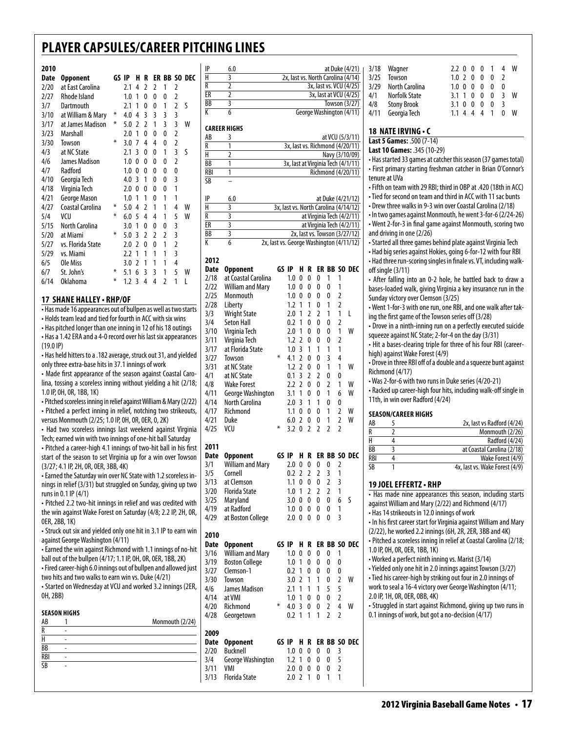# PLAYER CAPSULES/CAREER PITCHING LINES

**2010**

| Date | Opponent | GS | IP | H | R | ER | BB | SO | DEC |
|---|---|---|---|---|---|---|---|---|---|
| 2/20 | at East Carolina | | 2.1 | 4 | 2 | 2 | 1 | 2 | |
| 2/27 | Rhode Island | | 1.0 | 1 | 0 | 0 | 0 | 2 | |
| 3/7 | Dartmouth | | 2.1 | 1 | 0 | 0 | 1 | 2 | S |
| 3/10 | at William & Mary | * | 4.0 | 4 | 3 | 3 | 3 | 3 | |
| 3/17 | at James Madison | * | 5.0 | 2 | 2 | 1 | 3 | 3 | W |
| 3/23 | Marshall | | 2.0 | 1 | 0 | 0 | 0 | 2 | |
| 3/30 | Towson | * | 3.0 | 7 | 4 | 4 | 0 | 2 | |
| 4/3 | at NC State | | 2.1 | 3 | 0 | 0 | 1 | 3 | S |
| 4/6 | James Madison | | 1.0 | 0 | 0 | 0 | 0 | 2 | |
| 4/7 | Radford | | 1.0 | 0 | 0 | 0 | 0 | 0 | |
| 4/10 | Georgia Tech | | 4.0 | 3 | 1 | 0 | 0 | 3 | |
| 4/18 | Virginia Tech | | 2.0 | 0 | 0 | 0 | 0 | 1 | |
| 4/21 | George Mason | | 1.0 | 1 | 1 | 0 | 1 | 1 | |
| 4/27 | Coastal Carolina | * | 5.0 | 4 | 2 | 1 | 1 | 4 | W |
| 5/4 | VCU | * | 6.0 | 5 | 4 | 4 | 1 | 5 | W |
| 5/15 | North Carolina | | 3.0 | 1 | 0 | 0 | 0 | 3 | |
| 5/20 | at Miami | * | 5.0 | 3 | 2 | 2 | 2 | 3 | |
| 5/27 | vs. Florida State | | 2.0 | 2 | 0 | 0 | 1 | 2 | |
| 5/29 | vs. Miami | | 2.2 | 1 | 1 | 1 | 1 | 3 | |
| 6/5 | Ole Miss | | 3.0 | 2 | 1 | 1 | 1 | 4 | |
| 6/7 | St. John's | * | 5.1 | 6 | 3 | 3 | 1 | 5 | W |
| 6/14 | Oklahoma | * | 1.2 | 3 | 4 | 4 | 2 | 1 | L |

## 17 SHANE HALLEY • RHP/OF

- Has made 16 appearances out of bullpen as well as two starts
- Holds team lead and tied for fourth in ACC with six wins
- Has pitched longer than one inning in 12 of his 18 outings
- Has a 1.42 ERA and a 4-0 record over his last six appearances (19.0 IP)
- Has held hitters to a .182 average, struck out 31, and yielded only three extra-base hits in 37.1 innings of work
- Made first appearance of the season against Coastal Carolina, tossing a scoreless inning without yielding a hit (2/18; 1.0 IP, 0H, 0R, 1BB, 1K)
- Pitched scoreless inning in relief against William & Mary (2/22)
- Pitched a perfect inning in relief, notching two strikeouts, versus Monmouth (2/25; 1.0 IP, 0H, 0R, 0ER, 0, 2K)
- Had two scoreless innings last weekend against Virginia Tech; earned win with two innings of one-hit ball Saturday
- Pitched a career-high 4.1 innings of two-hit ball in his first start of the season to set Virginia up for a win over Towson (3/27; 4.1 IP, 2H, 0R, 0ER, 3BB, 4K)
- Earned the Saturday win over NC State with 1.2 scoreless innings in relief (3/31) but struggled on Sunday, giving up two runs in 0.1 IP (4/1)
- Pitched 2.2 two-hit innings in relief and was credited with the win against Wake Forest on Saturday (4/8; 2.2 IP, 2H, 0R, 0ER, 2BB, 1K)
- Struck out six and yielded only one hit in 3.1 IP to earn win against George Washington (4/11)
- Earned the win against Richmond with 1.1 innings of no-hit ball out of the bullpen (4/17; 1.1 IP, 0H, 0R, 0ER, 1BB, 2K)
- Fired career-high 6.0 innings out of bullpen and allowed just two hits and two walks to earn win vs. Duke (4/21)
- Started on Wednesday at VCU and worked 3.2 innings (2ER, 0H, 2BB)

**SEASON HIGHS**

| | | |
|---|---|---|
| AB | 1 | Monmouth (2/24) |
| R | - | |
| H | - | |
| BB | - | |
| RBI | - | |
| SB | - | |

| | | |
|---|---|---|
| IP | 6.0 | at Duke (4/21) |
| H | 3 | 2x, last vs. North Carolina (4/14) |
| R | 2 | 3x, last vs. VCU (4/25) |
| ER | 2 | 3x, last at VCU (4/25) |
| BB | 3 | Towson (3/27) |
| K | 6 | George Washington (4/11) |

**CAREER HIGHS**

| | | |
|---|---|---|
| AB | 3 | at VCU (5/3/11) |
| R | 1 | 3x, last vs. Richmond (4/20/11) |
| H | 2 | Navy (3/10/09) |
| BB | 1 | 3x, last at Virginia Tech (4/1/11) |
| RBI | 1 | Richmond (4/20/11) |
| SB | – | |

| | | |
|---|---|---|
| IP | 6.0 | at Duke (4/21/12) |
| H | 3 | 3x, last vs. North Carolina (4/14/12) |
| R | 3 | at Virginia Tech (4/2/11) |
| ER | 3 | at Virginia Tech (4/2/11) |
| BB | 3 | 2x, last vs. Towson (3/27/12) |
| K | 6 | 2x, last vs. George Washington (4/11/12) |

**2012**

| Date | Opponent | GS | IP | H | R | ER | BB | SO | DEC |
|---|---|---|---|---|---|---|---|---|---|
| 2/18 | at Coastal Carolina | | 1.0 | 0 | 0 | 0 | 1 | 1 | |
| 2/22 | William and Mary | | 1.0 | 0 | 0 | 0 | 0 | 1 | |
| 2/25 | Monmouth | | 1.0 | 0 | 0 | 0 | 0 | 2 | |
| 2/28 | Liberty | | 1.2 | 1 | 1 | 0 | 1 | 2 | |
| 3/3 | Wright State | | 2.0 | 1 | 2 | 2 | 1 | 1 | L |
| 3/4 | Seton Hall | | 0.2 | 1 | 0 | 0 | 0 | 2 | |
| 3/10 | Virginia Tech | | 2.0 | 1 | 0 | 0 | 0 | 1 | W |
| 3/11 | Virginia Tech | | 1.2 | 2 | 0 | 0 | 0 | 2 | |
| 3/17 | at Florida State | | 1.0 | 3 | 1 | 1 | 1 | 1 | |
| 3/27 | Towson | * | 4.1 | 2 | 0 | 0 | 3 | 4 | |
| 3/31 | at NC State | | 1.2 | 2 | 0 | 0 | 1 | 1 | W |
| 4/1 | at NC State | | 0.1 | 3 | 2 | 2 | 0 | 0 | |
| 4/8 | Wake Forest | | 2.2 | 2 | 0 | 0 | 2 | 1 | W |
| 4/11 | George Washington | | 3.1 | 1 | 0 | 0 | 1 | 6 | W |
| 4/14 | North Carolina | | 2.0 | 3 | 1 | 1 | 0 | 0 | |
| 4/17 | Richmond | | 1.1 | 0 | 0 | 0 | 1 | 2 | W |
| 4/21 | Duke | | 6.0 | 2 | 0 | 0 | 1 | 2 | W |
| 4/25 | VCU | * | 3.2 | 0 | 2 | 2 | 2 | 2 | |

**2011**

| Date | Opponent | GS | IP | H | R | ER | BB | SO | DEC |
|---|---|---|---|---|---|---|---|---|---|
| 3/1 | William and Mary | | 2.0 | 0 | 0 | 0 | 0 | 2 | |
| 3/5 | Cornell | | 0.2 | 2 | 2 | 2 | 3 | 1 | |
| 3/13 | at Clemson | | 1.1 | 0 | 0 | 0 | 2 | 3 | |
| 3/20 | Florida State | | 1.0 | 1 | 2 | 2 | 2 | 1 | |
| 3/25 | Maryland | | 3.0 | 0 | 0 | 0 | 0 | 6 | S |
| 4/19 | at Radford | | 1.0 | 0 | 0 | 0 | 0 | 1 | |
| 4/29 | at Boston College | | 2.0 | 0 | 0 | 0 | 0 | 3 | |

**2010**

| Date | Opponent | GS | IP | H | R | ER | BB | SO | DEC |
|---|---|---|---|---|---|---|---|---|---|
| 3/16 | William and Mary | | 1.0 | 0 | 0 | 0 | 0 | 1 | |
| 3/19 | Boston College | | 1.0 | 1 | 0 | 0 | 0 | 0 | |
| 3/27 | Clemson-1 | | 0.2 | 1 | 0 | 0 | 0 | 0 | |
| 3/30 | Towson | | 3.0 | 2 | 1 | 1 | 0 | 2 | W |
| 4/6 | James Madison | | 2.1 | 1 | 1 | 1 | 5 | 5 | |
| 4/14 | at VMI | | 1.0 | 1 | 0 | 0 | 0 | 2 | |
| 4/20 | Richmond | * | 4.0 | 3 | 0 | 0 | 2 | 4 | W |
| 4/28 | Georgetown | | 0.2 | 1 | 1 | 1 | 2 | 2 | |

**2009**

| Date | Opponent | GS | IP | H | R | ER | BB | SO | DEC |
|---|---|---|---|---|---|---|---|---|---|
| 2/20 | Bucknell | | 1.0 | 0 | 0 | 0 | 0 | 3 | |
| 3/4 | George Washington | | 1.2 | 1 | 0 | 0 | 0 | 5 | |
| 3/11 | VMI | | 2.0 | 0 | 0 | 0 | 0 | 2 | |
| 3/13 | Florida State | | 2.0 | 2 | 1 | 0 | 1 | 1 | |
| 3/18 | Wagner | | 2.2 | 0 | 0 | 0 | 1 | 4 | W |
| 3/25 | Towson | | 1.0 | 2 | 0 | 0 | 0 | 2 | |
| 3/29 | North Carolina | | 1.0 | 0 | 0 | 0 | 0 | 0 | |
| 4/1 | Norfolk State | | 3.1 | 1 | 0 | 0 | 0 | 3 | W |
| 4/8 | Stony Brook | | 3.1 | 0 | 0 | 0 | 0 | 3 | |
| 4/11 | Georgia Tech | | 1.1 | 4 | 4 | 4 | 1 | 0 | W |

## 18 NATE IRVING • C

**Last 5 Games:** .500 (7-14)
**Last 10 Games:** .345 (10-29)

- Has started 33 games at catcher this season (37 games total)
- First primary starting freshman catcher in Brian O'Connor's tenure at UVa
- Fifth on team with 29 RBI; third in OBP at .420 (18th in ACC)
- Tied for second on team and third in ACC with 11 sac bunts
- Drew three walks in 9-3 win over Coastal Carolina (2/18)
- In two games against Monmouth, he went 3-for-6 (2/24-26)
- Went 2-for-3 in final game against Monmouth, scoring two and driving in one (2/26)
- Started all three games behind plate against Virginia Tech
- Had big series against Hokies, going 6-for-12 with four RBI
- Had three run-scoring singles in finale vs. VT, including walk-off single (3/11)
- After falling into an 0-2 hole, he battled back to draw a bases-loaded walk, giving Virginia a key insurance run in the Sunday victory over Clemson (3/25)
- Went 1-for-3 with one run, one RBI, and one walk after taking the first game of the Towson series off (3/28)
- Drove in a ninth-inning run on a perfectly executed suicide squeeze against NC State; 2-for-4 on the day (3/31)
- Hit a bases-clearing triple for three of his four RBI (career-high) against Wake Forest (4/9)
- Drove in three RBI off of a double and a squeeze bunt against Richmond (4/17)
- Was 2-for-6 with two runs in Duke series (4/20-21)
- Racked up career-high four hits, including walk-off single in 11th, in win over Radford (4/24)

**SEASON/CAREER HIGHS**

| | | |
|---|---|---|
| AB | 5 | 2x, last vs Radford (4/24) |
| R | 2 | Monmouth (2/26) |
| H | 4 | Radford (4/24) |
| BB | 3 | at Coastal Carolina (2/18) |
| RBI | 4 | Wake Forest (4/9) |
| SB | 1 | 4x, last vs. Wake Forest (4/9) |

## 19 JOEL EFFERTZ • RHP

- Has made nine appearances this season, including starts against William and Mary (2/22) and Richmond (4/17)
- Has 14 strikeouts in 12.0 innings of work
- In his first career start for Virginia against William and Mary (2/22), he worked 2.2 innings (6H, 2R, 2ER, 3BB and 4K)
- Pitched a scoreless inning in relief at Coastal Carolina (2/18; 1.0 IP, 0H, 0R, 0ER, 1BB, 1K)
- Worked a perfect ninth inning vs. Marist (3/14)
- Yielded only one hit in 2.0 innings against Towson (3/27)
- Tied his career-high by striking out four in 2.0 innings of work to seal a 16-4 victory over George Washington (4/11; 2.0 IP, 1H, 0R, 0ER, 0BB, 4K)
- Struggled in start against Richmond, giving up two runs in 0.1 innings of work, but got a no-decision (4/17)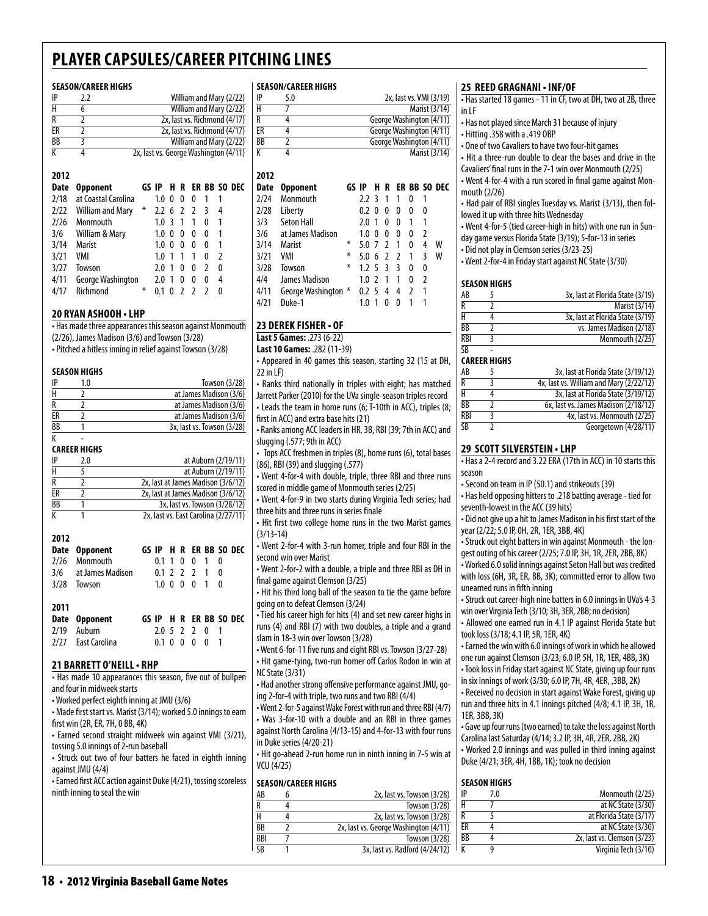# PLAYER CAPSULES/CAREER PITCHING LINES

#### SEASON/CAREER HIGHS

| | | |
|---|---|---|
| IP | 2.2 | William and Mary (2/22) |
| H | 6 | William and Mary (2/22) |
| R | 2 | 2x, last vs. Richmond (4/17) |
| ER | 2 | 2x, last vs. Richmond (4/17) |
| BB | 3 | William and Mary (2/22) |
| K | 4 | 2x, last vs. George Washington (4/11) |

#### 2012

| Date | Opponent | GS | IP | H | R | ER | BB | SO | DEC |
|---|---|---|---|---|---|---|---|---|---|
| 2/18 | at Coastal Carolina | | 1.0 | 0 | 0 | 0 | 1 | 1 | |
| 2/22 | William and Mary | * | 2.2 | 6 | 2 | 2 | 3 | 4 | |
| 2/26 | Monmouth | | 1.0 | 3 | 1 | 1 | 0 | 1 | |
| 3/6 | William & Mary | | 1.0 | 0 | 0 | 0 | 0 | 1 | |
| 3/14 | Marist | | 1.0 | 0 | 0 | 0 | 0 | 1 | |
| 3/21 | VMI | | 1.0 | 1 | 1 | 1 | 0 | 2 | |
| 3/27 | Towson | | 2.0 | 1 | 0 | 0 | 2 | 0 | |
| 4/11 | George Washington | | 2.0 | 1 | 0 | 0 | 0 | 4 | |
| 4/17 | Richmond | * | 0.1 | 0 | 2 | 2 | 2 | 0 | |

## 20 RYAN ASHOOH • LHP

• Has made three appearances this season against Monmouth (2/26), James Madison (3/6) and Towson (3/28)
• Pitched a hitless inning in relief against Towson (3/28)

#### SEASON HIGHS

| | | |
|---|---|---|
| IP | 1.0 | Towson (3/28) |
| H | 2 | at James Madison (3/6) |
| R | 2 | at James Madison (3/6) |
| ER | 2 | at James Madison (3/6) |
| BB | 1 | 3x, last vs. Towson (3/28) |
| K | - | |

#### CAREER HIGHS

| | | |
|---|---|---|
| IP | 2.0 | at Auburn (2/19/11) |
| H | 5 | at Auburn (2/19/11) |
| R | 2 | 2x, last at James Madison (3/6/12) |
| ER | 2 | 2x, last at James Madison (3/6/12) |
| BB | 1 | 3x, last vs. Towson (3/28/12) |
| K | 1 | 2x, last vs. East Carolina (2/27/11) |

#### 2012

| Date | Opponent | GS | IP | H | R | ER | BB | SO | DEC |
|---|---|---|---|---|---|---|---|---|---|
| 2/26 | Monmouth | | 0.1 | 1 | 0 | 0 | 1 | 0 | |
| 3/6 | at James Madison | | 0.1 | 2 | 2 | 2 | 1 | 0 | |
| 3/28 | Towson | | 1.0 | 0 | 0 | 0 | 1 | 0 | |

#### 2011

| Date | Opponent | GS | IP | H | R | ER | BB | SO | DEC |
|---|---|---|---|---|---|---|---|---|---|
| 2/19 | Auburn | | 2.0 | 5 | 2 | 2 | 0 | 1 | |
| 2/27 | East Carolina | | 0.1 | 0 | 0 | 0 | 0 | 1 | |

## 21 BARRETT O'NEILL • RHP

• Has made 10 appearances this season, five out of bullpen and four in midweek starts
• Worked perfect eighth inning at JMU (3/6)
• Made first start vs. Marist (3/14); worked 5.0 innings to earn first win (2R, ER, 7H, 0 BB, 4K)
• Earned second straight midweek win against VMI (3/21), tossing 5.0 innings of 2-run baseball
• Struck out two of four batters he faced in eighth inning against JMU (4/4)
• Earned first ACC action against Duke (4/21), tossing scoreless ninth inning to seal the win

#### SEASON/CAREER HIGHS

| | | |
|---|---|---|
| IP | 5.0 | 2x, last vs. VMI (3/19) |
| H | 7 | Marist (3/14) |
| R | 4 | George Washington (4/11) |
| ER | 4 | George Washington (4/11) |
| BB | 2 | George Washington (4/11) |
| K | 4 | Marist (3/14) |

#### 2012

| Date | Opponent | GS | IP | H | R | ER | BB | SO | DEC |
|---|---|---|---|---|---|---|---|---|---|
| 2/24 | Monmouth | | 2.2 | 3 | 1 | 1 | 0 | 1 | |
| 2/28 | Liberty | | 0.2 | 0 | 0 | 0 | 0 | 0 | |
| 3/3 | Seton Hall | | 2.0 | 1 | 0 | 0 | 1 | 1 | |
| 3/6 | at James Madison | | 1.0 | 0 | 0 | 0 | 0 | 2 | |
| 3/14 | Marist | * | 5.0 | 7 | 2 | 1 | 0 | 4 | W |
| 3/21 | VMI | * | 5.0 | 6 | 2 | 2 | 1 | 3 | W |
| 3/28 | Towson | * | 1.2 | 5 | 3 | 3 | 0 | 0 | |
| 4/4 | James Madison | | 1.0 | 2 | 1 | 1 | 0 | 2 | |
| 4/11 | George Washington | * | 0.2 | 5 | 4 | 4 | 2 | 1 | |
| 4/21 | Duke-1 | | 1.0 | 1 | 0 | 0 | 1 | 1 | |

## 23 DEREK FISHER • OF

**Last 5 Games:** .273 (6-22)
**Last 10 Games:** .282 (11-39)

• Appeared in 40 games this season, starting 32 (15 at DH, 22 in LF)
• Ranks third nationally in triples with eight; has matched Jarrett Parker (2010) for the UVa single-season triples record
• Leads the team in home runs (6; T-10th in ACC), triples (8; first in ACC) and extra base hits (21)
• Ranks among ACC leaders in HR, 3B, RBI (39; 7th in ACC) and slugging (.577; 9th in ACC)
• Tops ACC freshmen in triples (8), home runs (6), total bases (86), RBI (39) and slugging (.577)
• Went 4-for-4 with double, triple, three RBI and three runs scored in middle game of Monmouth series (2/25)
• Went 4-for-9 in two starts during Virginia Tech series; had three hits and three runs in series finale
• Hit first two college home runs in the two Marist games (3/13-14)
• Went 2-for-4 with 3-run homer, triple and four RBI in the second win over Marist
• Went 2-for-2 with a double, a triple and three RBI as DH in final game against Clemson (3/25)
• Hit his third long ball of the season to tie the game before going on to defeat Clemson (3/24)
• Tied his career high for hits (4) and set new career highs in runs (4) and RBI (7) with two doubles, a triple and a grand slam in 18-3 win over Towson (3/28)
• Went 6-for-11 five runs and eight RBI vs. Towson (3/27-28)
• Hit game-tying, two-run homer off Carlos Rodon in win at NC State (3/31)
• Had another strong offensive performance against JMU, going 2-for-4 with triple, two runs and two RBI (4/4)
• Went 2-for-5 against Wake Forest with run and three RBI (4/7)
• Was 3-for-10 with a double and an RBI in three games against North Carolina (4/13-15) and 4-for-13 with four runs in Duke series (4/20-21)
• Hit go-ahead 2-run home run in ninth inning in 7-5 win at VCU (4/25)

#### SEASON/CAREER HIGHS

| | | |
|---|---|---|
| AB | 6 | 2x, last vs. Towson (3/28) |
| R | 4 | Towson (3/28) |
| H | 4 | 2x, last vs. Towson (3/28) |
| BB | 2 | 2x, last vs. George Washington (4/11) |
| RBI | 7 | Towson (3/28) |
| SB | 1 | 3x, last vs. Radford (4/24/12) |

## 25 REED GRAGNANI • INF/OF

• Has started 18 games - 11 in CF, two at DH, two at 2B, three in LF
• Has not played since March 31 because of injury
• Hitting .358 with a .419 OBP
• One of two Cavaliers to have two four-hit games
• Hit a three-run double to clear the bases and drive in the Cavaliers' final runs in the 7-1 win over Monmouth (2/25)
• Went 4-for-4 with a run scored in final game against Monmouth (2/26)
• Had pair of RBI singles Tuesday vs. Marist (3/13), then followed it up with three hits Wednesday
• Went 4-for-5 (tied career-high in hits) with one run in Sunday game versus Florida State (3/19); 5-for-13 in series
• Did not play in Clemson series (3/23-25)
• Went 2-for-4 in Friday start against NC State (3/30)

#### SEASON HIGHS

| | | |
|---|---|---|
| AB | 5 | 3x, last at Florida State (3/19) |
| R | 2 | Marist (3/14) |
| H | 4 | 3x, last at Florida State (3/19) |
| BB | 2 | vs. James Madison (2/18) |
| RBI | 3 | Monmouth (2/25) |
| SB | - | |

#### CAREER HIGHS

| | | |
|---|---|---|
| AB | 5 | 3x, last at Florida State (3/19/12) |
| R | 3 | 4x, last vs. William and Mary (2/22/12) |
| H | 4 | 3x, last at Florida State (3/19/12) |
| BB | 2 | 6x, last vs. James Madison (2/18/12) |
| RBI | 3 | 4x, last vs. Monmouth (2/25) |
| SB | 2 | Georgetown (4/28/11) |

## 29 SCOTT SILVERSTEIN • LHP

• Has a 2-4 record and 3.22 ERA (17th in ACC) in 10 starts this season
• Second on team in IP (50.1) and strikeouts (39)
• Has held opposing hitters to .218 batting average - tied for seventh-lowest in the ACC (39 hits)
• Did not give up a hit to James Madison in his first start of the year (2/22; 5.0 IP, 0H, 2R, 1ER, 3BB, 4K)
• Struck out eight batters in win against Monmouth - the longest outing of his career (2/25; 7.0 IP, 3H, 1R, 2ER, 2BB, 8K)
• Worked 6.0 solid innings against Seton Hall but was credited with loss (6H, 3R, ER, BB, 3K); committed error to allow two unearned runs in fifth inning
• Struck out career-high nine batters in 6.0 innings in UVa's 4-3 win over Virginia Tech (3/10; 3H, 3ER, 2BB; no decision)
• Allowed one earned run in 4.1 IP against Florida State but took loss (3/18; 4.1 IP, 5R, 1ER, 4K)
• Earned the win with 6.0 innings of work in which he allowed one run against Clemson (3/23; 6.0 IP, 5H, 1R, 1ER, 4BB, 3K)
• Took loss in Friday start against NC State, giving up four runs in six innings of work (3/30; 6.0 IP, 7H, 4R, 4ER, ,3BB, 2K)
• Received no decision in start against Wake Forest, giving up run and three hits in 4.1 innings pitched (4/8; 4.1 IP, 3H, 1R, 1ER, 3BB, 3K)
• Gave up four runs (two earned) to take the loss against North Carolina last Saturday (4/14; 3.2 IP, 3H, 4R, 2ER, 2BB, 2K)
• Worked 2.0 innings and was pulled in third inning against Duke (4/21; 3ER, 4H, 1BB, 1K); took no decision

#### SEASON HIGHS

| | | |
|---|---|---|
| IP | 7.0 | Monmouth (2/25) |
| H | 7 | at NC State (3/30) |
| R | 5 | at Florida State (3/17) |
| ER | 4 | at NC State (3/30) |
| BB | 4 | 2x, last vs. Clemson (3/23) |
| K | 9 | Virginia Tech (3/10) |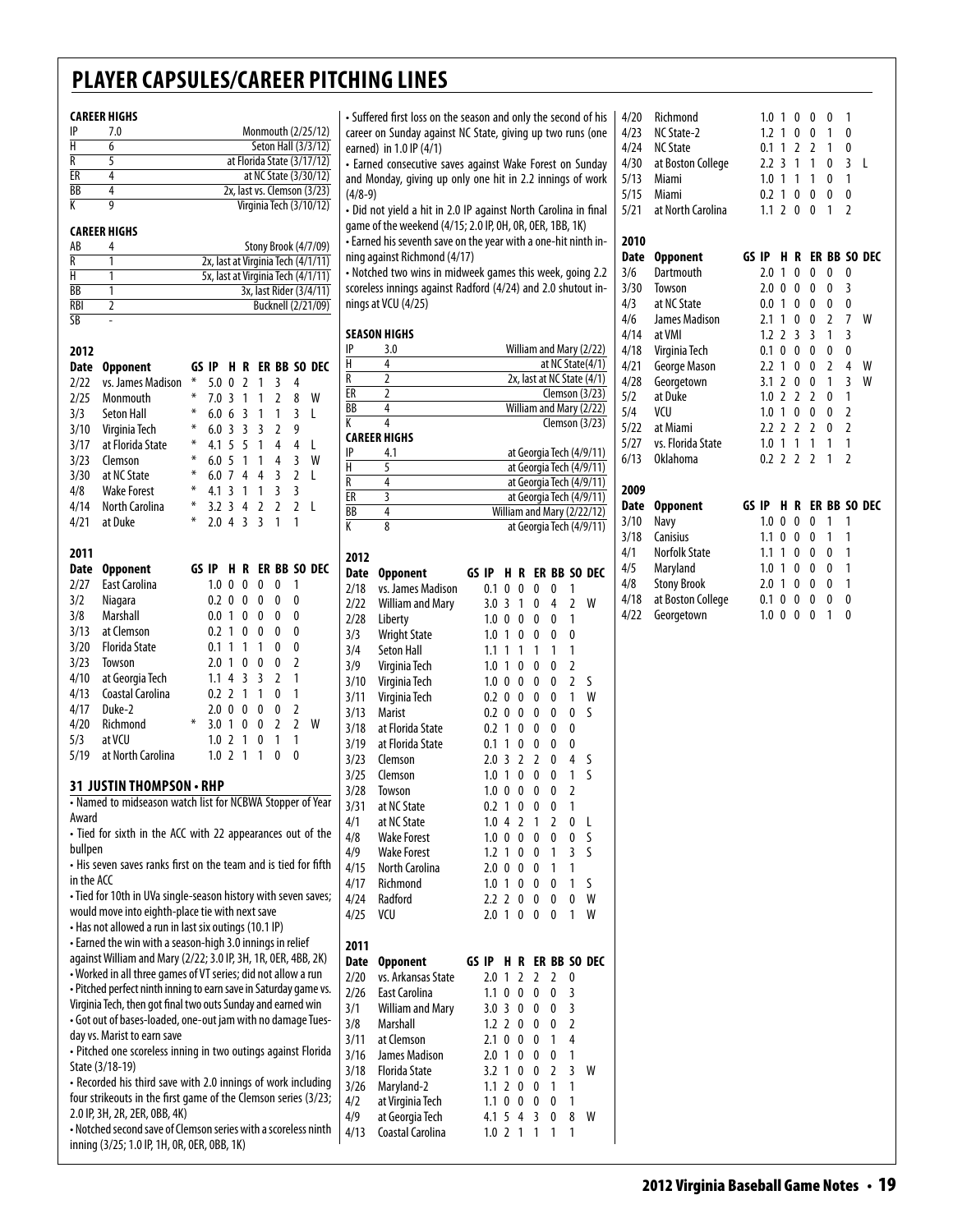# PLAYER CAPSULES/CAREER PITCHING LINES

**CAREER HIGHS**

| | | |
|---|---|---|
| IP | 7.0 | Monmouth (2/25/12) |
| H | 6 | Seton Hall (3/3/12) |
| R | 5 | at Florida State (3/17/12) |
| ER | 4 | at NC State (3/30/12) |
| BB | 4 | 2x, last vs. Clemson (3/23) |
| K | 9 | Virginia Tech (3/10/12) |

**CAREER HIGHS**

| | | |
|---|---|---|
| AB | 4 | Stony Brook (4/7/09) |
| R | 1 | 2x, last at Virginia Tech (4/1/11) |
| H | 1 | 5x, last at Virginia Tech (4/1/11) |
| BB | 1 | 3x, last Rider (3/4/11) |
| RBI | 2 | Bucknell (2/21/09) |
| SB | - | |

**2012**

| Date | Opponent | GS | IP | H | R | ER | BB | SO | DEC |
|---|---|---|---|---|---|---|---|---|---|
| 2/22 | vs. James Madison | * | 5.0 | 0 | 2 | 1 | 3 | 4 | |
| 2/25 | Monmouth | * | 7.0 | 3 | 1 | 1 | 2 | 8 | W |
| 3/3 | Seton Hall | * | 6.0 | 6 | 3 | 1 | 1 | 3 | L |
| 3/10 | Virginia Tech | * | 6.0 | 3 | 3 | 3 | 2 | 9 | |
| 3/17 | at Florida State | * | 4.1 | 5 | 5 | 1 | 4 | 4 | L |
| 3/23 | Clemson | * | 6.0 | 5 | 1 | 1 | 4 | 3 | W |
| 3/30 | at NC State | * | 6.0 | 7 | 4 | 4 | 3 | 2 | L |
| 4/8 | Wake Forest | * | 4.1 | 3 | 1 | 1 | 3 | 3 | |
| 4/14 | North Carolina | * | 3.2 | 3 | 4 | 2 | 2 | 2 | L |
| 4/21 | at Duke | * | 2.0 | 4 | 3 | 3 | 1 | 1 | |

**2011**

| Date | Opponent | GS | IP | H | R | ER | BB | SO | DEC |
|---|---|---|---|---|---|---|---|---|---|
| 2/27 | East Carolina | | 1.0 | 0 | 0 | 0 | 0 | 1 | |
| 3/2 | Niagara | | 0.2 | 0 | 0 | 0 | 0 | 0 | |
| 3/8 | Marshall | | 0.0 | 1 | 0 | 0 | 0 | 0 | |
| 3/13 | at Clemson | | 0.2 | 1 | 0 | 0 | 0 | 0 | |
| 3/20 | Florida State | | 0.1 | 1 | 1 | 1 | 0 | 0 | |
| 3/23 | Towson | | 2.0 | 1 | 0 | 0 | 0 | 2 | |
| 4/10 | at Georgia Tech | | 1.1 | 4 | 3 | 3 | 2 | 1 | |
| 4/13 | Coastal Carolina | | 0.2 | 2 | 1 | 1 | 0 | 1 | |
| 4/17 | Duke-2 | | 2.0 | 0 | 0 | 0 | 0 | 2 | |
| 4/20 | Richmond | * | 3.0 | 1 | 0 | 0 | 2 | 2 | W |
| 5/3 | at VCU | | 1.0 | 2 | 1 | 0 | 1 | 1 | |
| 5/19 | at North Carolina | | 1.0 | 2 | 1 | 1 | 0 | 0 | |

## 31 JUSTIN THOMPSON • RHP

- Named to midseason watch list for NCBWA Stopper of Year Award
- Tied for sixth in the ACC with 22 appearances out of the bullpen
- His seven saves ranks first on the team and is tied for fifth in the ACC
- Tied for 10th in UVa single-season history with seven saves; would move into eighth-place tie with next save
- Has not allowed a run in last six outings (10.1 IP)
- Earned the win with a season-high 3.0 innings in relief against William and Mary (2/22; 3.0 IP, 3H, 1R, 0ER, 4BB, 2K)
- Worked in all three games of VT series; did not allow a run
- Pitched perfect ninth inning to earn save in Saturday game vs. Virginia Tech, then got final two outs Sunday and earned win
- Got out of bases-loaded, one-out jam with no damage Tuesday vs. Marist to earn save
- Pitched one scoreless inning in two outings against Florida State (3/18-19)
- Recorded his third save with 2.0 innings of work including four strikeouts in the first game of the Clemson series (3/23; 2.0 IP, 3H, 2R, 2ER, 0BB, 4K)
- Notched second save of Clemson series with a scoreless ninth inning (3/25; 1.0 IP, 1H, 0R, 0ER, 0BB, 1K)
- Suffered first loss on the season and only the second of his career on Sunday against NC State, giving up two runs (one earned) in 1.0 IP (4/1)
- Earned consecutive saves against Wake Forest on Sunday and Monday, giving up only one hit in 2.2 innings of work (4/8-9)
- Did not yield a hit in 2.0 IP against North Carolina in final game of the weekend (4/15; 2.0 IP, 0H, 0R, 0ER, 1BB, 1K)
- Earned his seventh save on the year with a one-hit ninth inning against Richmond (4/17)
- Notched two wins in midweek games this week, going 2.2 scoreless innings against Radford (4/24) and 2.0 shutout innings at VCU (4/25)

**SEASON HIGHS**

| | | |
|---|---|---|
| IP | 3.0 | William and Mary (2/22) |
| H | 4 | at NC State(4/1) |
| R | 2 | 2x, last at NC State (4/1) |
| ER | 2 | Clemson (3/23) |
| BB | 4 | William and Mary (2/22) |
| K | 4 | Clemson (3/23) |

**CAREER HIGHS**

| | | |
|---|---|---|
| IP | 4.1 | at Georgia Tech (4/9/11) |
| H | 5 | at Georgia Tech (4/9/11) |
| R | 4 | at Georgia Tech (4/9/11) |
| ER | 3 | at Georgia Tech (4/9/11) |
| BB | 4 | William and Mary (2/22/12) |
| K | 8 | at Georgia Tech (4/9/11) |

**2012**

| Date | Opponent | GS | IP | H | R | ER | BB | SO | DEC |
|---|---|---|---|---|---|---|---|---|---|
| 2/18 | vs. James Madison | | 0.1 | 0 | 0 | 0 | 0 | 1 | |
| 2/22 | William and Mary | | 3.0 | 3 | 1 | 0 | 4 | 2 | W |
| 2/28 | Liberty | | 1.0 | 0 | 0 | 0 | 0 | 1 | |
| 3/3 | Wright State | | 1.0 | 1 | 0 | 0 | 0 | 0 | |
| 3/4 | Seton Hall | | 1.1 | 1 | 1 | 1 | 1 | 1 | |
| 3/9 | Virginia Tech | | 1.0 | 1 | 0 | 0 | 0 | 2 | |
| 3/10 | Virginia Tech | | 1.0 | 0 | 0 | 0 | 0 | 2 | S |
| 3/11 | Virginia Tech | | 0.2 | 0 | 0 | 0 | 0 | 1 | W |
| 3/13 | Marist | | 0.2 | 0 | 0 | 0 | 0 | 0 | S |
| 3/18 | at Florida State | | 0.2 | 1 | 0 | 0 | 0 | 0 | |
| 3/19 | at Florida State | | 0.1 | 1 | 0 | 0 | 0 | 0 | |
| 3/23 | Clemson | | 2.0 | 3 | 2 | 2 | 0 | 4 | S |
| 3/25 | Clemson | | 1.0 | 1 | 0 | 0 | 0 | 1 | S |
| 3/28 | Towson | | 1.0 | 0 | 0 | 0 | 0 | 2 | |
| 3/31 | at NC State | | 0.2 | 1 | 0 | 0 | 0 | 1 | |
| 4/1 | at NC State | | 1.0 | 4 | 2 | 1 | 2 | 0 | L |
| 4/8 | Wake Forest | | 1.0 | 0 | 0 | 0 | 0 | 0 | S |
| 4/9 | Wake Forest | | 1.2 | 1 | 0 | 0 | 1 | 3 | S |
| 4/15 | North Carolina | | 2.0 | 0 | 0 | 0 | 1 | 1 | |
| 4/17 | Richmond | | 1.0 | 1 | 0 | 0 | 0 | 1 | S |
| 4/24 | Radford | | 2.2 | 2 | 0 | 0 | 0 | 0 | W |
| 4/25 | VCU | | 2.0 | 1 | 0 | 0 | 0 | 1 | W |

**2011**

| Date | Opponent | GS | IP | H | R | ER | BB | SO | DEC |
|---|---|---|---|---|---|---|---|---|---|
| 2/20 | vs. Arkansas State | | 2.0 | 1 | 2 | 2 | 2 | 0 | |
| 2/26 | East Carolina | | 1.1 | 0 | 0 | 0 | 0 | 3 | |
| 3/1 | William and Mary | | 3.0 | 3 | 0 | 0 | 0 | 3 | |
| 3/8 | Marshall | | 1.2 | 2 | 0 | 0 | 0 | 2 | |
| 3/11 | at Clemson | | 2.1 | 0 | 0 | 0 | 1 | 4 | |
| 3/16 | James Madison | | 2.0 | 1 | 0 | 0 | 0 | 1 | |
| 3/18 | Florida State | | 3.2 | 1 | 0 | 0 | 2 | 3 | W |
| 3/26 | Maryland-2 | | 1.1 | 2 | 0 | 0 | 1 | 1 | |
| 4/2 | at Virginia Tech | | 1.1 | 0 | 0 | 0 | 0 | 1 | |
| 4/9 | at Georgia Tech | | 4.1 | 5 | 4 | 3 | 0 | 8 | W |
| 4/13 | Coastal Carolina | | 1.0 | 2 | 1 | 1 | 1 | 1 | |
| 4/20 | Richmond | | 1.0 | 1 | 0 | 0 | 0 | 1 | |
| 4/23 | NC State-2 | | 1.2 | 1 | 0 | 0 | 1 | 0 | |
| 4/24 | NC State | | 0.1 | 1 | 2 | 2 | 1 | 0 | |
| 4/30 | at Boston College | | 2.2 | 3 | 1 | 1 | 0 | 3 | L |
| 5/13 | Miami | | 1.0 | 1 | 1 | 1 | 0 | 1 | |
| 5/15 | Miami | | 0.2 | 1 | 0 | 0 | 0 | 0 | |
| 5/21 | at North Carolina | | 1.1 | 2 | 0 | 0 | 1 | 2 | |

**2010**

| Date | Opponent | GS | IP | H | R | ER | BB | SO | DEC |
|---|---|---|---|---|---|---|---|---|---|
| 3/6 | Dartmouth | | 2.0 | 1 | 0 | 0 | 0 | 0 | |
| 3/30 | Towson | | 2.0 | 0 | 0 | 0 | 0 | 3 | |
| 4/3 | at NC State | | 0.0 | 1 | 0 | 0 | 0 | 0 | |
| 4/6 | James Madison | | 2.1 | 1 | 0 | 0 | 2 | 7 | W |
| 4/14 | at VMI | | 1.2 | 2 | 3 | 3 | 1 | 3 | |
| 4/18 | Virginia Tech | | 0.1 | 0 | 0 | 0 | 0 | 0 | |
| 4/21 | George Mason | | 2.2 | 1 | 0 | 0 | 2 | 4 | W |
| 4/28 | Georgetown | | 3.1 | 2 | 0 | 0 | 1 | 3 | W |
| 5/2 | at Duke | | 1.0 | 2 | 2 | 2 | 0 | 1 | |
| 5/4 | VCU | | 1.0 | 1 | 0 | 0 | 0 | 2 | |
| 5/22 | at Miami | | 2.2 | 2 | 2 | 2 | 0 | 2 | |
| 5/27 | vs. Florida State | | 1.0 | 1 | 1 | 1 | 1 | 1 | |
| 6/13 | Oklahoma | | 0.2 | 2 | 2 | 2 | 1 | 2 | |

**2009**

| Date | Opponent | GS | IP | H | R | ER | BB | SO | DEC |
|---|---|---|---|---|---|---|---|---|---|
| 3/10 | Navy | | 1.0 | 0 | 0 | 0 | 1 | 1 | |
| 3/18 | Canisius | | 1.1 | 0 | 0 | 0 | 1 | 1 | |
| 4/1 | Norfolk State | | 1.1 | 1 | 0 | 0 | 0 | 1 | |
| 4/5 | Maryland | | 1.0 | 1 | 0 | 0 | 0 | 1 | |
| 4/8 | Stony Brook | | 2.0 | 1 | 0 | 0 | 0 | 1 | |
| 4/18 | at Boston College | | 0.1 | 0 | 0 | 0 | 0 | 0 | |
| 4/22 | Georgetown | | 1.0 | 0 | 0 | 0 | 1 | 0 | |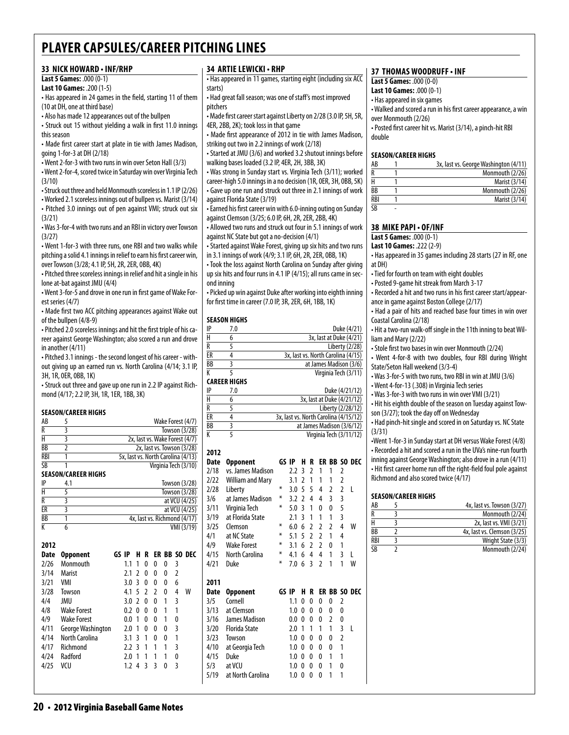# PLAYER CAPSULES/CAREER PITCHING LINES

## 33 NICK HOWARD • INF/RHP

**Last 5 Games:** .000 (0-1)
**Last 10 Games:** .200 (1-5)

- Has appeared in 24 games in the field, starting 11 of them (10 at DH, one at third base)
- Also has made 12 appearances out of the bullpen
- Struck out 15 without yielding a walk in first 11.0 innings this season
- Made first career start at plate in tie with James Madison, going 1-for-3 at DH (2/18)
- Went 2-for-3 with two runs in win over Seton Hall (3/3)
- Went 2-for-4, scored twice in Saturday win over Virginia Tech (3/10)
- Struck out three and held Monmouth scoreless in 1.1 IP (2/26)
- Worked 2.1 scoreless innings out of bullpen vs. Marist (3/14)
- Pitched 3.0 innings out of pen against VMI; struck out six (3/21)
- Was 3-for-4 with two runs and an RBI in victory over Towson (3/27)
- Went 1-for-3 with three runs, one RBI and two walks while pitching a solid 4.1 innings in relief to earn his first career win, over Towson (3/28; 4.1 IP, 5H, 2R, 2ER, 0BB, 4K)
- Pitched three scoreless innings in relief and hit a single in his lone at-bat against JMU (4/4)
- Went 3-for-5 and drove in one run in first game of Wake Forest series (4/7)
- Made first two ACC pitching appearances against Wake out of the bullpen (4/8-9)
- Pitched 2.0 scoreless innings and hit the first triple of his career against George Washington; also scored a run and drove in another (4/11)
- Pitched 3.1 innings - the second longest of his career - without giving up an earned run vs. North Carolina (4/14; 3.1 IP, 3H, 1R, 0ER, 0BB, 1K)
- Struck out three and gave up one run in 2.2 IP against Richmond (4/17; 2.2 IP, 3H, 1R, 1ER, 1BB, 3K)

### SEASON/CAREER HIGHS

| | | |
|---|---|---|
| AB | 5 | Wake Forest (4/7) |
| R | 3 | Towson (3/28) |
| H | 3 | 2x, last vs. Wake Forest (4/7) |
| BB | 2 | 2x, last vs. Towson (3/28) |
| RBI | 1 | 5x, last vs. North Carolina (4/13) |
| SB | 1 | Virginia Tech (3/10) |

### SEASON/CAREER HIGHS

| | | |
|---|---|---|
| IP | 4.1 | Towson (3/28) |
| H | 5 | Towson (3/28) |
| R | 3 | at VCU (4/25) |
| ER | 3 | at VCU (4/25) |
| BB | 1 | 4x, last vs. Richmond (4/17) |
| K | 6 | VMI (3/19) |

### 2012

| Date | Opponent | GS | IP | H | R | ER | BB | SO | DEC |
|---|---|---|---|---|---|---|---|---|---|
| 2/26 | Monmouth | | 1.1 | 1 | 0 | 0 | 0 | 3 | |
| 3/14 | Marist | | 2.1 | 2 | 0 | 0 | 0 | 2 | |
| 3/21 | VMI | | 3.0 | 3 | 0 | 0 | 0 | 6 | |
| 3/28 | Towson | | 4.1 | 5 | 2 | 2 | 0 | 4 | W |
| 4/4 | JMU | | 3.0 | 2 | 0 | 0 | 1 | 3 | |
| 4/8 | Wake Forest | | 0.2 | 0 | 0 | 0 | 1 | 1 | |
| 4/9 | Wake Forest | | 0.0 | 1 | 0 | 0 | 1 | 0 | |
| 4/11 | George Washington | | 2.0 | 1 | 0 | 0 | 0 | 3 | |
| 4/14 | North Carolina | | 3.1 | 3 | 1 | 0 | 0 | 1 | |
| 4/17 | Richmond | | 2.2 | 3 | 1 | 1 | 1 | 3 | |
| 4/24 | Radford | | 2.0 | 1 | 1 | 1 | 1 | 0 | |
| 4/25 | VCU | | 1.2 | 4 | 3 | 3 | 0 | 3 | |

## 34 ARTIE LEWICKI • RHP

- Has appeared in 11 games, starting eight (including six ACC starts)
- Had great fall season; was one of staff's most improved pitchers
- Made first career start against Liberty on 2/28 (3.0 IP, 5H, 5R, 4ER, 2BB, 2K); took loss in that game
- Made first appearance of 2012 in tie with James Madison, striking out two in 2.2 innings of work (2/18)
- Started at JMU (3/6) and worked 3.2 shutout innings before walking bases loaded (3.2 IP, 4ER, 2H, 3BB, 3K)
- Was strong in Sunday start vs. Virginia Tech (3/11); worked career-high 5.0 innings in a no decision (1R, 0ER, 3H, 0BB, 5K)
- Gave up one run and struck out three in 2.1 innings of work against Florida State (3/19)
- Earned his first career win with 6.0-inning outing on Sunday against Clemson (3/25; 6.0 IP, 6H, 2R, 2ER, 2BB, 4K)
- Allowed two runs and struck out four in 5.1 innings of work against NC State but got a no-decision (4/1)
- Started against Wake Forest, giving up six hits and two runs in 3.1 innings of work (4/9; 3.1 IP, 6H, 2R, 2ER, 0BB, 1K)
- Took the loss against North Carolina on Sunday after giving up six hits and four runs in 4.1 IP (4/15); all runs came in second inning
- Picked up win against Duke after working into eighth inning for first time in career (7.0 IP, 3R, 2ER, 6H, 1BB, 1K)

### SEASON HIGHS

| | | |
|---|---|---|
| IP | 7.0 | Duke (4/21) |
| H | 6 | 3x, last at Duke (4/21) |
| R | 5 | Liberty (2/28) |
| ER | 4 | 3x, last vs. North Carolina (4/15) |
| BB | 3 | at James Madison (3/6) |
| K | 5 | Virginia Tech (3/11) |

### CAREER HIGHS

| | | |
|---|---|---|
| IP | 7.0 | Duke (4/21/12) |
| H | 6 | 3x, last at Duke (4/21/12) |
| R | 5 | Liberty (2/28/12) |
| ER | 4 | 3x, last vs. North Carolina (4/15/12) |
| BB | 3 | at James Madison (3/6/12) |
| K | 5 | Virginia Tech (3/11/12) |

### 2012

| Date | Opponent | GS | IP | H | R | ER | BB | SO | DEC |
|---|---|---|---|---|---|---|---|---|---|
| 2/18 | vs. James Madison | | 2.2 | 3 | 2 | 1 | 1 | 2 | |
| 2/22 | William and Mary | | 3.1 | 2 | 1 | 1 | 1 | 2 | |
| 2/28 | Liberty | * | 3.0 | 5 | 5 | 4 | 2 | 2 | L |
| 3/6 | at James Madison | * | 3.2 | 2 | 4 | 4 | 3 | 3 | |
| 3/11 | Virginia Tech | * | 5.0 | 3 | 1 | 0 | 0 | 5 | |
| 3/19 | at Florida State | | 2.1 | 3 | 1 | 1 | 1 | 3 | |
| 3/25 | Clemson | * | 6.0 | 6 | 2 | 2 | 2 | 4 | W |
| 4/1 | at NC State | * | 5.1 | 5 | 2 | 2 | 1 | 4 | |
| 4/9 | Wake Forest | * | 3.1 | 6 | 2 | 2 | 0 | 1 | |
| 4/15 | North Carolina | * | 4.1 | 6 | 4 | 4 | 1 | 3 | L |
| 4/21 | Duke | * | 7.0 | 6 | 3 | 2 | 1 | 1 | W |

### 2011

| Date | Opponent | GS | IP | H | R | ER | BB | SO | DEC |
|---|---|---|---|---|---|---|---|---|---|
| 3/5 | Cornell | | 1.1 | 0 | 0 | 0 | 0 | 2 | |
| 3/13 | at Clemson | | 1.0 | 0 | 0 | 0 | 0 | 0 | |
| 3/16 | James Madison | | 0.0 | 0 | 0 | 0 | 2 | 0 | |
| 3/20 | Florida State | | 2.0 | 1 | 1 | 1 | 1 | 3 | L |
| 3/23 | Towson | | 1.0 | 0 | 0 | 0 | 0 | 2 | |
| 4/10 | at Georgia Tech | | 1.0 | 0 | 0 | 0 | 0 | 1 | |
| 4/15 | Duke | | 1.0 | 0 | 0 | 0 | 1 | 1 | |
| 5/3 | at VCU | | 1.0 | 0 | 0 | 0 | 1 | 0 | |
| 5/19 | at North Carolina | | 1.0 | 0 | 0 | 0 | 1 | 1 | |

## 37 THOMAS WOODRUFF • INF

**Last 5 Games:** .000 (0-0)
**Last 10 Games:** .000 (0-1)

- Has appeared in six games
- Walked and scored a run in his first career appearance, a win over Monmouth (2/26)
- Posted first career hit vs. Marist (3/14), a pinch-hit RBI double

### SEASON/CAREER HIGHS

| | | |
|---|---|---|
| AB | 1 | 3x, last vs. George Washington (4/11) |
| R | 1 | Monmouth (2/26) |
| H | 1 | Marist (3/14) |
| BB | 1 | Monmouth (2/26) |
| RBI | 1 | Marist (3/14) |
| SB | - | |

## 38 MIKE PAPI • OF/INF

**Last 5 Games:** .000 (0-1)
**Last 10 Games:** .222 (2-9)

- Has appeared in 35 games including 28 starts (27 in RF, one at DH)
- Tied for fourth on team with eight doubles
- Posted 9-game hit streak from March 3-17
- Recorded a hit and two runs in his first career start/appearance in game against Boston College (2/17)
- Had a pair of hits and reached base four times in win over Coastal Carolina (2/18)
- Hit a two-run walk-off single in the 11th inning to beat William and Mary (2/22)
- Stole first two bases in win over Monmouth (2/24)
- Went 4-for-8 with two doubles, four RBI during Wright State/Seton Hall weekend (3/3-4)
- Was 3-for-5 with two runs, two RBI in win at JMU (3/6)
- Went 4-for-13 (.308) in Virginia Tech series
- Was 3-for-3 with two runs in win over VMI (3/21)
- Hit his eighth double of the season on Tuesday against Towson (3/27); took the day off on Wednesday
- Had pinch-hit single and scored in on Saturday vs. NC State (3/31)
- Went 1-for-3 in Sunday start at DH versus Wake Forest (4/8)
- Recorded a hit and scored a run in the UVa's nine-run fourth inning against George Washington; also drove in a run (4/11)
- Hit first career home run off the right-field foul pole against Richmond and also scored twice (4/17)

### SEASON/CAREER HIGHS

| | | |
|---|---|---|
| AB | 5 | 4x, last vs. Towson (3/27) |
| R | 3 | Monmouth (2/24) |
| H | 3 | 2x, last vs. VMI (3/21) |
| BB | 2 | 4x, last vs. Clemson (3/25) |
| RBI | 3 | Wright State (3/3) |
| SB | 2 | Monmouth (2/24) |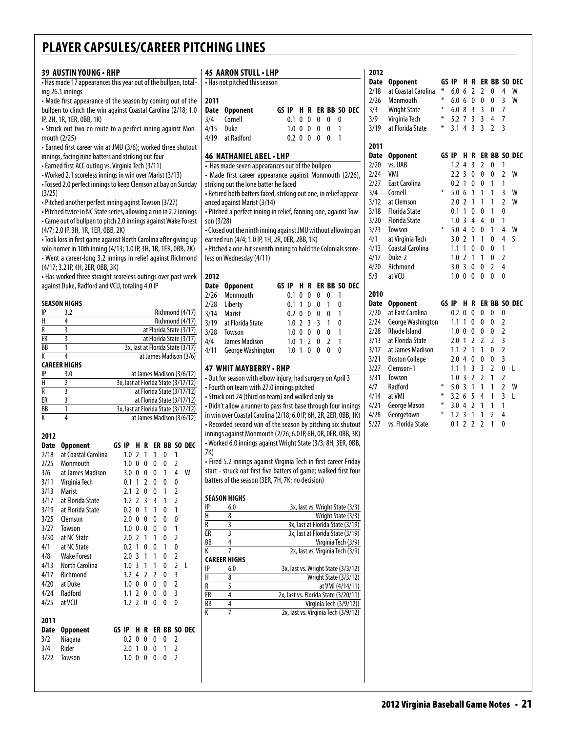# PLAYER CAPSULES/CAREER PITCHING LINES

## 39 AUSTIN YOUNG • RHP

• Has made 17 appearances this year out of the bullpen, totaling 26.1 innings

• Made first appearance of the season by coming out of the bullpen to clinch the win against Coastal Carolina (2/18; 1.0 IP, 2H, 1R, 1ER, 0BB, 1K)

• Struck out two en route to a perfect inning against Monmouth (2/25)

• Earned first career win at JMU (3/6); worked three shutout innings, facing nine batters and striking out four

• Earned first ACC outing vs. Virginia Tech (3/11)

• Worked 2.1 scoreless innings in win over Marist (3/13)

• Tossed 2.0 perfect innings to keep Clemson at bay on Sunday (3/25)

• Pitched another perfect inning aginst Towson (3/27)

• Pitched twice in NC State series, allowing a run in 2.2 innings

• Came out of bullpen to pitch 2.0 innings against Wake Forest (4/7; 2.0 IP, 3H, 1R, 1ER, 0BB, 2K)

• Took loss in first game against North Carolina after giving up solo homer in 10th inning (4/13; 1.0 IP, 3H, 1R, 1ER, 0BB, 2K)

• Went a career-long 3.2 innings in relief against Richmond (4/17; 3.2 IP, 4H, 2ER, 0BB, 3K)

• Has worked three straight scoreless outings over past week against Duke, Radford and VCU, totaling 4.0 IP

**SEASON HIGHS**

| | | |
|---|---|---|
| IP | 3.2 | Richmond (4/17) |
| H | 4 | Richmond (4/17) |
| R | 3 | at Florida State (3/17) |
| ER | 3 | at Florida State (3/17) |
| BB | 1 | 3x, last at Florida State (3/17) |
| K | 4 | at James Madison (3/6) |

**CAREER HIGHS**

| | | |
|---|---|---|
| IP | 3.0 | at James Madison (3/6/12) |
| H | 2 | 3x, last at Florida State (3/17/12) |
| R | 3 | at Florida State (3/17/12) |
| ER | 3 | at Florida State (3/17/12) |
| BB | 1 | 3x, last at Florida State (3/17/12) |
| K | 4 | at James Madison (3/6/12) |

**2012**

| Date | Opponent | GS | IP | H | R | ER | BB | SO | DEC |
|---|---|---|---|---|---|---|---|---|---|
| 2/18 | at Coastal Carolina | | 1.0 | 2 | 1 | 1 | 0 | 1 | |
| 2/25 | Monmouth | | 1.0 | 0 | 0 | 0 | 0 | 2 | |
| 3/6 | at James Madison | | 3.0 | 0 | 0 | 0 | 1 | 4 | W |
| 3/11 | Virginia Tech | | 0.1 | 1 | 2 | 0 | 0 | 0 | |
| 3/13 | Marist | | 2.1 | 2 | 0 | 0 | 1 | 2 | |
| 3/17 | at Florida State | | 1.2 | 2 | 3 | 3 | 1 | 2 | |
| 3/19 | at Florida State | | 0.2 | 0 | 1 | 1 | 0 | 1 | |
| 3/25 | Clemson | | 2.0 | 0 | 0 | 0 | 0 | 0 | |
| 3/27 | Towson | | 1.0 | 0 | 0 | 0 | 0 | 1 | |
| 3/30 | at NC State | | 2.0 | 2 | 1 | 1 | 0 | 2 | |
| 4/1 | at NC State | | 0.2 | 1 | 0 | 0 | 1 | 0 | |
| 4/8 | Wake Forest | | 2.0 | 3 | 1 | 1 | 0 | 2 | |
| 4/13 | North Carolina | | 1.0 | 3 | 1 | 1 | 0 | 2 | L |
| 4/17 | Richmond | | 3.2 | 4 | 2 | 2 | 0 | 3 | |
| 4/20 | at Duke | | 1.0 | 0 | 0 | 0 | 0 | 2 | |
| 4/24 | Radford | | 1.1 | 2 | 0 | 0 | 0 | 3 | |
| 4/25 | at VCU | | 1.2 | 2 | 0 | 0 | 0 | 0 | |

**2011**

| Date | Opponent | GS | IP | H | R | ER | BB | SO | DEC |
|---|---|---|---|---|---|---|---|---|---|
| 3/2 | Niagara | | 0.2 | 0 | 0 | 0 | 0 | 2 | |
| 3/4 | Rider | | 2.0 | 1 | 0 | 0 | 1 | 2 | |
| 3/22 | Towson | | 1.0 | 0 | 0 | 0 | 0 | 2 | |

## 45 AARON STULL • LHP

• Has not pitched this season

**2011**

| Date | Opponent | GS | IP | H | R | ER | BB | SO | DEC |
|---|---|---|---|---|---|---|---|---|---|
| 3/4 | Cornell | | 0.1 | 0 | 0 | 0 | 0 | 0 | |
| 4/15 | Duke | | 1.0 | 0 | 0 | 0 | 0 | 1 | |
| 4/19 | at Radford | | 0.2 | 0 | 0 | 0 | 0 | 1 | |

## 46 NATHANIEL ABEL • LHP

• Has made seven appearances out of the bullpen

• Made first career appearance against Monmouth (2/26), striking out the lone batter he faced

• Retired both batters faced, striking out one, in relief appearanced against Marist (3/14)

• Pitched a perfect inning in relief, fanning one, against Towson (3/28)

• Closed out the ninth inning against JMU without allowing an earned run (4/4; 1.0 IP, 1H, 2R, 0ER, 2BB, 1K)

• Pitched a one-hit seventh inning to hold the Colonials scoreless on Wednesday (4/11)

**2012**

| Date | Opponent | GS | IP | H | R | ER | BB | SO | DEC |
|---|---|---|---|---|---|---|---|---|---|
| 2/26 | Monmouth | | 0.1 | 0 | 0 | 0 | 0 | 1 | |
| 2/28 | Liberty | | 0.1 | 1 | 0 | 0 | 1 | 0 | |
| 3/14 | Marist | | 0.2 | 0 | 0 | 0 | 0 | 1 | |
| 3/19 | at Florida State | | 1.0 | 2 | 3 | 3 | 1 | 0 | |
| 3/28 | Towson | | 1.0 | 0 | 0 | 0 | 0 | 1 | |
| 4/4 | James Madison | | 1.0 | 1 | 2 | 0 | 2 | 1 | |
| 4/11 | George Washington | | 1.0 | 1 | 0 | 0 | 0 | 0 | |

## 47 WHIT MAYBERRY • RHP

• Out for season with elbow injury; had surgery on April 3

• Fourth on team with 27.0 innings pitched

• Struck out 24 (third on team) and walked only six

• Didn't allow a runner to pass first base through four innings in win over Coastal Carolina (2/18; 6.0 IP, 6H, 2R, 2ER, 0BB, 1K)

• Recorded second win of the season by pitching six shutout innings against Monmouth (2/26; 6.0 IP, 6H, 0R, 0ER, 0BB, 3K)

• Worked 6.0 innings against Wright State (3/3; 8H, 3ER, 0BB, 7K)

• Fired 5.2 innings against Virginia Tech in first career Friday start - struck out first five batters of game; walked first four batters of the season (3ER, 7H, 7K; no decision)

**SEASON HIGHS**

| | | |
|---|---|---|
| IP | 6.0 | 3x, last vs. Wright State (3/3) |
| H | 8 | Wright State (3/3) |
| R | 3 | 3x, last at Florida State (3/19) |
| ER | 3 | 3x, last at Florida State (3/19) |
| BB | 4 | Virginia Tech (3/9) |
| K | 7 | 2x, last vs. Virginia Tech (3/9) |

**CAREER HIGHS**

| | | |
|---|---|---|
| IP | 6.0 | 3x, last vs. Wright State (3/3/12) |
| H | 8 | Wright State (3/3/12) |
| R | 5 | at VMI (4/14/11) |
| ER | 4 | 2x, last vs. Florida State (3/20/11) |
| BB | 4 | Virginia Tech (3/9/12)) |
| K | 7 | 2x, last vs. Virginia Tech (3/9/12) |

**2012**

| Date | Opponent | GS | IP | H | R | ER | BB | SO | DEC |
|---|---|---|---|---|---|---|---|---|---|
| 2/18 | at Coastal Carolina | * | 6.0 | 6 | 2 | 2 | 0 | 4 | W |
| 2/26 | Monmouth | * | 6.0 | 6 | 0 | 0 | 0 | 3 | W |
| 3/3 | Wright State | * | 6.0 | 8 | 3 | 3 | 0 | 7 | |
| 3/9 | Virginia Tech | * | 5.2 | 7 | 3 | 3 | 4 | 7 | |
| 3/19 | at Florida State | * | 3.1 | 4 | 3 | 3 | 2 | 3 | |

**2011**

| Date | Opponent | GS | IP | H | R | ER | BB | SO | DEC |
|---|---|---|---|---|---|---|---|---|---|
| 2/20 | vs. UAB | | 1.2 | 4 | 3 | 2 | 0 | 1 | |
| 2/24 | VMI | | 2.2 | 3 | 0 | 0 | 0 | 2 | W |
| 2/27 | East Carolina | | 0.2 | 1 | 0 | 0 | 1 | 1 | |
| 3/4 | Cornell | * | 5.0 | 6 | 1 | 1 | 1 | 3 | W |
| 3/12 | at Clemson | | 2.0 | 2 | 1 | 1 | 1 | 2 | W |
| 3/18 | Florida State | | 0.1 | 1 | 0 | 0 | 1 | 0 | |
| 3/20 | Florida State | | 1.0 | 3 | 4 | 4 | 0 | 1 | |
| 3/23 | Towson | * | 5.0 | 4 | 0 | 0 | 1 | 4 | W |
| 4/1 | at Virginia Tech | | 3.0 | 2 | 1 | 1 | 0 | 4 | S |
| 4/13 | Coastal Carolina | | 1.1 | 1 | 0 | 0 | 0 | 1 | |
| 4/17 | Duke-2 | | 1.0 | 2 | 1 | 1 | 0 | 2 | |
| 4/20 | Richmond | | 3.0 | 3 | 0 | 0 | 2 | 4 | |
| 5/3 | at VCU | | 1.0 | 0 | 0 | 0 | 0 | 0 | |

**2010**

| Date | Opponent | GS | IP | H | R | ER | BB | SO | DEC |
|---|---|---|---|---|---|---|---|---|---|
| 2/20 | at East Carolina | | 0.2 | 0 | 0 | 0 | 0 | 0 | |
| 2/24 | George Washington | | 1.1 | 1 | 0 | 0 | 0 | 2 | |
| 2/28 | Rhode Island | | 1.0 | 0 | 0 | 0 | 0 | 2 | |
| 3/13 | at Florida State | | 2.0 | 1 | 2 | 2 | 2 | 3 | |
| 3/17 | at James Madison | | 1.1 | 2 | 1 | 1 | 0 | 2 | |
| 3/21 | Boston College | | 2.0 | 4 | 0 | 0 | 0 | 3 | |
| 3/27 | Clemson-1 | | 1.1 | 1 | 3 | 3 | 2 | 0 | L |
| 3/31 | Towson | | 1.0 | 3 | 2 | 2 | 1 | 2 | |
| 4/7 | Radford | * | 5.0 | 3 | 1 | 1 | 1 | 2 | W |
| 4/14 | at VMI | * | 3.2 | 6 | 5 | 4 | 1 | 3 | L |
| 4/21 | George Mason | * | 3.0 | 4 | 2 | 1 | 1 | 1 | |
| 4/28 | Georgetown | * | 1.2 | 3 | 1 | 1 | 2 | 4 | |
| 5/27 | vs. Florida State | | 0.1 | 2 | 2 | 2 | 1 | 0 | |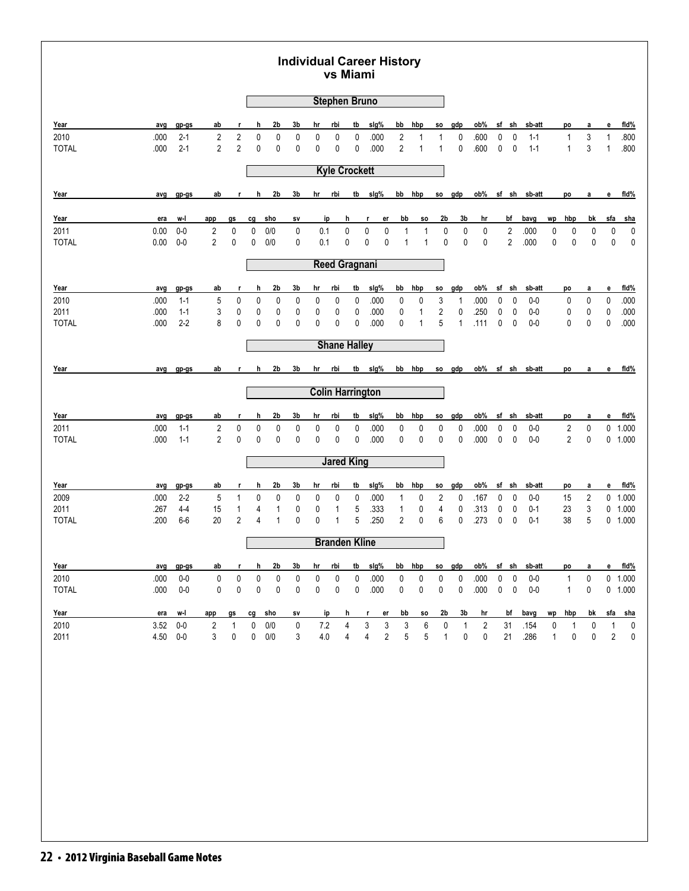# Individual Career History vs Miami

## Stephen Bruno

| Year | avg | gp-gs | ab | r | h | 2b | 3b | hr | rbi | tb | slg% | bb | hbp | so | gdp | ob% | sf | sh | sb-att | po | a | e | fld% |
|---|---|---|---|---|---|---|---|---|---|---|---|---|---|---|---|---|---|---|---|---|---|---|---|
| 2010 | .000 | 2-1 | 2 | 2 | 0 | 0 | 0 | 0 | 0 | 0 | .000 | 2 | 1 | 1 | 0 | .600 | 0 | 0 | 1-1 | 1 | 3 | 1 | .800 |
| TOTAL | .000 | 2-1 | 2 | 2 | 0 | 0 | 0 | 0 | 0 | 0 | .000 | 2 | 1 | 1 | 0 | .600 | 0 | 0 | 1-1 | 1 | 3 | 1 | .800 |

## Kyle Crockett

| Year | avg | gp-gs | ab | r | h | 2b | 3b | hr | rbi | tb | slg% | bb | hbp | so | gdp | ob% | sf | sh | sb-att | po | a | e | fld% |
|---|---|---|---|---|---|---|---|---|---|---|---|---|---|---|---|---|---|---|---|---|---|---|---|

| Year | era | w-l | app | gs | cg | sho | sv | ip | h | r | er | bb | so | 2b | 3b | hr | bf | bavg | wp | hbp | bk | sfa | sha |
|---|---|---|---|---|---|---|---|---|---|---|---|---|---|---|---|---|---|---|---|---|---|---|---|
| 2011 | 0.00 | 0-0 | 2 | 0 | 0 | 0/0 | 0 | 0.1 | 0 | 0 | 0 | 1 | 1 | 0 | 0 | 0 | 2 | .000 | 0 | 0 | 0 | 0 | 0 |
| TOTAL | 0.00 | 0-0 | 2 | 0 | 0 | 0/0 | 0 | 0.1 | 0 | 0 | 0 | 1 | 1 | 0 | 0 | 0 | 2 | .000 | 0 | 0 | 0 | 0 | 0 |

## Reed Gragnani

| Year | avg | gp-gs | ab | r | h | 2b | 3b | hr | rbi | tb | slg% | bb | hbp | so | gdp | ob% | sf | sh | sb-att | po | a | e | fld% |
|---|---|---|---|---|---|---|---|---|---|---|---|---|---|---|---|---|---|---|---|---|---|---|---|
| 2010 | .000 | 1-1 | 5 | 0 | 0 | 0 | 0 | 0 | 0 | 0 | .000 | 0 | 0 | 3 | 1 | .000 | 0 | 0 | 0-0 | 0 | 0 | 0 | .000 |
| 2011 | .000 | 1-1 | 3 | 0 | 0 | 0 | 0 | 0 | 0 | 0 | .000 | 0 | 1 | 2 | 0 | .250 | 0 | 0 | 0-0 | 0 | 0 | 0 | .000 |
| TOTAL | .000 | 2-2 | 8 | 0 | 0 | 0 | 0 | 0 | 0 | 0 | .000 | 0 | 1 | 5 | 1 | .111 | 0 | 0 | 0-0 | 0 | 0 | 0 | .000 |

## Shane Halley

| Year | avg | gp-gs | ab | r | h | 2b | 3b | hr | rbi | tb | slg% | bb | hbp | so | gdp | ob% | sf | sh | sb-att | po | a | e | fld% |
|---|---|---|---|---|---|---|---|---|---|---|---|---|---|---|---|---|---|---|---|---|---|---|---|

## Colin Harrington

| Year | avg | gp-gs | ab | r | h | 2b | 3b | hr | rbi | tb | slg% | bb | hbp | so | gdp | ob% | sf | sh | sb-att | po | a | e | fld% |
|---|---|---|---|---|---|---|---|---|---|---|---|---|---|---|---|---|---|---|---|---|---|---|---|
| 2011 | .000 | 1-1 | 2 | 0 | 0 | 0 | 0 | 0 | 0 | 0 | .000 | 0 | 0 | 0 | 0 | .000 | 0 | 0 | 0-0 | 2 | 0 | 0 | 1.000 |
| TOTAL | .000 | 1-1 | 2 | 0 | 0 | 0 | 0 | 0 | 0 | 0 | .000 | 0 | 0 | 0 | 0 | .000 | 0 | 0 | 0-0 | 2 | 0 | 0 | 1.000 |

## Jared King

| Year | avg | gp-gs | ab | r | h | 2b | 3b | hr | rbi | tb | slg% | bb | hbp | so | gdp | ob% | sf | sh | sb-att | po | a | e | fld% |
|---|---|---|---|---|---|---|---|---|---|---|---|---|---|---|---|---|---|---|---|---|---|---|---|
| 2009 | .000 | 2-2 | 5 | 1 | 0 | 0 | 0 | 0 | 0 | 0 | .000 | 1 | 0 | 2 | 0 | .167 | 0 | 0 | 0-0 | 15 | 2 | 0 | 1.000 |
| 2011 | .267 | 4-4 | 15 | 1 | 4 | 1 | 0 | 0 | 1 | 5 | .333 | 1 | 0 | 4 | 0 | .313 | 0 | 0 | 0-1 | 23 | 3 | 0 | 1.000 |
| TOTAL | .200 | 6-6 | 20 | 2 | 4 | 1 | 0 | 0 | 1 | 5 | .250 | 2 | 0 | 6 | 0 | .273 | 0 | 0 | 0-1 | 38 | 5 | 0 | 1.000 |

## Branden Kline

| Year | avg | gp-gs | ab | r | h | 2b | 3b | hr | rbi | tb | slg% | bb | hbp | so | gdp | ob% | sf | sh | sb-att | po | a | e | fld% |
|---|---|---|---|---|---|---|---|---|---|---|---|---|---|---|---|---|---|---|---|---|---|---|---|
| 2010 | .000 | 0-0 | 0 | 0 | 0 | 0 | 0 | 0 | 0 | 0 | .000 | 0 | 0 | 0 | 0 | .000 | 0 | 0 | 0-0 | 1 | 0 | 0 | 1.000 |
| TOTAL | .000 | 0-0 | 0 | 0 | 0 | 0 | 0 | 0 | 0 | 0 | .000 | 0 | 0 | 0 | 0 | .000 | 0 | 0 | 0-0 | 1 | 0 | 0 | 1.000 |

| Year | era | w-l | app | gs | cg | sho | sv | ip | h | r | er | bb | so | 2b | 3b | hr | bf | bavg | wp | hbp | bk | sfa | sha |
|---|---|---|---|---|---|---|---|---|---|---|---|---|---|---|---|---|---|---|---|---|---|---|---|
| 2010 | 3.52 | 0-0 | 2 | 1 | 0 | 0/0 | 0 | 7.2 | 4 | 3 | 3 | 3 | 6 | 0 | 1 | 2 | 31 | .154 | 0 | 1 | 0 | 1 | 0 |
| 2011 | 4.50 | 0-0 | 3 | 0 | 0 | 0/0 | 3 | 4.0 | 4 | 4 | 2 | 5 | 5 | 1 | 0 | 0 | 21 | .286 | 1 | 0 | 0 | 2 | 0 |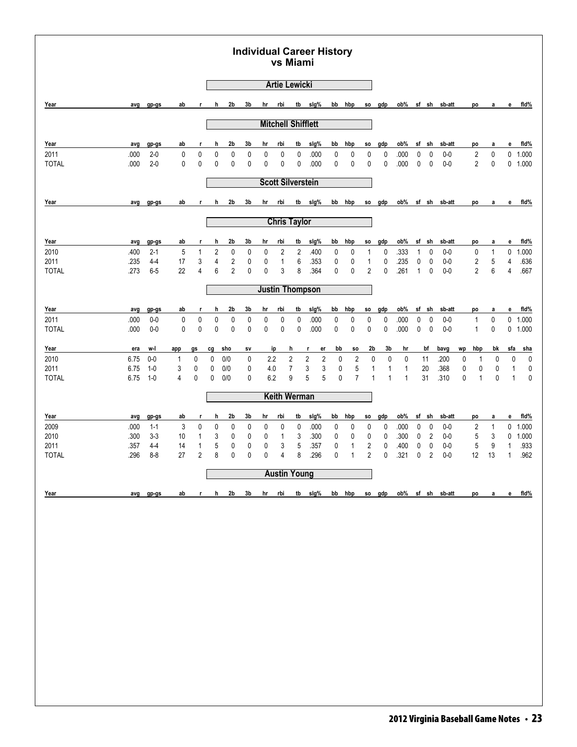# Individual Career History vs Miami

## Artie Lewicki

| Year | avg | gp-gs | ab | r | h | 2b | 3b | hr | rbi | tb | slg% | bb | hbp | so | gdp | ob% | sf | sh | sb-att | po | a | e | fld% |
|---|---|---|---|---|---|---|---|---|---|---|---|---|---|---|---|---|---|---|---|---|---|---|---|

## Mitchell Shifflett

| Year | avg | gp-gs | ab | r | h | 2b | 3b | hr | rbi | tb | slg% | bb | hbp | so | gdp | ob% | sf | sh | sb-att | po | a | e | fld% |
|---|---|---|---|---|---|---|---|---|---|---|---|---|---|---|---|---|---|---|---|---|---|---|---|
| 2011 | .000 | 2-0 | 0 | 0 | 0 | 0 | 0 | 0 | 0 | 0 | .000 | 0 | 0 | 0 | 0 | .000 | 0 | 0 | 0-0 | 2 | 0 | 0 | 1.000 |
| TOTAL | .000 | 2-0 | 0 | 0 | 0 | 0 | 0 | 0 | 0 | 0 | .000 | 0 | 0 | 0 | 0 | .000 | 0 | 0 | 0-0 | 2 | 0 | 0 | 1.000 |

## Scott Silverstein

| Year | avg | gp-gs | ab | r | h | 2b | 3b | hr | rbi | tb | slg% | bb | hbp | so | gdp | ob% | sf | sh | sb-att | po | a | e | fld% |
|---|---|---|---|---|---|---|---|---|---|---|---|---|---|---|---|---|---|---|---|---|---|---|---|

## Chris Taylor

| Year | avg | gp-gs | ab | r | h | 2b | 3b | hr | rbi | tb | slg% | bb | hbp | so | gdp | ob% | sf | sh | sb-att | po | a | e | fld% |
|---|---|---|---|---|---|---|---|---|---|---|---|---|---|---|---|---|---|---|---|---|---|---|---|
| 2010 | .400 | 2-1 | 5 | 1 | 2 | 0 | 0 | 0 | 2 | 2 | .400 | 0 | 0 | 1 | 0 | .333 | 1 | 0 | 0-0 | 0 | 1 | 0 | 1.000 |
| 2011 | .235 | 4-4 | 17 | 3 | 4 | 2 | 0 | 0 | 1 | 6 | .353 | 0 | 0 | 1 | 0 | .235 | 0 | 0 | 0-0 | 2 | 5 | 4 | .636 |
| TOTAL | .273 | 6-5 | 22 | 4 | 6 | 2 | 0 | 0 | 3 | 8 | .364 | 0 | 0 | 2 | 0 | .261 | 1 | 0 | 0-0 | 2 | 6 | 4 | .667 |

## Justin Thompson

| Year | avg | gp-gs | ab | r | h | 2b | 3b | hr | rbi | tb | slg% | bb | hbp | so | gdp | ob% | sf | sh | sb-att | po | a | e | fld% |
|---|---|---|---|---|---|---|---|---|---|---|---|---|---|---|---|---|---|---|---|---|---|---|---|
| 2011 | .000 | 0-0 | 0 | 0 | 0 | 0 | 0 | 0 | 0 | 0 | .000 | 0 | 0 | 0 | 0 | .000 | 0 | 0 | 0-0 | 1 | 0 | 0 | 1.000 |
| TOTAL | .000 | 0-0 | 0 | 0 | 0 | 0 | 0 | 0 | 0 | 0 | .000 | 0 | 0 | 0 | 0 | .000 | 0 | 0 | 0-0 | 1 | 0 | 0 | 1.000 |

| Year | era | w-l | app | gs | cg | sho | sv | ip | h | r | er | bb | so | 2b | 3b | hr | bf | bavg | wp | hbp | bk | sfa | sha |
|---|---|---|---|---|---|---|---|---|---|---|---|---|---|---|---|---|---|---|---|---|---|---|---|
| 2010 | 6.75 | 0-0 | 1 | 0 | 0 | 0/0 | 0 | 2.2 | 2 | 2 | 2 | 0 | 2 | 0 | 0 | 0 | 11 | .200 | 0 | 1 | 0 | 0 | 0 |
| 2011 | 6.75 | 1-0 | 3 | 0 | 0 | 0/0 | 0 | 4.0 | 7 | 3 | 3 | 0 | 5 | 1 | 1 | 1 | 20 | .368 | 0 | 0 | 0 | 1 | 0 |
| TOTAL | 6.75 | 1-0 | 4 | 0 | 0 | 0/0 | 0 | 6.2 | 9 | 5 | 5 | 0 | 7 | 1 | 1 | 1 | 31 | .310 | 0 | 1 | 0 | 1 | 0 |

## Keith Werman

| Year | avg | gp-gs | ab | r | h | 2b | 3b | hr | rbi | tb | slg% | bb | hbp | so | gdp | ob% | sf | sh | sb-att | po | a | e | fld% |
|---|---|---|---|---|---|---|---|---|---|---|---|---|---|---|---|---|---|---|---|---|---|---|---|
| 2009 | .000 | 1-1 | 3 | 0 | 0 | 0 | 0 | 0 | 0 | 0 | .000 | 0 | 0 | 0 | 0 | .000 | 0 | 0 | 0-0 | 2 | 1 | 0 | 1.000 |
| 2010 | .300 | 3-3 | 10 | 1 | 3 | 0 | 0 | 0 | 1 | 3 | .300 | 0 | 0 | 0 | 0 | .300 | 0 | 2 | 0-0 | 5 | 3 | 0 | 1.000 |
| 2011 | .357 | 4-4 | 14 | 1 | 5 | 0 | 0 | 0 | 3 | 5 | .357 | 0 | 1 | 2 | 0 | .400 | 0 | 0 | 0-0 | 5 | 9 | 1 | .933 |
| TOTAL | .296 | 8-8 | 27 | 2 | 8 | 0 | 0 | 0 | 4 | 8 | .296 | 0 | 1 | 2 | 0 | .321 | 0 | 2 | 0-0 | 12 | 13 | 1 | .962 |

## Austin Young

| Year | avg | gp-gs | ab | r | h | 2b | 3b | hr | rbi | tb | slg% | bb | hbp | so | gdp | ob% | sf | sh | sb-att | po | a | e | fld% |
|---|---|---|---|---|---|---|---|---|---|---|---|---|---|---|---|---|---|---|---|---|---|---|---|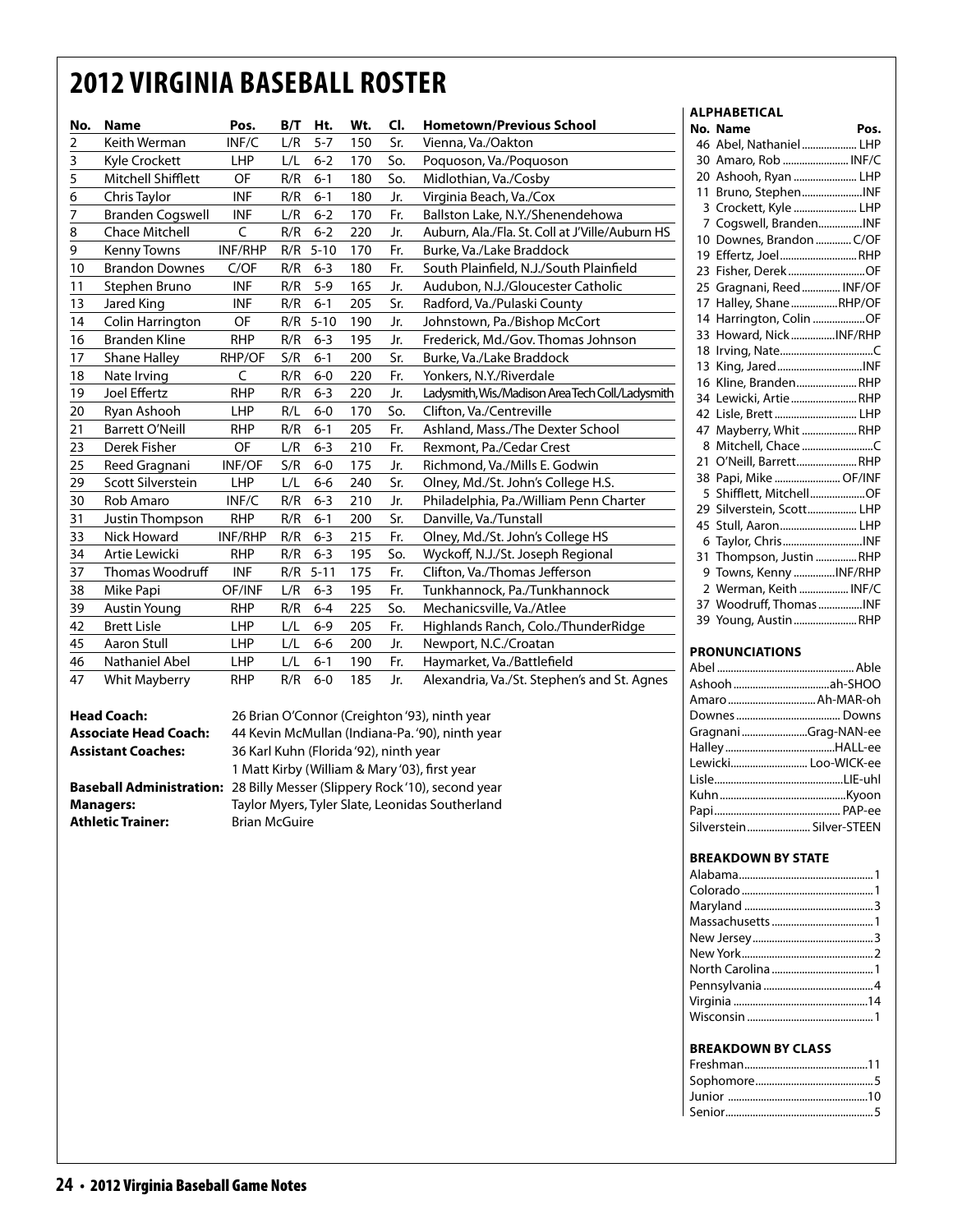# 2012 VIRGINIA BASEBALL ROSTER

| No. | Name | Pos. | B/T | Ht. | Wt. | Cl. | Hometown/Previous School |
|---|---|---|---|---|---|---|---|
| 2 | Keith Werman | INF/C | L/R | 5-7 | 150 | Sr. | Vienna, Va./Oakton |
| 3 | Kyle Crockett | LHP | L/L | 6-2 | 170 | So. | Poquoson, Va./Poquoson |
| 5 | Mitchell Shifflett | OF | R/R | 6-1 | 180 | So. | Midlothian, Va./Cosby |
| 6 | Chris Taylor | INF | R/R | 6-1 | 180 | Jr. | Virginia Beach, Va./Cox |
| 7 | Branden Cogswell | INF | L/R | 6-2 | 170 | Fr. | Ballston Lake, N.Y./Shenendehowa |
| 8 | Chace Mitchell | C | R/R | 6-2 | 220 | Jr. | Auburn, Ala./Fla. St. Coll at J'Ville/Auburn HS |
| 9 | Kenny Towns | INF/RHP | R/R | 5-10 | 170 | Fr. | Burke, Va./Lake Braddock |
| 10 | Brandon Downes | C/OF | R/R | 6-3 | 180 | Fr. | South Plainfield, N.J./South Plainfield |
| 11 | Stephen Bruno | INF | R/R | 5-9 | 165 | Jr. | Audubon, N.J./Gloucester Catholic |
| 13 | Jared King | INF | R/R | 6-1 | 205 | Sr. | Radford, Va./Pulaski County |
| 14 | Colin Harrington | OF | R/R | 5-10 | 190 | Jr. | Johnstown, Pa./Bishop McCort |
| 16 | Branden Kline | RHP | R/R | 6-3 | 195 | Jr. | Frederick, Md./Gov. Thomas Johnson |
| 17 | Shane Halley | RHP/OF | S/R | 6-1 | 200 | Sr. | Burke, Va./Lake Braddock |
| 18 | Nate Irving | C | R/R | 6-0 | 220 | Fr. | Yonkers, N.Y./Riverdale |
| 19 | Joel Effertz | RHP | R/R | 6-3 | 220 | Jr. | Ladysmith, Wis./Madison Area Tech Coll./Ladysmith |
| 20 | Ryan Ashooh | LHP | R/L | 6-0 | 170 | So. | Clifton, Va./Centreville |
| 21 | Barrett O'Neill | RHP | R/R | 6-1 | 205 | Fr. | Ashland, Mass./The Dexter School |
| 23 | Derek Fisher | OF | L/R | 6-3 | 210 | Fr. | Rexmont, Pa./Cedar Crest |
| 25 | Reed Gragnani | INF/OF | S/R | 6-0 | 175 | Jr. | Richmond, Va./Mills E. Godwin |
| 29 | Scott Silverstein | LHP | L/L | 6-6 | 240 | Sr. | Olney, Md./St. John's College H.S. |
| 30 | Rob Amaro | INF/C | R/R | 6-3 | 210 | Jr. | Philadelphia, Pa./William Penn Charter |
| 31 | Justin Thompson | RHP | R/R | 6-1 | 200 | Sr. | Danville, Va./Tunstall |
| 33 | Nick Howard | INF/RHP | R/R | 6-3 | 215 | Fr. | Olney, Md./St. John's College HS |
| 34 | Artie Lewicki | RHP | R/R | 6-3 | 195 | So. | Wyckoff, N.J./St. Joseph Regional |
| 37 | Thomas Woodruff | INF | R/R | 5-11 | 175 | Fr. | Clifton, Va./Thomas Jefferson |
| 38 | Mike Papi | OF/INF | L/R | 6-3 | 195 | Fr. | Tunkhannock, Pa./Tunkhannock |
| 39 | Austin Young | RHP | R/R | 6-4 | 225 | So. | Mechanicsville, Va./Atlee |
| 42 | Brett Lisle | LHP | L/L | 6-9 | 205 | Fr. | Highlands Ranch, Colo./ThunderRidge |
| 45 | Aaron Stull | LHP | L/L | 6-6 | 200 | Jr. | Newport, N.C./Croatan |
| 46 | Nathaniel Abel | LHP | L/L | 6-1 | 190 | Fr. | Haymarket, Va./Battlefield |
| 47 | Whit Mayberry | RHP | R/R | 6-0 | 185 | Jr. | Alexandria, Va./St. Stephen's and St. Agnes |

**Head Coach:** 26 Brian O'Connor (Creighton '93), ninth year
**Associate Head Coach:** 44 Kevin McMullan (Indiana-Pa. '90), ninth year
**Assistant Coaches:** 36 Karl Kuhn (Florida '92), ninth year
1 Matt Kirby (William & Mary '03), first year
**Baseball Administration:** 28 Billy Messer (Slippery Rock '10), second year
**Managers:** Taylor Myers, Tyler Slate, Leonidas Southerland
**Athletic Trainer:** Brian McGuire

### ALPHABETICAL

| No. | Name | Pos. |
|---|---|---|
| 46 | Abel, Nathaniel | LHP |
| 30 | Amaro, Rob | INF/C |
| 20 | Ashooh, Ryan | LHP |
| 11 | Bruno, Stephen | INF |
| 3 | Crockett, Kyle | LHP |
| 7 | Cogswell, Branden | INF |
| 10 | Downes, Brandon | C/OF |
| 19 | Effertz, Joel | RHP |
| 23 | Fisher, Derek | OF |
| 25 | Gragnani, Reed | INF/OF |
| 17 | Halley, Shane | RHP/OF |
| 14 | Harrington, Colin | OF |
| 33 | Howard, Nick | INF/RHP |
| 18 | Irving, Nate | C |
| 13 | King, Jared | INF |
| 16 | Kline, Branden | RHP |
| 34 | Lewicki, Artie | RHP |
| 42 | Lisle, Brett | LHP |
| 47 | Mayberry, Whit | RHP |
| 8 | Mitchell, Chace | C |
| 21 | O'Neill, Barrett | RHP |
| 38 | Papi, Mike | OF/INF |
| 5 | Shifflett, Mitchell | OF |
| 29 | Silverstein, Scott | LHP |
| 45 | Stull, Aaron | LHP |
| 6 | Taylor, Chris | INF |
| 31 | Thompson, Justin | RHP |
| 9 | Towns, Kenny | INF/RHP |
| 2 | Werman, Keith | INF/C |
| 37 | Woodruff, Thomas | INF |
| 39 | Young, Austin | RHP |

### PRONUNCIATIONS

| | |
|---|---|
| Abel | Able |
| Ashooh | ah-SHOO |
| Amaro | Ah-MAR-oh |
| Downes | Downs |
| Gragnani | Grag-NAN-ee |
| Halley | HALL-ee |
| Lewicki | Loo-WICK-ee |
| Lisle | LIE-uhl |
| Kuhn | Kyoon |
| Papi | PAP-ee |
| Silverstein | Silver-STEEN |

### BREAKDOWN BY STATE

| | |
|---|---|
| Alabama | 1 |
| Colorado | 1 |
| Maryland | 3 |
| Massachusetts | 1 |
| New Jersey | 3 |
| New York | 2 |
| North Carolina | 1 |
| Pennsylvania | 4 |
| Virginia | 14 |
| Wisconsin | 1 |

### BREAKDOWN BY CLASS

| | |
|---|---|
| Freshman | 11 |
| Sophomore | 5 |
| Junior | 10 |
| Senior | 5 |